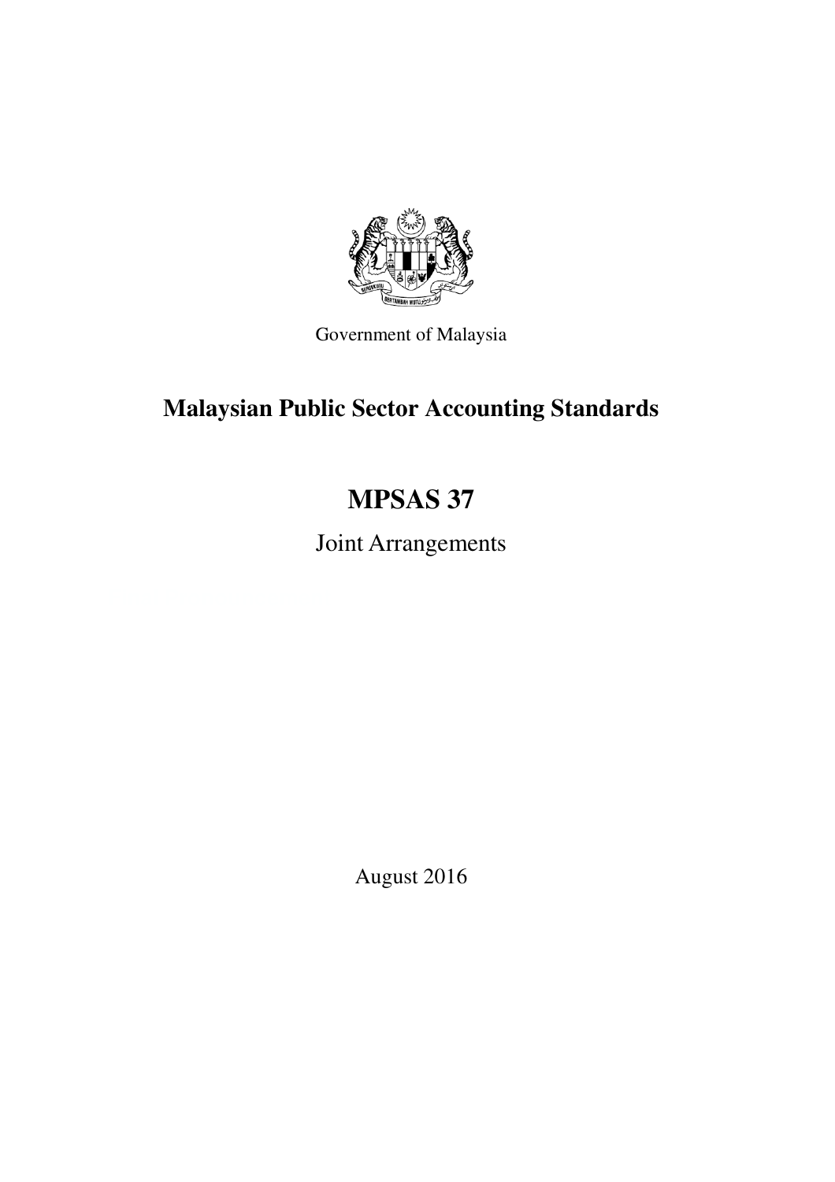Government of Malaysia

# Malaysian Public Sector Accounting Standards

# MPSAS 37

## Joint Arrangements

August 2016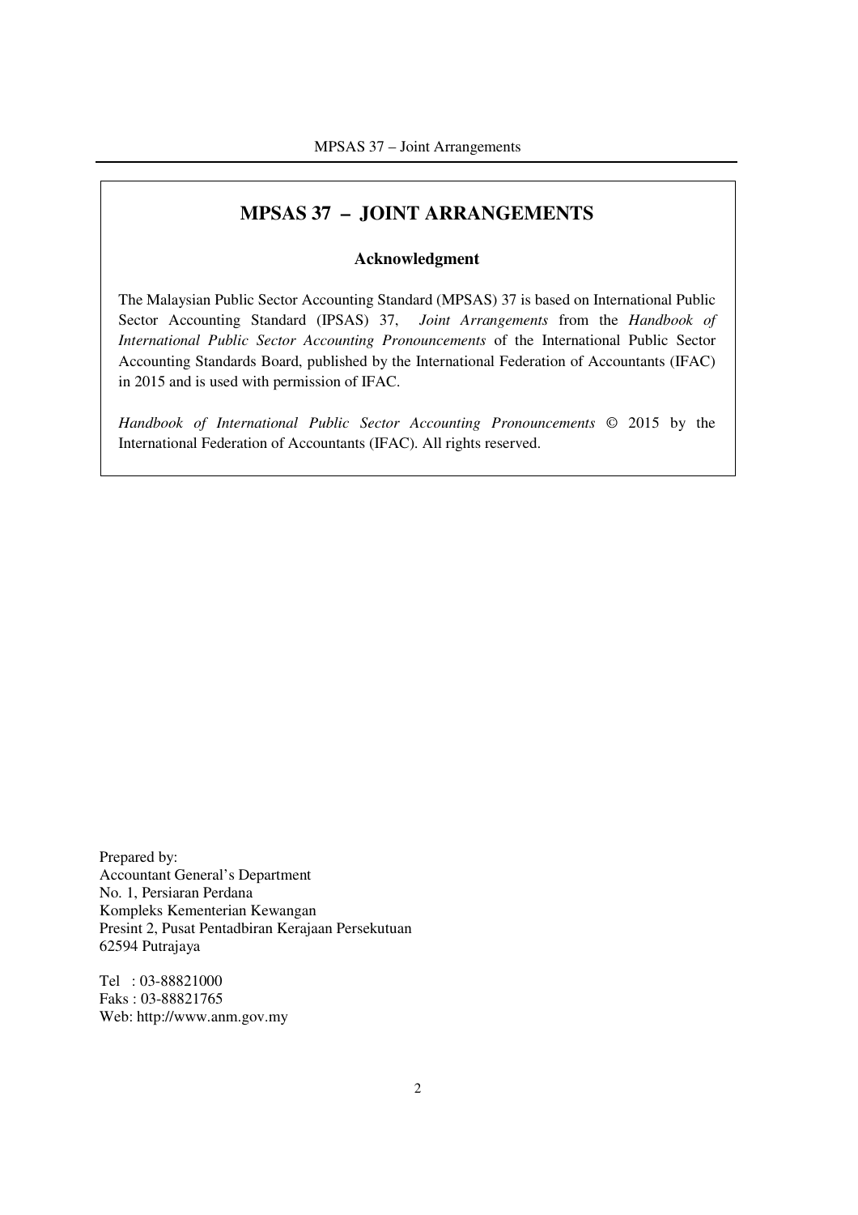# MPSAS 37 – JOINT ARRANGEMENTS

## Acknowledgment

The Malaysian Public Sector Accounting Standard (MPSAS) 37 is based on International Public Sector Accounting Standard (IPSAS) 37, *Joint Arrangements* from the *Handbook of International Public Sector Accounting Pronouncements* of the International Public Sector Accounting Standards Board, published by the International Federation of Accountants (IFAC) in 2015 and is used with permission of IFAC.

*Handbook of International Public Sector Accounting Pronouncements* © 2015 by the International Federation of Accountants (IFAC). All rights reserved.

Prepared by:
Accountant General's Department
No. 1, Persiaran Perdana
Kompleks Kementerian Kewangan
Presint 2, Pusat Pentadbiran Kerajaan Persekutuan
62594 Putrajaya

Tel : 03-88821000
Faks : 03-88821765
Web: http://www.anm.gov.my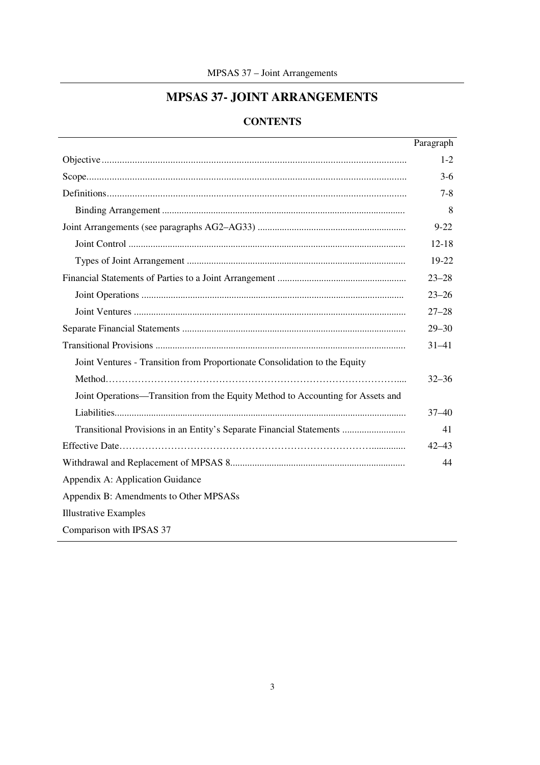# MPSAS 37- JOINT ARRANGEMENTS

## CONTENTS

| | Paragraph |
|---|---|
| Objective | 1-2 |
| Scope | 3-6 |
| Definitions | 7-8 |
| Binding Arrangement | 8 |
| Joint Arrangements (see paragraphs AG2–AG33) | 9-22 |
| Joint Control | 12-18 |
| Types of Joint Arrangement | 19-22 |
| Financial Statements of Parties to a Joint Arrangement | 23–28 |
| Joint Operations | 23–26 |
| Joint Ventures | 27–28 |
| Separate Financial Statements | 29–30 |
| Transitional Provisions | 31–41 |
| Joint Ventures - Transition from Proportionate Consolidation to the Equity Method | 32–36 |
| Joint Operations—Transition from the Equity Method to Accounting for Assets and Liabilities | 37–40 |
| Transitional Provisions in an Entity's Separate Financial Statements | 41 |
| Effective Date | 42–43 |
| Withdrawal and Replacement of MPSAS 8 | 44 |
| Appendix A: Application Guidance | |
| Appendix B: Amendments to Other MPSASs | |
| Illustrative Examples | |
| Comparison with IPSAS 37 | |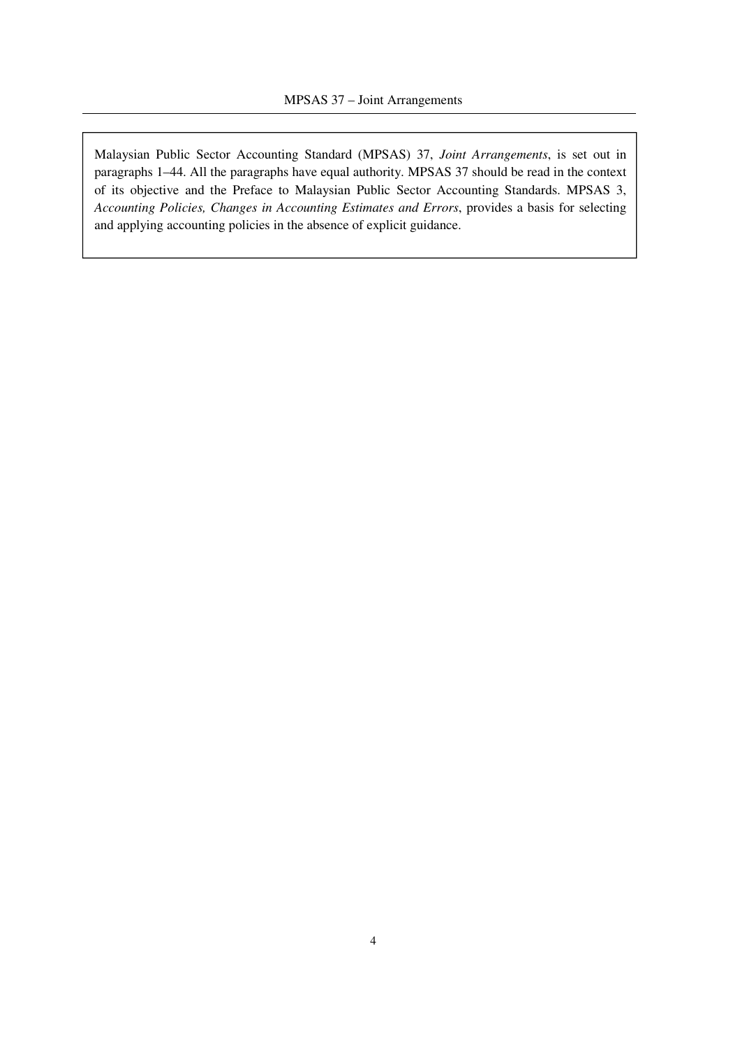Malaysian Public Sector Accounting Standard (MPSAS) 37, *Joint Arrangements*, is set out in paragraphs 1–44. All the paragraphs have equal authority. MPSAS 37 should be read in the context of its objective and the Preface to Malaysian Public Sector Accounting Standards. MPSAS 3, *Accounting Policies, Changes in Accounting Estimates and Errors*, provides a basis for selecting and applying accounting policies in the absence of explicit guidance.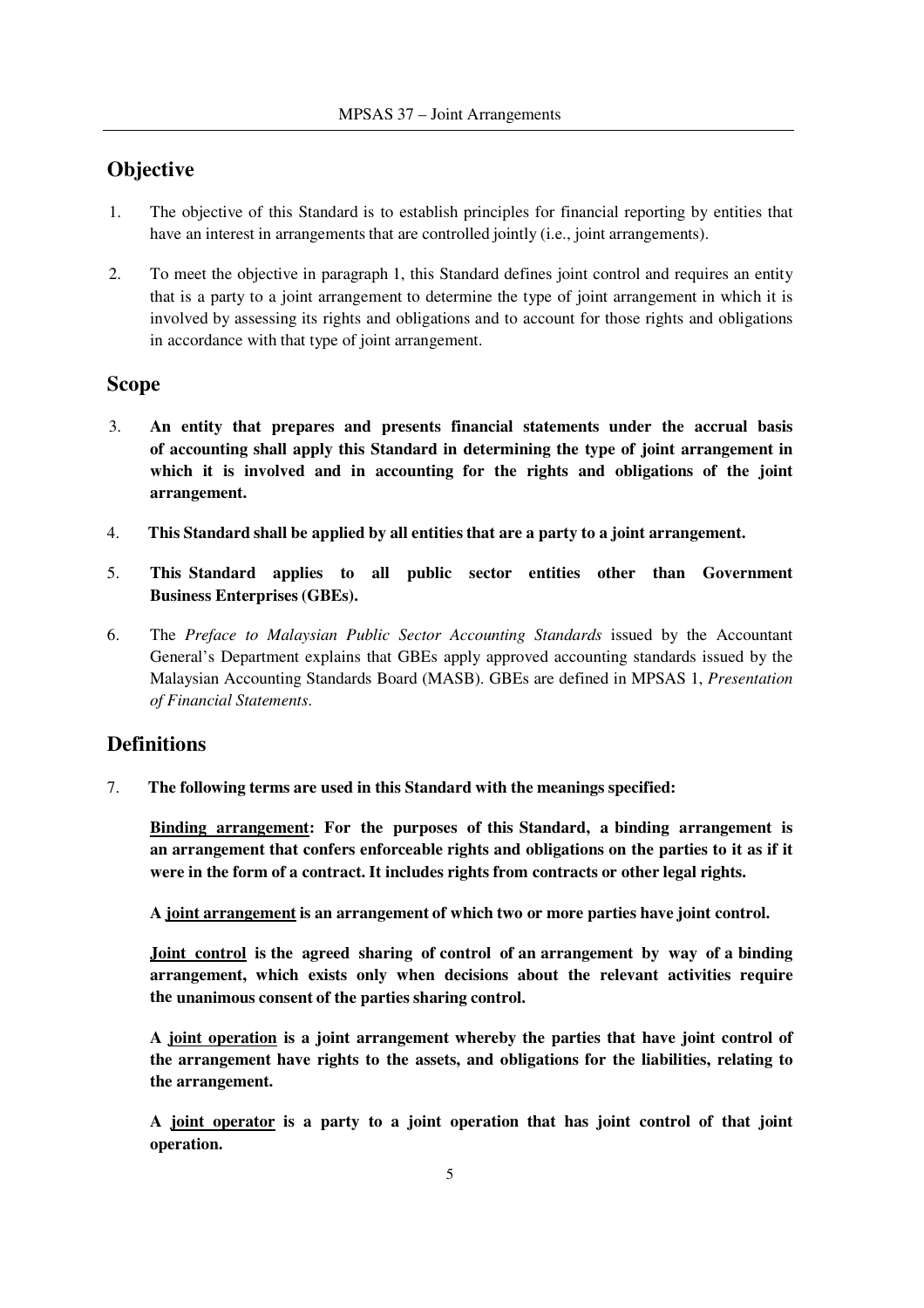## Objective

1. The objective of this Standard is to establish principles for financial reporting by entities that have an interest in arrangements that are controlled jointly (i.e., joint arrangements).

2. To meet the objective in paragraph 1, this Standard defines joint control and requires an entity that is a party to a joint arrangement to determine the type of joint arrangement in which it is involved by assessing its rights and obligations and to account for those rights and obligations in accordance with that type of joint arrangement.

## Scope

3. **An entity that prepares and presents financial statements under the accrual basis of accounting shall apply this Standard in determining the type of joint arrangement in which it is involved and in accounting for the rights and obligations of the joint arrangement.**

4. **This Standard shall be applied by all entities that are a party to a joint arrangement.**

5. **This Standard applies to all public sector entities other than Government Business Enterprises (GBEs).**

6. The *Preface to Malaysian Public Sector Accounting Standards* issued by the Accountant General's Department explains that GBEs apply approved accounting standards issued by the Malaysian Accounting Standards Board (MASB). GBEs are defined in MPSAS 1, *Presentation of Financial Statements*.

## Definitions

7. **The following terms are used in this Standard with the meanings specified:**

   **Binding arrangement: For the purposes of this Standard, a binding arrangement is an arrangement that confers enforceable rights and obligations on the parties to it as if it were in the form of a contract. It includes rights from contracts or other legal rights.**

   **A joint arrangement is an arrangement of which two or more parties have joint control.**

   **Joint control is the agreed sharing of control of an arrangement by way of a binding arrangement, which exists only when decisions about the relevant activities require the unanimous consent of the parties sharing control.**

   **A joint operation is a joint arrangement whereby the parties that have joint control of the arrangement have rights to the assets, and obligations for the liabilities, relating to the arrangement.**

   **A joint operator is a party to a joint operation that has joint control of that joint operation.**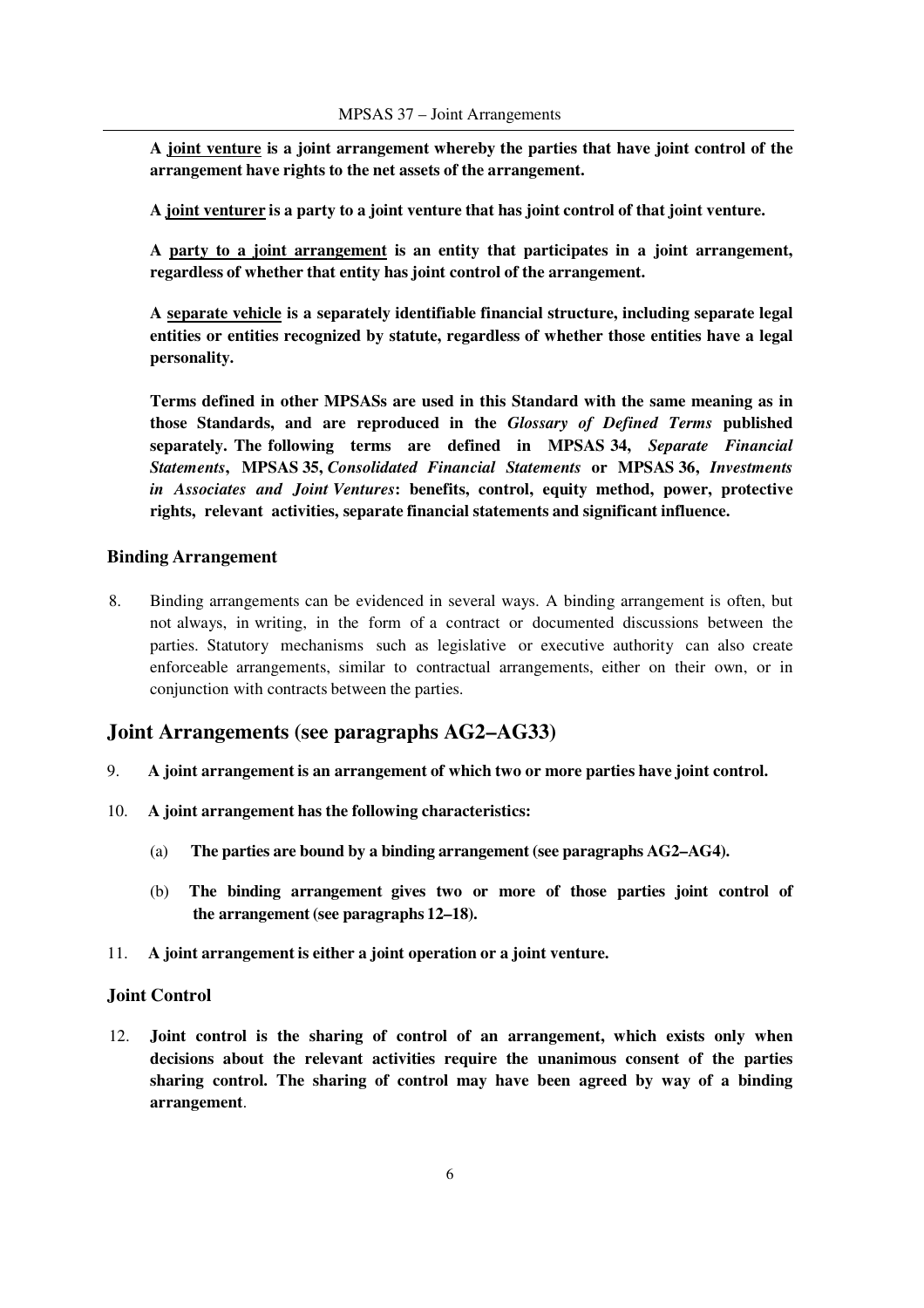**A <u>joint venture</u> is a joint arrangement whereby the parties that have joint control of the arrangement have rights to the net assets of the arrangement.**

**A <u>joint venturer</u> is a party to a joint venture that has joint control of that joint venture.**

**A <u>party to a joint arrangement</u> is an entity that participates in a joint arrangement, regardless of whether that entity has joint control of the arrangement.**

**A <u>separate vehicle</u> is a separately identifiable financial structure, including separate legal entities or entities recognized by statute, regardless of whether those entities have a legal personality.**

**Terms defined in other MPSASs are used in this Standard with the same meaning as in those Standards, and are reproduced in the *Glossary of Defined Terms* published separately. The following terms are defined in MPSAS 34, *Separate Financial Statements*, MPSAS 35, *Consolidated Financial Statements* or MPSAS 36, *Investments in Associates and Joint Ventures*: benefits, control, equity method, power, protective rights, relevant activities, separate financial statements and significant influence.**

### Binding Arrangement

8. Binding arrangements can be evidenced in several ways. A binding arrangement is often, but not always, in writing, in the form of a contract or documented discussions between the parties. Statutory mechanisms such as legislative or executive authority can also create enforceable arrangements, similar to contractual arrangements, either on their own, or in conjunction with contracts between the parties.

## Joint Arrangements (see paragraphs AG2–AG33)

9. **A joint arrangement is an arrangement of which two or more parties have joint control.**

10. **A joint arrangement has the following characteristics:**

    (a) **The parties are bound by a binding arrangement (see paragraphs AG2–AG4).**

    (b) **The binding arrangement gives two or more of those parties joint control of the arrangement (see paragraphs 12–18).**

11. **A joint arrangement is either a joint operation or a joint venture.**

### Joint Control

12. **Joint control is the sharing of control of an arrangement, which exists only when decisions about the relevant activities require the unanimous consent of the parties sharing control. The sharing of control may have been agreed by way of a binding arrangement**.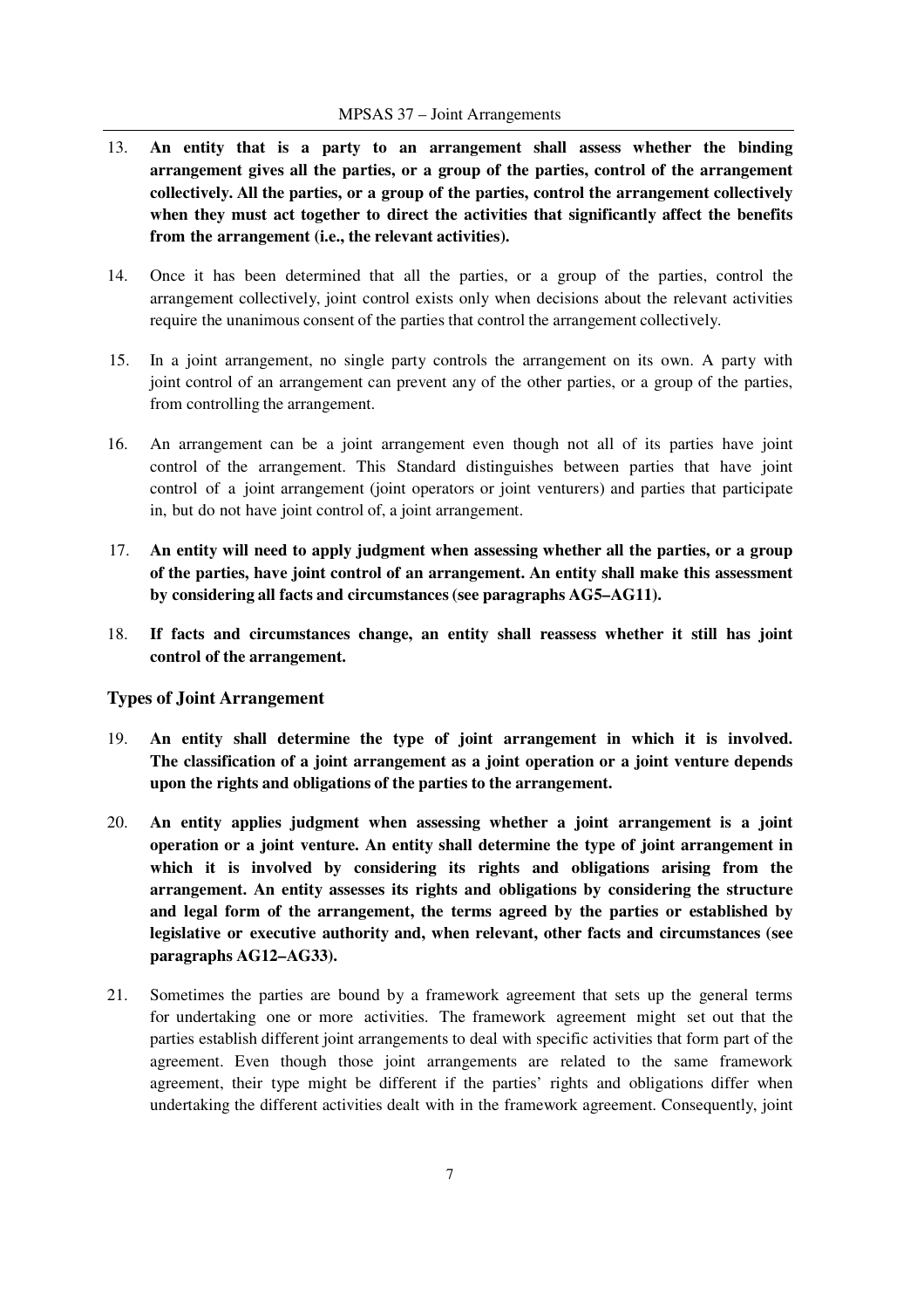13. **An entity that is a party to an arrangement shall assess whether the binding arrangement gives all the parties, or a group of the parties, control of the arrangement collectively. All the parties, or a group of the parties, control the arrangement collectively when they must act together to direct the activities that significantly affect the benefits from the arrangement (i.e., the relevant activities).**

14. Once it has been determined that all the parties, or a group of the parties, control the arrangement collectively, joint control exists only when decisions about the relevant activities require the unanimous consent of the parties that control the arrangement collectively.

15. In a joint arrangement, no single party controls the arrangement on its own. A party with joint control of an arrangement can prevent any of the other parties, or a group of the parties, from controlling the arrangement.

16. An arrangement can be a joint arrangement even though not all of its parties have joint control of the arrangement. This Standard distinguishes between parties that have joint control of a joint arrangement (joint operators or joint venturers) and parties that participate in, but do not have joint control of, a joint arrangement.

17. **An entity will need to apply judgment when assessing whether all the parties, or a group of the parties, have joint control of an arrangement. An entity shall make this assessment by considering all facts and circumstances (see paragraphs AG5–AG11).**

18. **If facts and circumstances change, an entity shall reassess whether it still has joint control of the arrangement.**

### Types of Joint Arrangement

19. **An entity shall determine the type of joint arrangement in which it is involved. The classification of a joint arrangement as a joint operation or a joint venture depends upon the rights and obligations of the parties to the arrangement.**

20. **An entity applies judgment when assessing whether a joint arrangement is a joint operation or a joint venture. An entity shall determine the type of joint arrangement in which it is involved by considering its rights and obligations arising from the arrangement. An entity assesses its rights and obligations by considering the structure and legal form of the arrangement, the terms agreed by the parties or established by legislative or executive authority and, when relevant, other facts and circumstances (see paragraphs AG12–AG33).**

21. Sometimes the parties are bound by a framework agreement that sets up the general terms for undertaking one or more activities. The framework agreement might set out that the parties establish different joint arrangements to deal with specific activities that form part of the agreement. Even though those joint arrangements are related to the same framework agreement, their type might be different if the parties' rights and obligations differ when undertaking the different activities dealt with in the framework agreement. Consequently, joint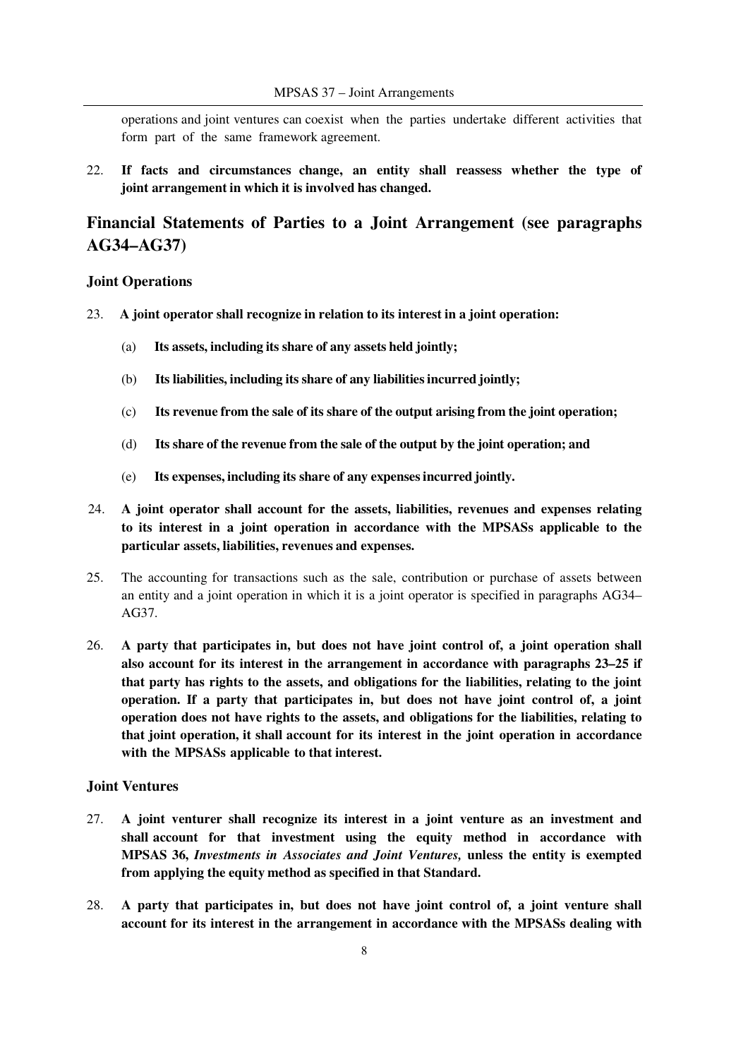operations and joint ventures can coexist when the parties undertake different activities that form part of the same framework agreement.

22. **If facts and circumstances change, an entity shall reassess whether the type of joint arrangement in which it is involved has changed.**

## Financial Statements of Parties to a Joint Arrangement (see paragraphs AG34–AG37)

### Joint Operations

23. **A joint operator shall recognize in relation to its interest in a joint operation:**

    (a) **Its assets, including its share of any assets held jointly;**

    (b) **Its liabilities, including its share of any liabilities incurred jointly;**

    (c) **Its revenue from the sale of its share of the output arising from the joint operation;**

    (d) **Its share of the revenue from the sale of the output by the joint operation; and**

    (e) **Its expenses, including its share of any expenses incurred jointly.**

24. **A joint operator shall account for the assets, liabilities, revenues and expenses relating to its interest in a joint operation in accordance with the MPSASs applicable to the particular assets, liabilities, revenues and expenses.**

25. The accounting for transactions such as the sale, contribution or purchase of assets between an entity and a joint operation in which it is a joint operator is specified in paragraphs AG34–AG37.

26. **A party that participates in, but does not have joint control of, a joint operation shall also account for its interest in the arrangement in accordance with paragraphs 23–25 if that party has rights to the assets, and obligations for the liabilities, relating to the joint operation. If a party that participates in, but does not have joint control of, a joint operation does not have rights to the assets, and obligations for the liabilities, relating to that joint operation, it shall account for its interest in the joint operation in accordance with the MPSASs applicable to that interest.**

### Joint Ventures

27. **A joint venturer shall recognize its interest in a joint venture as an investment and shall account for that investment using the equity method in accordance with MPSAS 36, *Investments in Associates and Joint Ventures,* unless the entity is exempted from applying the equity method as specified in that Standard.**

28. **A party that participates in, but does not have joint control of, a joint venture shall account for its interest in the arrangement in accordance with the MPSASs dealing with**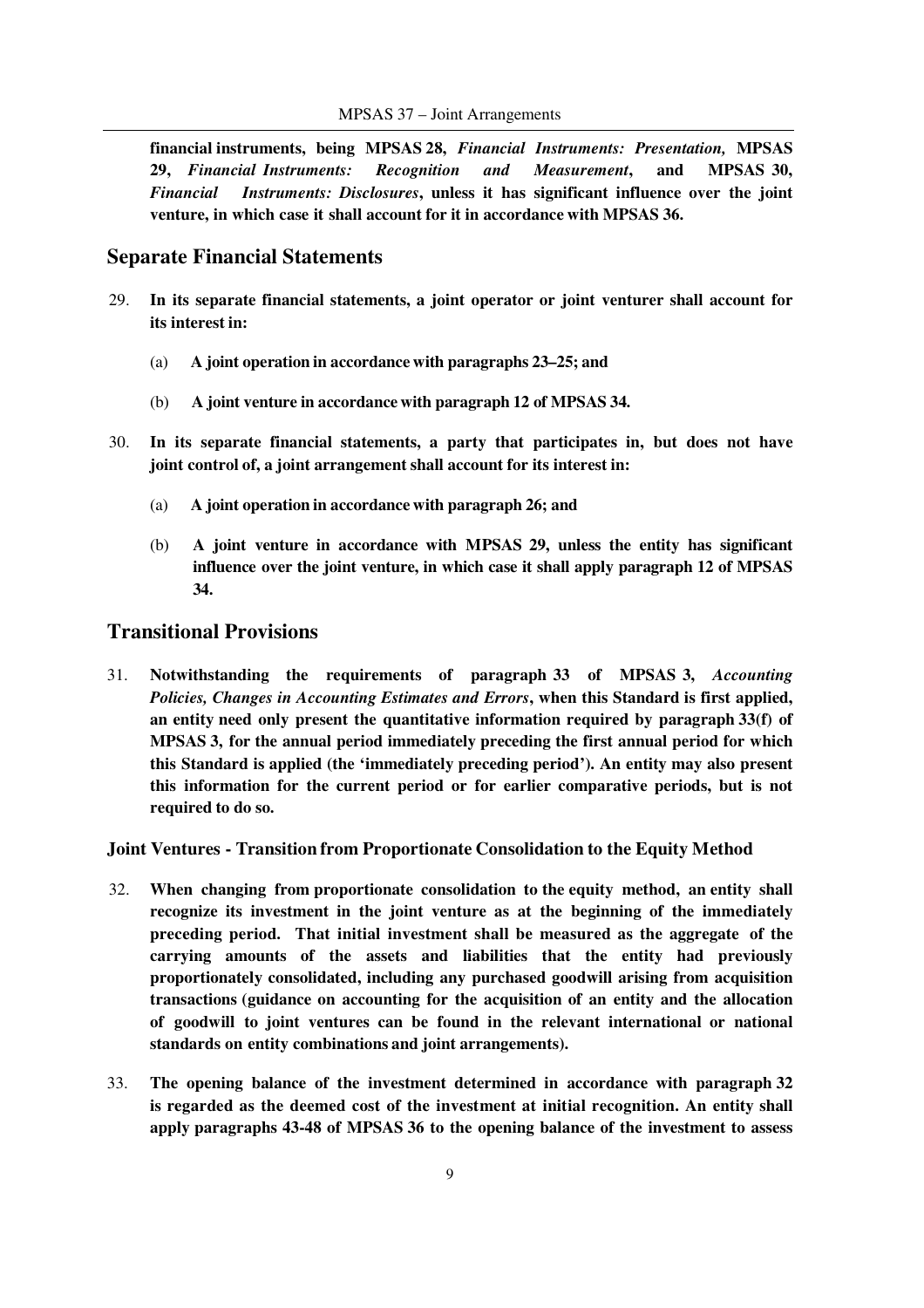**financial instruments, being MPSAS 28, *Financial Instruments: Presentation,* MPSAS 29, *Financial Instruments: Recognition and Measurement*, and MPSAS 30, *Financial Instruments: Disclosures*, unless it has significant influence over the joint venture, in which case it shall account for it in accordance with MPSAS 36.**

## Separate Financial Statements

29. **In its separate financial statements, a joint operator or joint venturer shall account for its interest in:**

    (a) **A joint operation in accordance with paragraphs 23–25; and**

    (b) **A joint venture in accordance with paragraph 12 of MPSAS 34.**

30. **In its separate financial statements, a party that participates in, but does not have joint control of, a joint arrangement shall account for its interest in:**

    (a) **A joint operation in accordance with paragraph 26; and**

    (b) **A joint venture in accordance with MPSAS 29, unless the entity has significant influence over the joint venture, in which case it shall apply paragraph 12 of MPSAS 34.**

## Transitional Provisions

31. **Notwithstanding the requirements of paragraph 33 of MPSAS 3, *Accounting Policies, Changes in Accounting Estimates and Errors*, when this Standard is first applied, an entity need only present the quantitative information required by paragraph 33(f) of MPSAS 3, for the annual period immediately preceding the first annual period for which this Standard is applied (the 'immediately preceding period'). An entity may also present this information for the current period or for earlier comparative periods, but is not required to do so.**

### Joint Ventures - Transition from Proportionate Consolidation to the Equity Method

32. **When changing from proportionate consolidation to the equity method, an entity shall recognize its investment in the joint venture as at the beginning of the immediately preceding period. That initial investment shall be measured as the aggregate of the carrying amounts of the assets and liabilities that the entity had previously proportionately consolidated, including any purchased goodwill arising from acquisition transactions (guidance on accounting for the acquisition of an entity and the allocation of goodwill to joint ventures can be found in the relevant international or national standards on entity combinations and joint arrangements).**

33. **The opening balance of the investment determined in accordance with paragraph 32 is regarded as the deemed cost of the investment at initial recognition. An entity shall apply paragraphs 43-48 of MPSAS 36 to the opening balance of the investment to assess**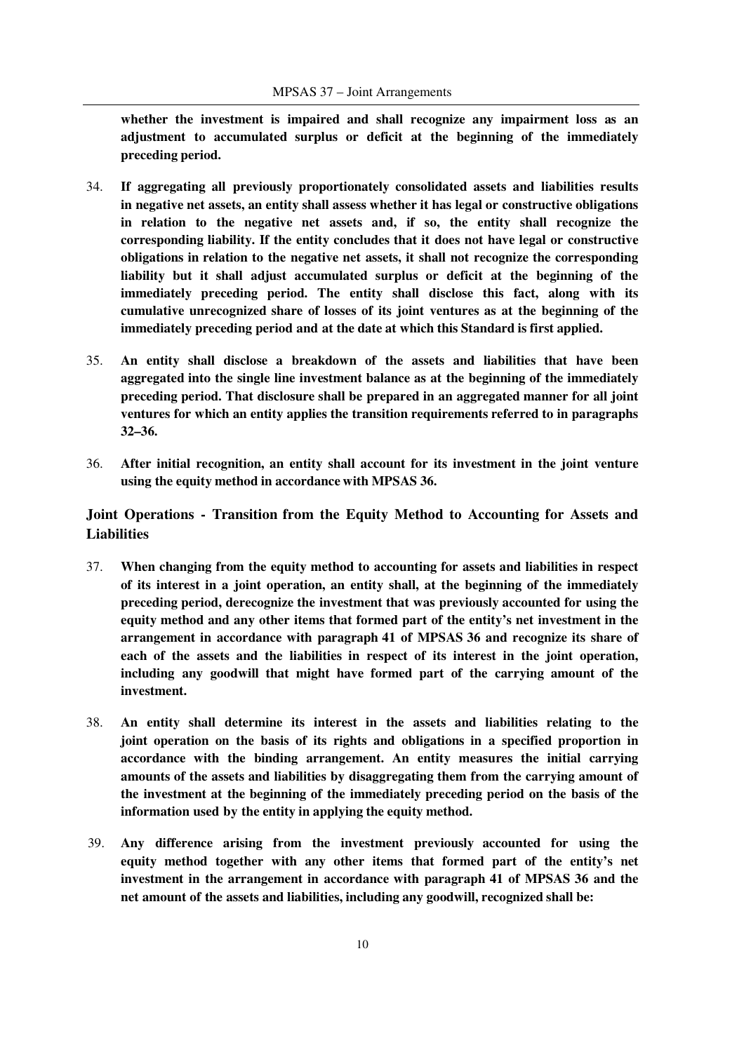**whether the investment is impaired and shall recognize any impairment loss as an adjustment to accumulated surplus or deficit at the beginning of the immediately preceding period.**

34. **If aggregating all previously proportionately consolidated assets and liabilities results in negative net assets, an entity shall assess whether it has legal or constructive obligations in relation to the negative net assets and, if so, the entity shall recognize the corresponding liability. If the entity concludes that it does not have legal or constructive obligations in relation to the negative net assets, it shall not recognize the corresponding liability but it shall adjust accumulated surplus or deficit at the beginning of the immediately preceding period. The entity shall disclose this fact, along with its cumulative unrecognized share of losses of its joint ventures as at the beginning of the immediately preceding period and at the date at which this Standard is first applied.**

35. **An entity shall disclose a breakdown of the assets and liabilities that have been aggregated into the single line investment balance as at the beginning of the immediately preceding period. That disclosure shall be prepared in an aggregated manner for all joint ventures for which an entity applies the transition requirements referred to in paragraphs 32–36.**

36. **After initial recognition, an entity shall account for its investment in the joint venture using the equity method in accordance with MPSAS 36.**

## Joint Operations - Transition from the Equity Method to Accounting for Assets and Liabilities

37. **When changing from the equity method to accounting for assets and liabilities in respect of its interest in a joint operation, an entity shall, at the beginning of the immediately preceding period, derecognize the investment that was previously accounted for using the equity method and any other items that formed part of the entity's net investment in the arrangement in accordance with paragraph 41 of MPSAS 36 and recognize its share of each of the assets and the liabilities in respect of its interest in the joint operation, including any goodwill that might have formed part of the carrying amount of the investment.**

38. **An entity shall determine its interest in the assets and liabilities relating to the joint operation on the basis of its rights and obligations in a specified proportion in accordance with the binding arrangement. An entity measures the initial carrying amounts of the assets and liabilities by disaggregating them from the carrying amount of the investment at the beginning of the immediately preceding period on the basis of the information used by the entity in applying the equity method.**

39. **Any difference arising from the investment previously accounted for using the equity method together with any other items that formed part of the entity's net investment in the arrangement in accordance with paragraph 41 of MPSAS 36 and the net amount of the assets and liabilities, including any goodwill, recognized shall be:**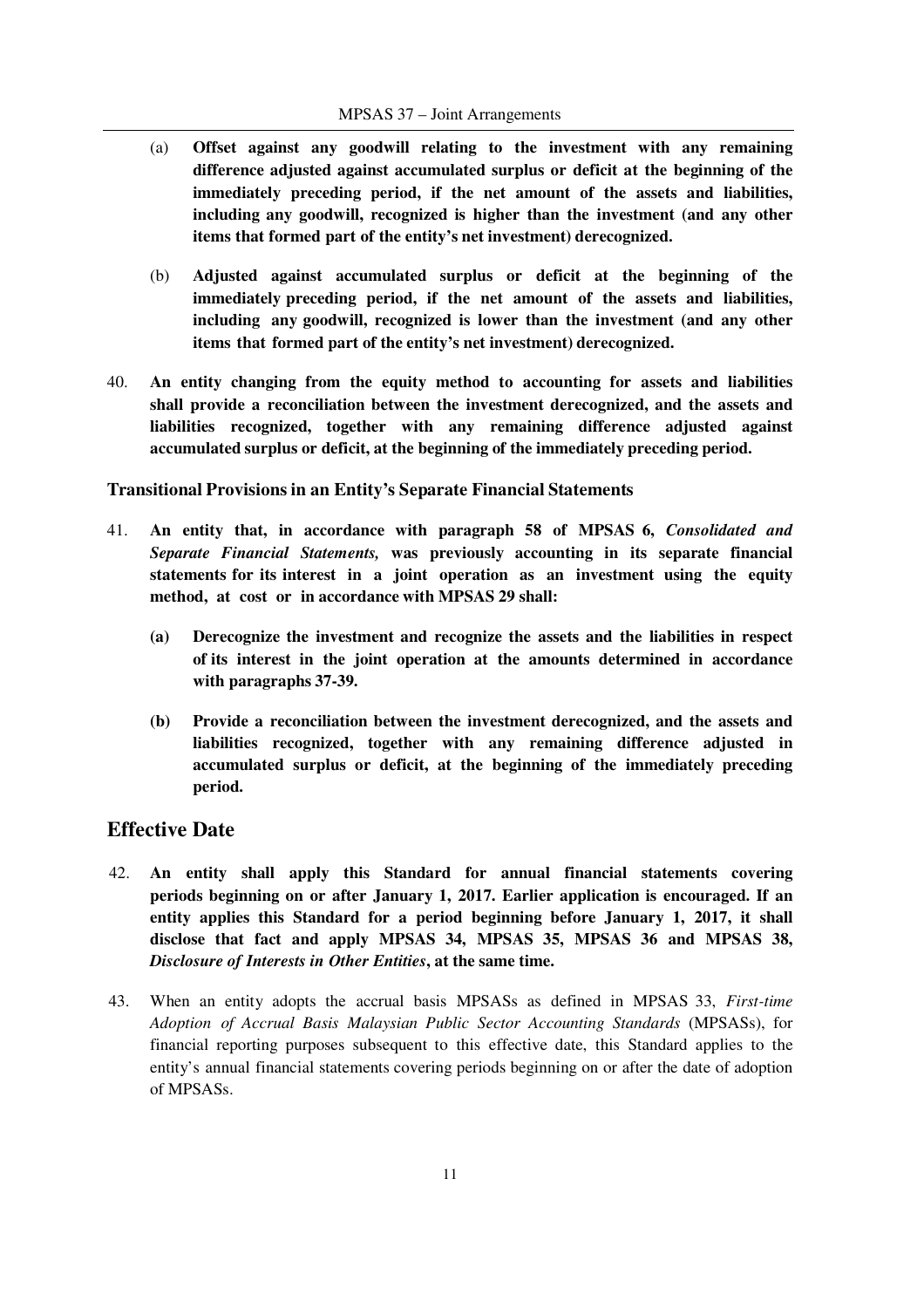(a) **Offset against any goodwill relating to the investment with any remaining difference adjusted against accumulated surplus or deficit at the beginning of the immediately preceding period, if the net amount of the assets and liabilities, including any goodwill, recognized is higher than the investment (and any other items that formed part of the entity's net investment) derecognized.**

(b) **Adjusted against accumulated surplus or deficit at the beginning of the immediately preceding period, if the net amount of the assets and liabilities, including any goodwill, recognized is lower than the investment (and any other items that formed part of the entity's net investment) derecognized.**

40. **An entity changing from the equity method to accounting for assets and liabilities shall provide a reconciliation between the investment derecognized, and the assets and liabilities recognized, together with any remaining difference adjusted against accumulated surplus or deficit, at the beginning of the immediately preceding period.**

### Transitional Provisions in an Entity's Separate Financial Statements

41. **An entity that, in accordance with paragraph 58 of MPSAS 6,** ***Consolidated and Separate Financial Statements,*** **was previously accounting in its separate financial statements for its interest in a joint operation as an investment using the equity method, at cost or in accordance with MPSAS 29 shall:**

    **(a) Derecognize the investment and recognize the assets and the liabilities in respect of its interest in the joint operation at the amounts determined in accordance with paragraphs 37-39.**

    **(b) Provide a reconciliation between the investment derecognized, and the assets and liabilities recognized, together with any remaining difference adjusted in accumulated surplus or deficit, at the beginning of the immediately preceding period.**

## Effective Date

42. **An entity shall apply this Standard for annual financial statements covering periods beginning on or after January 1, 2017. Earlier application is encouraged. If an entity applies this Standard for a period beginning before January 1, 2017, it shall disclose that fact and apply MPSAS 34, MPSAS 35, MPSAS 36 and MPSAS 38,** ***Disclosure of Interests in Other Entities*****, at the same time.**

43. When an entity adopts the accrual basis MPSASs as defined in MPSAS 33, *First-time Adoption of Accrual Basis Malaysian Public Sector Accounting Standards* (MPSASs), for financial reporting purposes subsequent to this effective date, this Standard applies to the entity's annual financial statements covering periods beginning on or after the date of adoption of MPSASs.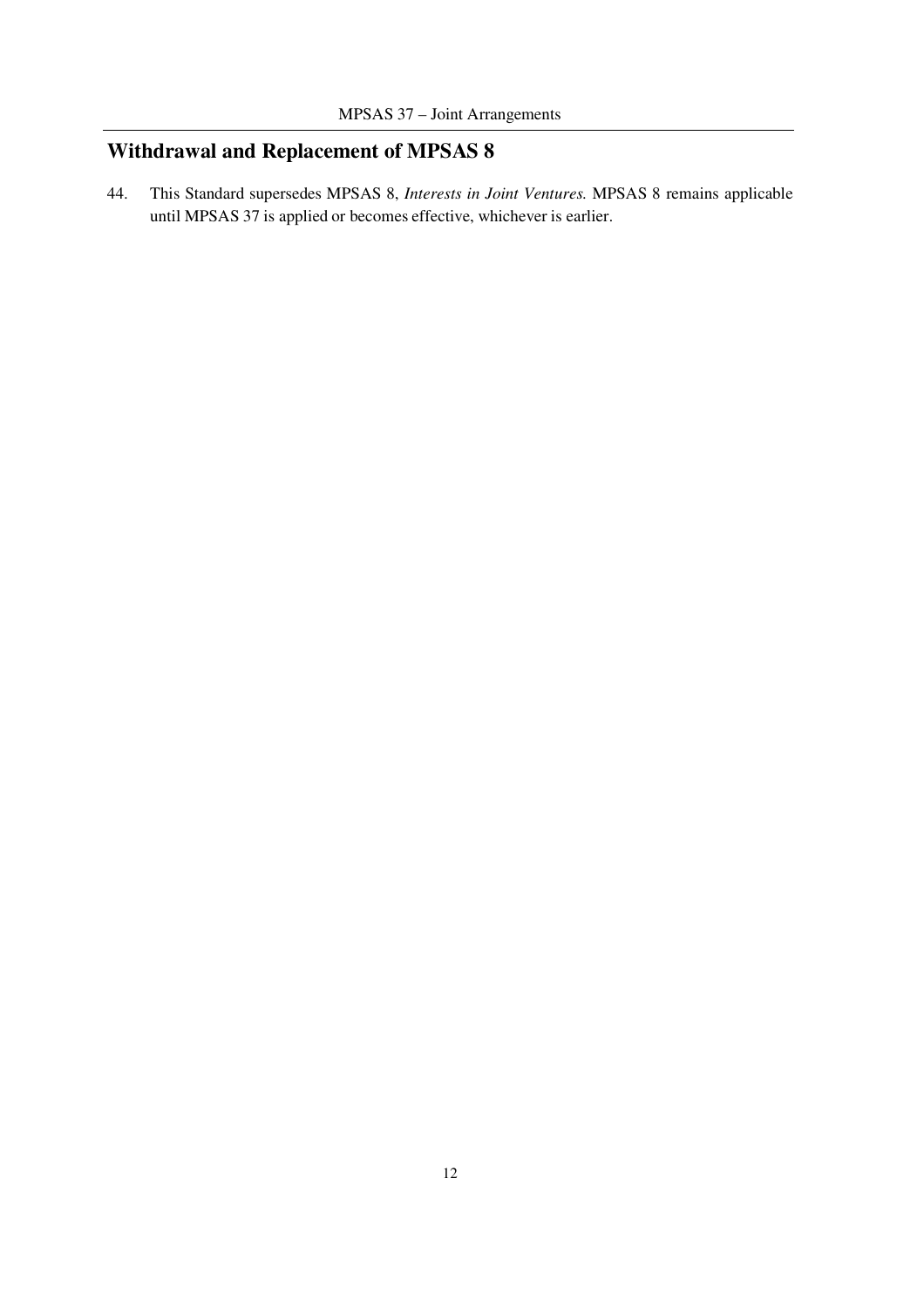## Withdrawal and Replacement of MPSAS 8

44. This Standard supersedes MPSAS 8, *Interests in Joint Ventures.* MPSAS 8 remains applicable until MPSAS 37 is applied or becomes effective, whichever is earlier.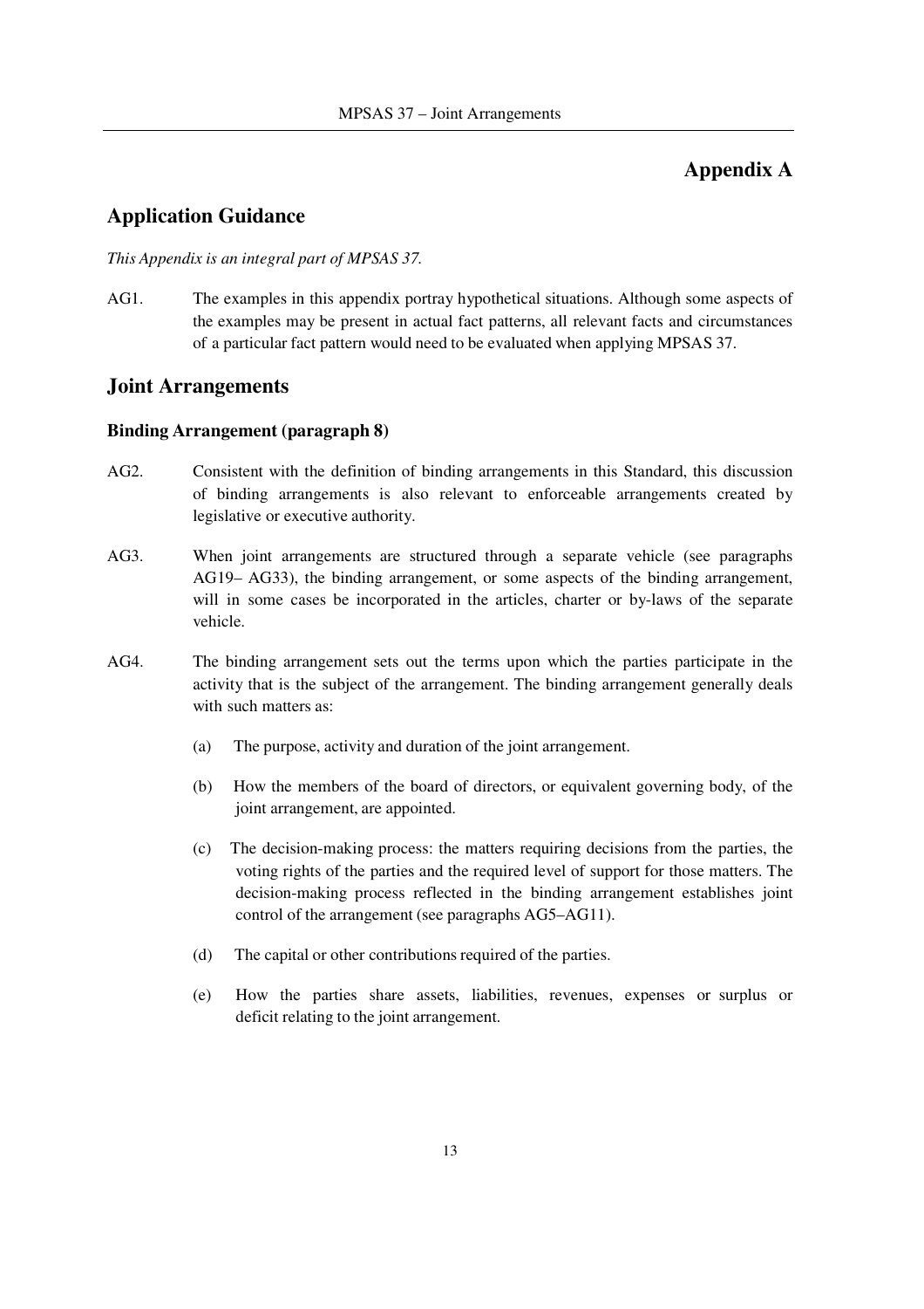# Appendix A

## Application Guidance

*This Appendix is an integral part of MPSAS 37.*

AG1. The examples in this appendix portray hypothetical situations. Although some aspects of the examples may be present in actual fact patterns, all relevant facts and circumstances of a particular fact pattern would need to be evaluated when applying MPSAS 37.

## Joint Arrangements

### Binding Arrangement (paragraph 8)

AG2. Consistent with the definition of binding arrangements in this Standard, this discussion of binding arrangements is also relevant to enforceable arrangements created by legislative or executive authority.

AG3. When joint arrangements are structured through a separate vehicle (see paragraphs AG19– AG33), the binding arrangement, or some aspects of the binding arrangement, will in some cases be incorporated in the articles, charter or by-laws of the separate vehicle.

AG4. The binding arrangement sets out the terms upon which the parties participate in the activity that is the subject of the arrangement. The binding arrangement generally deals with such matters as:

(a) The purpose, activity and duration of the joint arrangement.

(b) How the members of the board of directors, or equivalent governing body, of the joint arrangement, are appointed.

(c) The decision-making process: the matters requiring decisions from the parties, the voting rights of the parties and the required level of support for those matters. The decision-making process reflected in the binding arrangement establishes joint control of the arrangement (see paragraphs AG5–AG11).

(d) The capital or other contributions required of the parties.

(e) How the parties share assets, liabilities, revenues, expenses or surplus or deficit relating to the joint arrangement.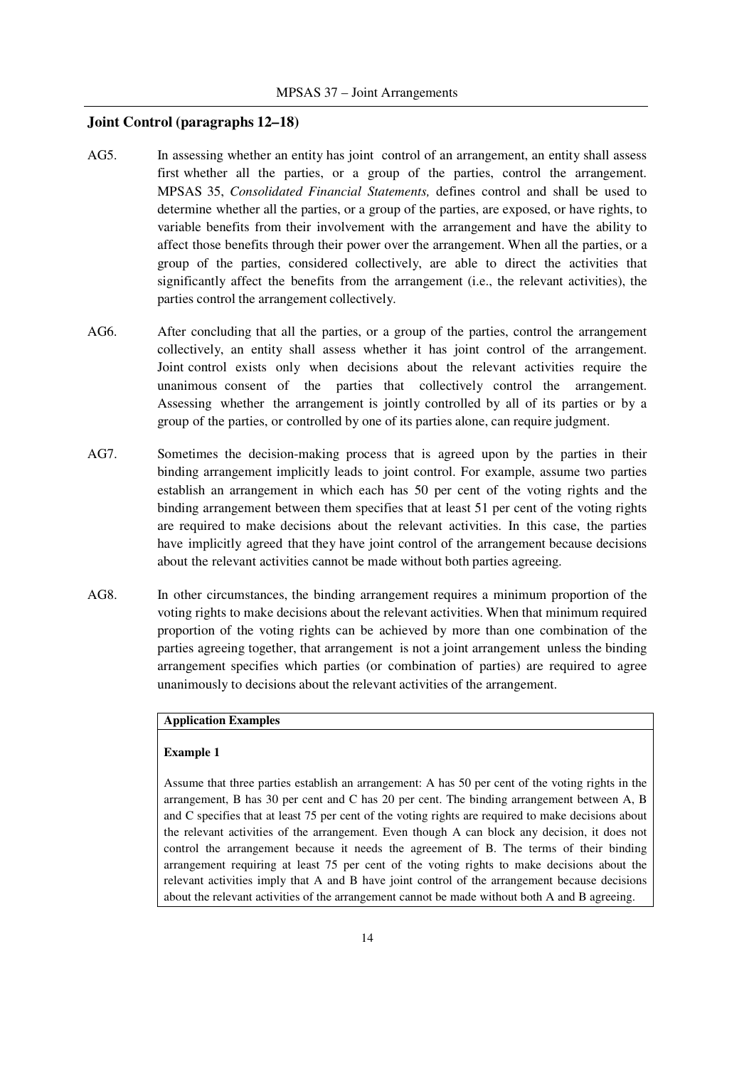## Joint Control (paragraphs 12–18)

AG5. In assessing whether an entity has joint control of an arrangement, an entity shall assess first whether all the parties, or a group of the parties, control the arrangement. MPSAS 35, *Consolidated Financial Statements,* defines control and shall be used to determine whether all the parties, or a group of the parties, are exposed, or have rights, to variable benefits from their involvement with the arrangement and have the ability to affect those benefits through their power over the arrangement. When all the parties, or a group of the parties, considered collectively, are able to direct the activities that significantly affect the benefits from the arrangement (i.e., the relevant activities), the parties control the arrangement collectively.

AG6. After concluding that all the parties, or a group of the parties, control the arrangement collectively, an entity shall assess whether it has joint control of the arrangement. Joint control exists only when decisions about the relevant activities require the unanimous consent of the parties that collectively control the arrangement. Assessing whether the arrangement is jointly controlled by all of its parties or by a group of the parties, or controlled by one of its parties alone, can require judgment.

AG7. Sometimes the decision-making process that is agreed upon by the parties in their binding arrangement implicitly leads to joint control. For example, assume two parties establish an arrangement in which each has 50 per cent of the voting rights and the binding arrangement between them specifies that at least 51 per cent of the voting rights are required to make decisions about the relevant activities. In this case, the parties have implicitly agreed that they have joint control of the arrangement because decisions about the relevant activities cannot be made without both parties agreeing.

AG8. In other circumstances, the binding arrangement requires a minimum proportion of the voting rights to make decisions about the relevant activities. When that minimum required proportion of the voting rights can be achieved by more than one combination of the parties agreeing together, that arrangement is not a joint arrangement unless the binding arrangement specifies which parties (or combination of parties) are required to agree unanimously to decisions about the relevant activities of the arrangement.

**Application Examples**

**Example 1**

Assume that three parties establish an arrangement: A has 50 per cent of the voting rights in the arrangement, B has 30 per cent and C has 20 per cent. The binding arrangement between A, B and C specifies that at least 75 per cent of the voting rights are required to make decisions about the relevant activities of the arrangement. Even though A can block any decision, it does not control the arrangement because it needs the agreement of B. The terms of their binding arrangement requiring at least 75 per cent of the voting rights to make decisions about the relevant activities imply that A and B have joint control of the arrangement because decisions about the relevant activities of the arrangement cannot be made without both A and B agreeing.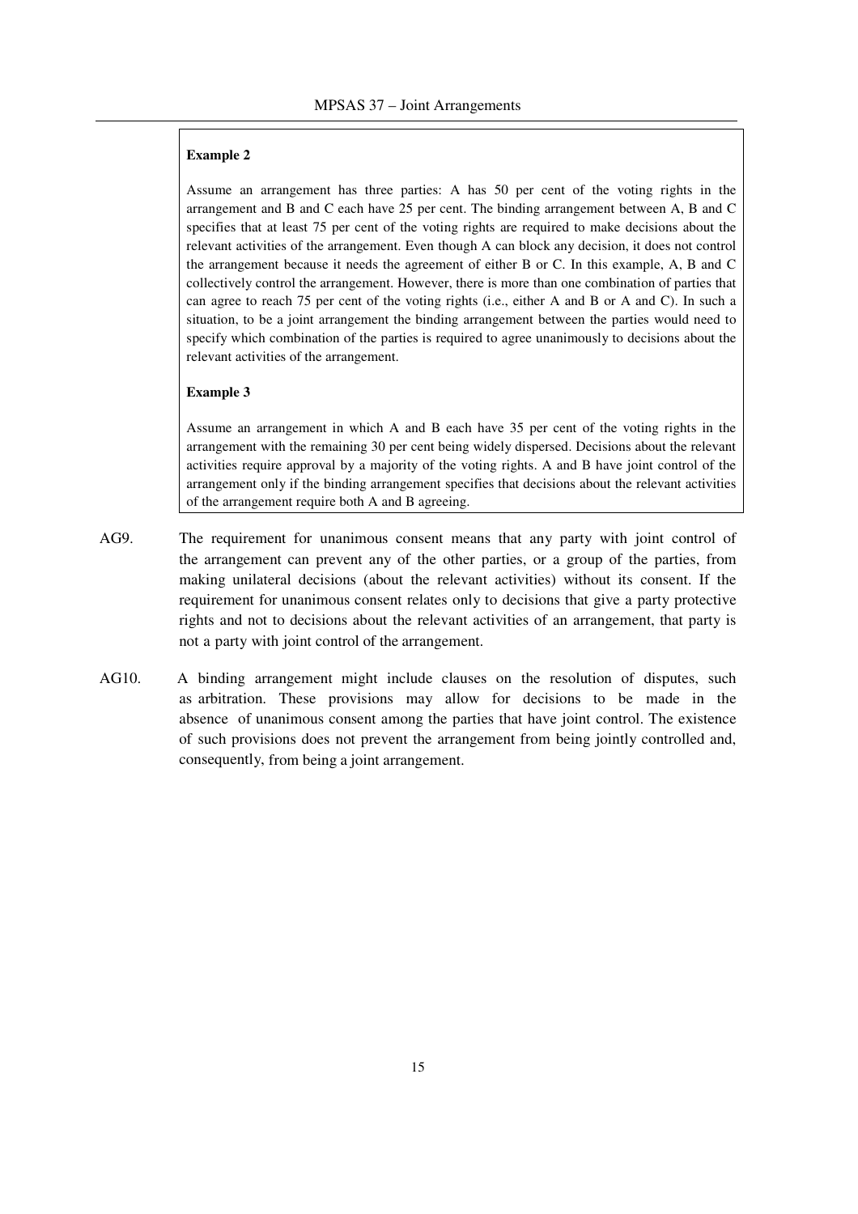**Example 2**

Assume an arrangement has three parties: A has 50 per cent of the voting rights in the arrangement and B and C each have 25 per cent. The binding arrangement between A, B and C specifies that at least 75 per cent of the voting rights are required to make decisions about the relevant activities of the arrangement. Even though A can block any decision, it does not control the arrangement because it needs the agreement of either B or C. In this example, A, B and C collectively control the arrangement. However, there is more than one combination of parties that can agree to reach 75 per cent of the voting rights (i.e., either A and B or A and C). In such a situation, to be a joint arrangement the binding arrangement between the parties would need to specify which combination of the parties is required to agree unanimously to decisions about the relevant activities of the arrangement.

**Example 3**

Assume an arrangement in which A and B each have 35 per cent of the voting rights in the arrangement with the remaining 30 per cent being widely dispersed. Decisions about the relevant activities require approval by a majority of the voting rights. A and B have joint control of the arrangement only if the binding arrangement specifies that decisions about the relevant activities of the arrangement require both A and B agreeing.

AG9. The requirement for unanimous consent means that any party with joint control of the arrangement can prevent any of the other parties, or a group of the parties, from making unilateral decisions (about the relevant activities) without its consent. If the requirement for unanimous consent relates only to decisions that give a party protective rights and not to decisions about the relevant activities of an arrangement, that party is not a party with joint control of the arrangement.

AG10. A binding arrangement might include clauses on the resolution of disputes, such as arbitration. These provisions may allow for decisions to be made in the absence of unanimous consent among the parties that have joint control. The existence of such provisions does not prevent the arrangement from being jointly controlled and, consequently, from being a joint arrangement.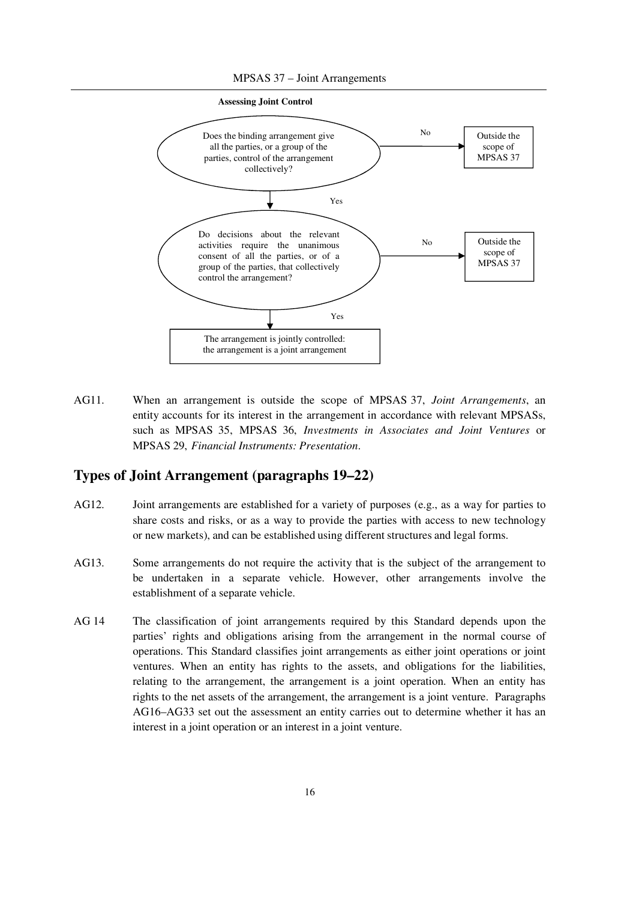**Assessing Joint Control**

Does the binding arrangement give all the parties, or a group of the parties, control of the arrangement collectively?

- No → Outside the scope of MPSAS 37
- Yes ↓

Do decisions about the relevant activities require the unanimous consent of all the parties, or of a group of the parties, that collectively control the arrangement?

- No → Outside the scope of MPSAS 37
- Yes ↓

The arrangement is jointly controlled: the arrangement is a joint arrangement

AG11. When an arrangement is outside the scope of MPSAS 37, *Joint Arrangements*, an entity accounts for its interest in the arrangement in accordance with relevant MPSASs, such as MPSAS 35, MPSAS 36, *Investments in Associates and Joint Ventures* or MPSAS 29, *Financial Instruments: Presentation*.

## Types of Joint Arrangement (paragraphs 19–22)

AG12. Joint arrangements are established for a variety of purposes (e.g., as a way for parties to share costs and risks, or as a way to provide the parties with access to new technology or new markets), and can be established using different structures and legal forms.

AG13. Some arrangements do not require the activity that is the subject of the arrangement to be undertaken in a separate vehicle. However, other arrangements involve the establishment of a separate vehicle.

AG 14 The classification of joint arrangements required by this Standard depends upon the parties' rights and obligations arising from the arrangement in the normal course of operations. This Standard classifies joint arrangements as either joint operations or joint ventures. When an entity has rights to the assets, and obligations for the liabilities, relating to the arrangement, the arrangement is a joint operation. When an entity has rights to the net assets of the arrangement, the arrangement is a joint venture. Paragraphs AG16–AG33 set out the assessment an entity carries out to determine whether it has an interest in a joint operation or an interest in a joint venture.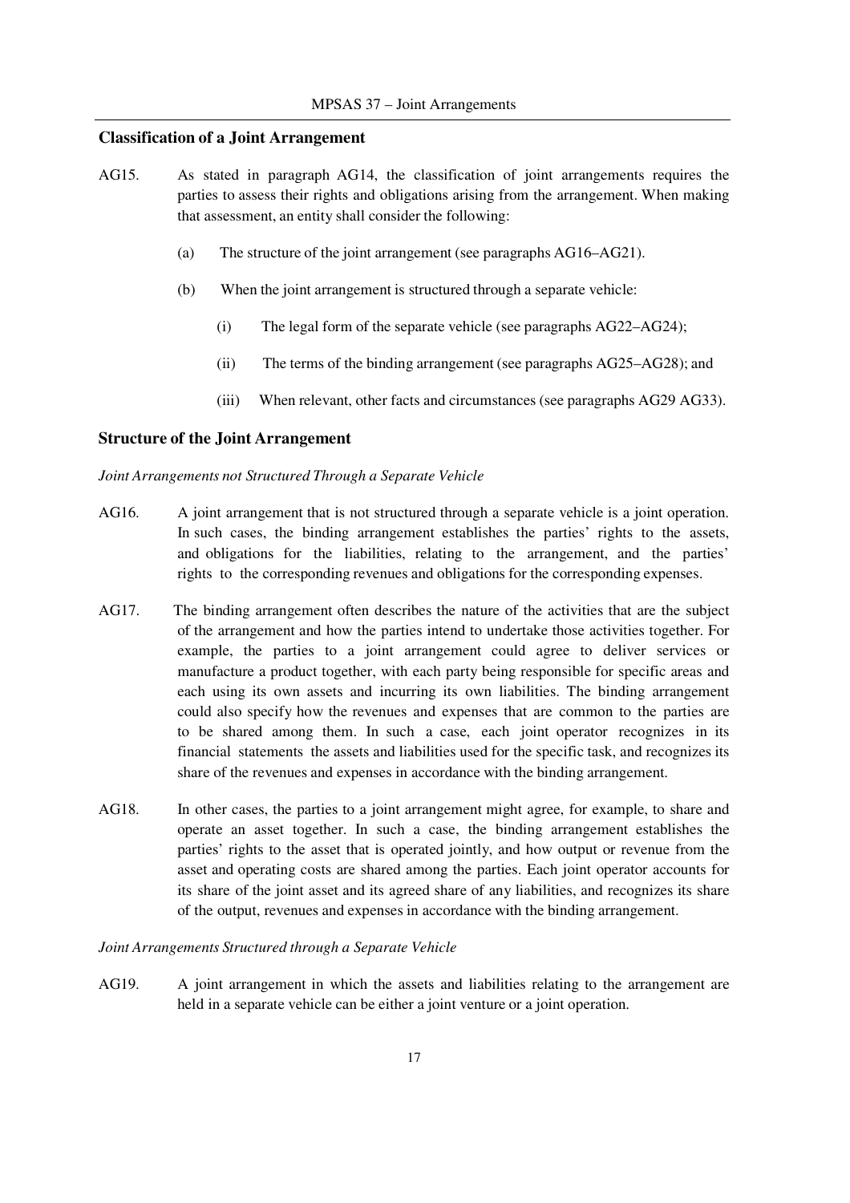### Classification of a Joint Arrangement

AG15. As stated in paragraph AG14, the classification of joint arrangements requires the parties to assess their rights and obligations arising from the arrangement. When making that assessment, an entity shall consider the following:

(a) The structure of the joint arrangement (see paragraphs AG16–AG21).

(b) When the joint arrangement is structured through a separate vehicle:

(i) The legal form of the separate vehicle (see paragraphs AG22–AG24);

(ii) The terms of the binding arrangement (see paragraphs AG25–AG28); and

(iii) When relevant, other facts and circumstances (see paragraphs AG29 AG33).

### Structure of the Joint Arrangement

*Joint Arrangements not Structured Through a Separate Vehicle*

AG16. A joint arrangement that is not structured through a separate vehicle is a joint operation. In such cases, the binding arrangement establishes the parties' rights to the assets, and obligations for the liabilities, relating to the arrangement, and the parties' rights to the corresponding revenues and obligations for the corresponding expenses.

AG17. The binding arrangement often describes the nature of the activities that are the subject of the arrangement and how the parties intend to undertake those activities together. For example, the parties to a joint arrangement could agree to deliver services or manufacture a product together, with each party being responsible for specific areas and each using its own assets and incurring its own liabilities. The binding arrangement could also specify how the revenues and expenses that are common to the parties are to be shared among them. In such a case, each joint operator recognizes in its financial statements the assets and liabilities used for the specific task, and recognizes its share of the revenues and expenses in accordance with the binding arrangement.

AG18. In other cases, the parties to a joint arrangement might agree, for example, to share and operate an asset together. In such a case, the binding arrangement establishes the parties' rights to the asset that is operated jointly, and how output or revenue from the asset and operating costs are shared among the parties. Each joint operator accounts for its share of the joint asset and its agreed share of any liabilities, and recognizes its share of the output, revenues and expenses in accordance with the binding arrangement.

*Joint Arrangements Structured through a Separate Vehicle*

AG19. A joint arrangement in which the assets and liabilities relating to the arrangement are held in a separate vehicle can be either a joint venture or a joint operation.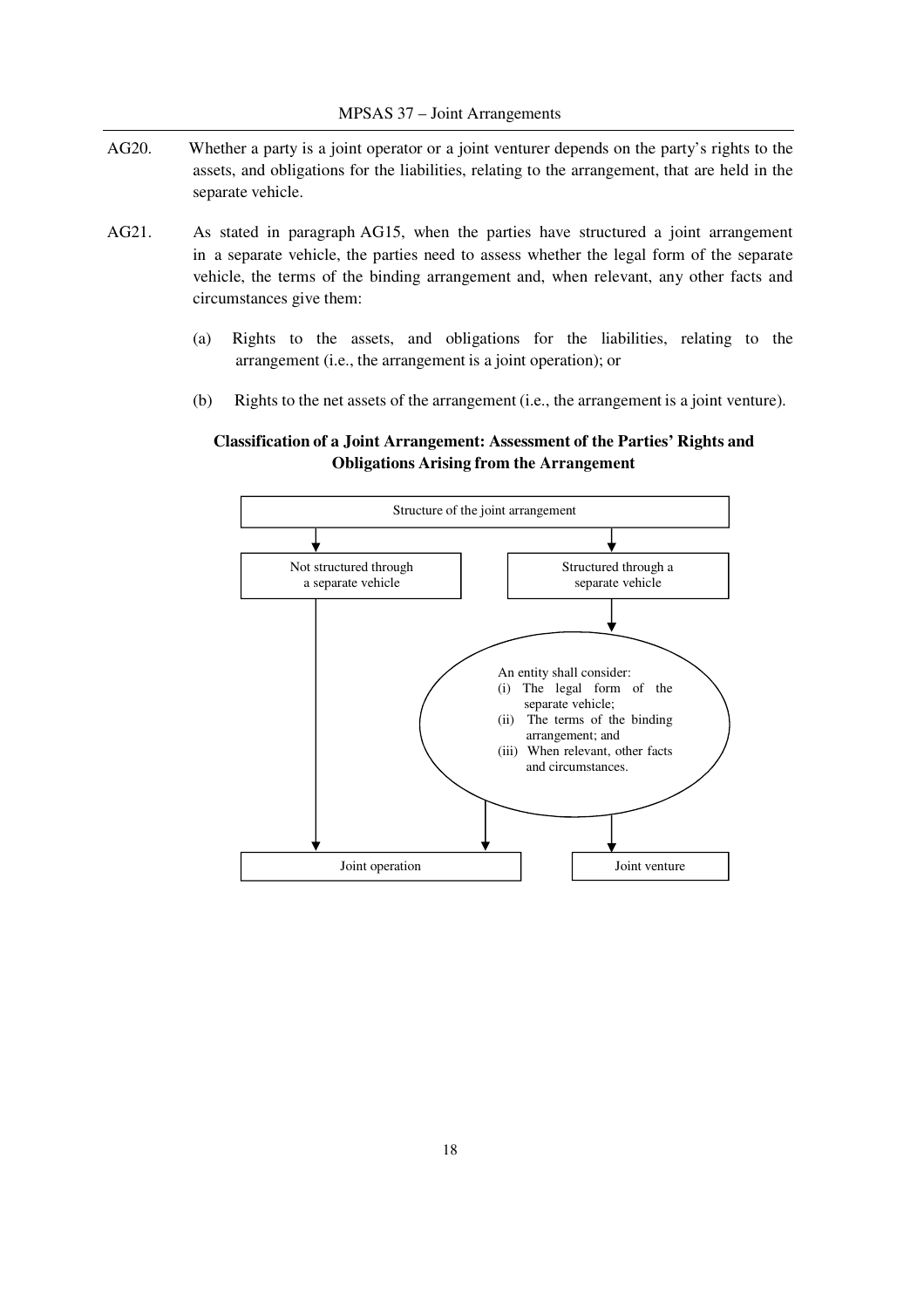AG20. Whether a party is a joint operator or a joint venturer depends on the party's rights to the assets, and obligations for the liabilities, relating to the arrangement, that are held in the separate vehicle.

AG21. As stated in paragraph AG15, when the parties have structured a joint arrangement in a separate vehicle, the parties need to assess whether the legal form of the separate vehicle, the terms of the binding arrangement and, when relevant, any other facts and circumstances give them:

(a) Rights to the assets, and obligations for the liabilities, relating to the arrangement (i.e., the arrangement is a joint operation); or

(b) Rights to the net assets of the arrangement (i.e., the arrangement is a joint venture).

**Classification of a Joint Arrangement: Assessment of the Parties' Rights and Obligations Arising from the Arrangement**

Structure of the joint arrangement

Not structured through a separate vehicle

Structured through a separate vehicle

An entity shall consider:
(i) The legal form of the separate vehicle;
(ii) The terms of the binding arrangement; and
(iii) When relevant, other facts and circumstances.

Joint operation

Joint venture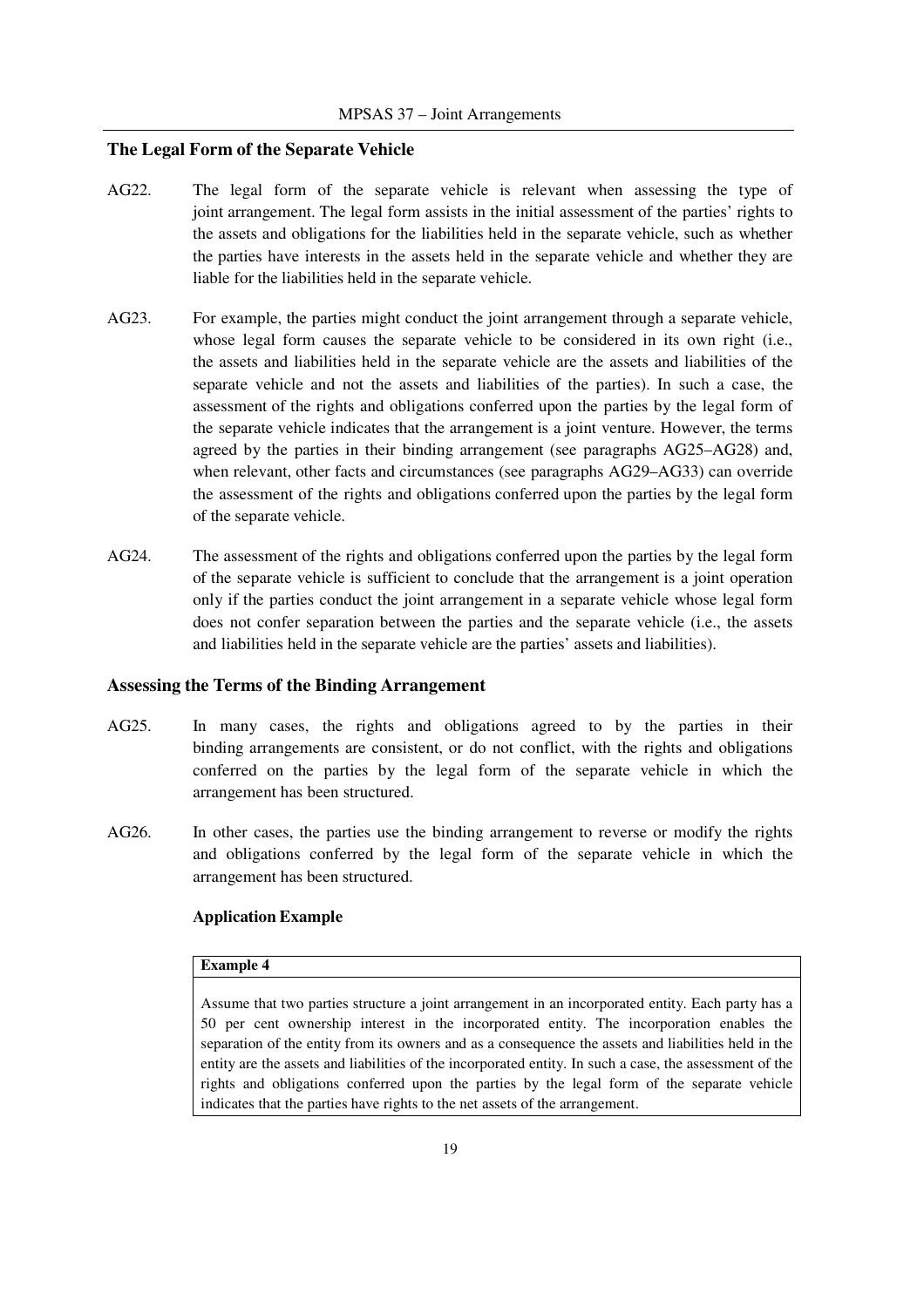## The Legal Form of the Separate Vehicle

AG22. The legal form of the separate vehicle is relevant when assessing the type of joint arrangement. The legal form assists in the initial assessment of the parties' rights to the assets and obligations for the liabilities held in the separate vehicle, such as whether the parties have interests in the assets held in the separate vehicle and whether they are liable for the liabilities held in the separate vehicle.

AG23. For example, the parties might conduct the joint arrangement through a separate vehicle, whose legal form causes the separate vehicle to be considered in its own right (i.e., the assets and liabilities held in the separate vehicle are the assets and liabilities of the separate vehicle and not the assets and liabilities of the parties). In such a case, the assessment of the rights and obligations conferred upon the parties by the legal form of the separate vehicle indicates that the arrangement is a joint venture. However, the terms agreed by the parties in their binding arrangement (see paragraphs AG25–AG28) and, when relevant, other facts and circumstances (see paragraphs AG29–AG33) can override the assessment of the rights and obligations conferred upon the parties by the legal form of the separate vehicle.

AG24. The assessment of the rights and obligations conferred upon the parties by the legal form of the separate vehicle is sufficient to conclude that the arrangement is a joint operation only if the parties conduct the joint arrangement in a separate vehicle whose legal form does not confer separation between the parties and the separate vehicle (i.e., the assets and liabilities held in the separate vehicle are the parties' assets and liabilities).

## Assessing the Terms of the Binding Arrangement

AG25. In many cases, the rights and obligations agreed to by the parties in their binding arrangements are consistent, or do not conflict, with the rights and obligations conferred on the parties by the legal form of the separate vehicle in which the arrangement has been structured.

AG26. In other cases, the parties use the binding arrangement to reverse or modify the rights and obligations conferred by the legal form of the separate vehicle in which the arrangement has been structured.

### Application Example

**Example 4**

Assume that two parties structure a joint arrangement in an incorporated entity. Each party has a 50 per cent ownership interest in the incorporated entity. The incorporation enables the separation of the entity from its owners and as a consequence the assets and liabilities held in the entity are the assets and liabilities of the incorporated entity. In such a case, the assessment of the rights and obligations conferred upon the parties by the legal form of the separate vehicle indicates that the parties have rights to the net assets of the arrangement.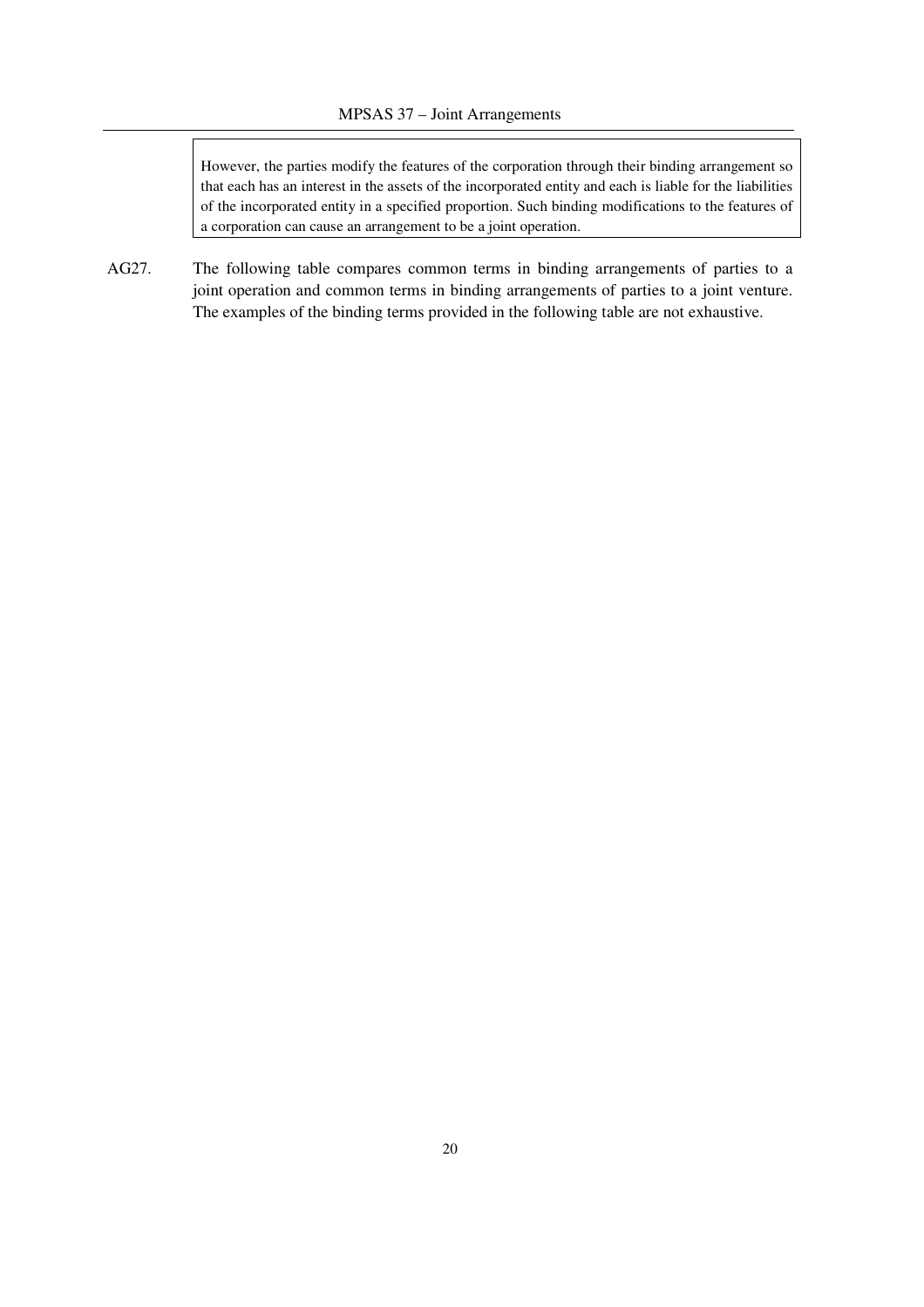However, the parties modify the features of the corporation through their binding arrangement so that each has an interest in the assets of the incorporated entity and each is liable for the liabilities of the incorporated entity in a specified proportion. Such binding modifications to the features of a corporation can cause an arrangement to be a joint operation.

AG27. The following table compares common terms in binding arrangements of parties to a joint operation and common terms in binding arrangements of parties to a joint venture. The examples of the binding terms provided in the following table are not exhaustive.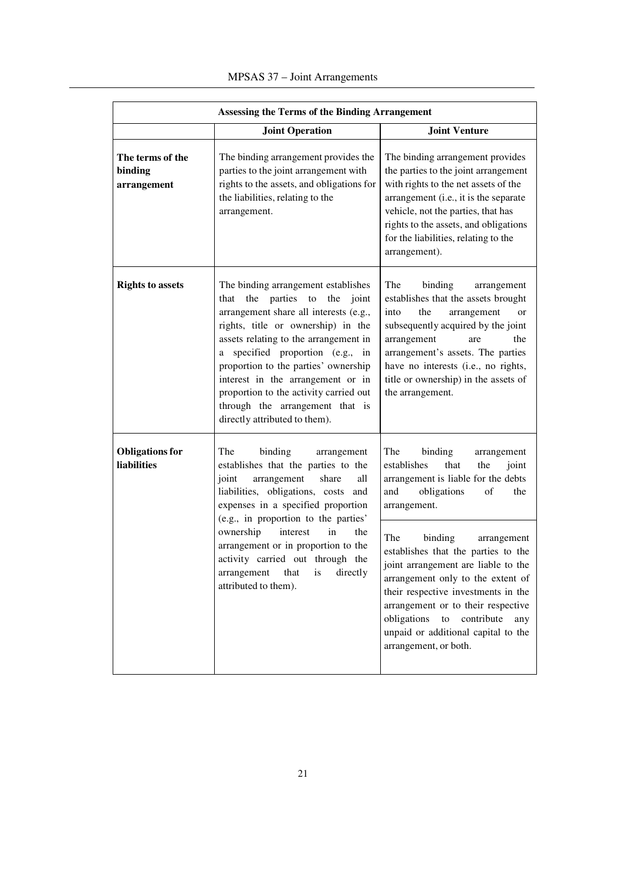| Assessing the Terms of the Binding Arrangement | | |
|---|---|---|
| | **Joint Operation** | **Joint Venture** |
| **The terms of the binding arrangement** | The binding arrangement provides the parties to the joint arrangement with rights to the assets, and obligations for the liabilities, relating to the arrangement. | The binding arrangement provides the parties to the joint arrangement with rights to the net assets of the arrangement (i.e., it is the separate vehicle, not the parties, that has rights to the assets, and obligations for the liabilities, relating to the arrangement). |
| **Rights to assets** | The binding arrangement establishes that the parties to the joint arrangement share all interests (e.g., rights, title or ownership) in the assets relating to the arrangement in a specified proportion (e.g., in proportion to the parties' ownership interest in the arrangement or in proportion to the activity carried out through the arrangement that is directly attributed to them). | The binding arrangement establishes that the assets brought into the arrangement or subsequently acquired by the joint arrangement are the arrangement's assets. The parties have no interests (i.e., no rights, title or ownership) in the assets of the arrangement. |
| **Obligations for liabilities** | The binding arrangement establishes that the parties to the joint arrangement share all liabilities, obligations, costs and expenses in a specified proportion (e.g., in proportion to the parties' ownership interest in the arrangement or in proportion to the activity carried out through the arrangement that is directly attributed to them). | The binding arrangement establishes that the joint arrangement is liable for the debts and obligations of the arrangement. |
| | | The binding arrangement establishes that the parties to the joint arrangement are liable to the arrangement only to the extent of their respective investments in the arrangement or to their respective obligations to contribute any unpaid or additional capital to the arrangement, or both. |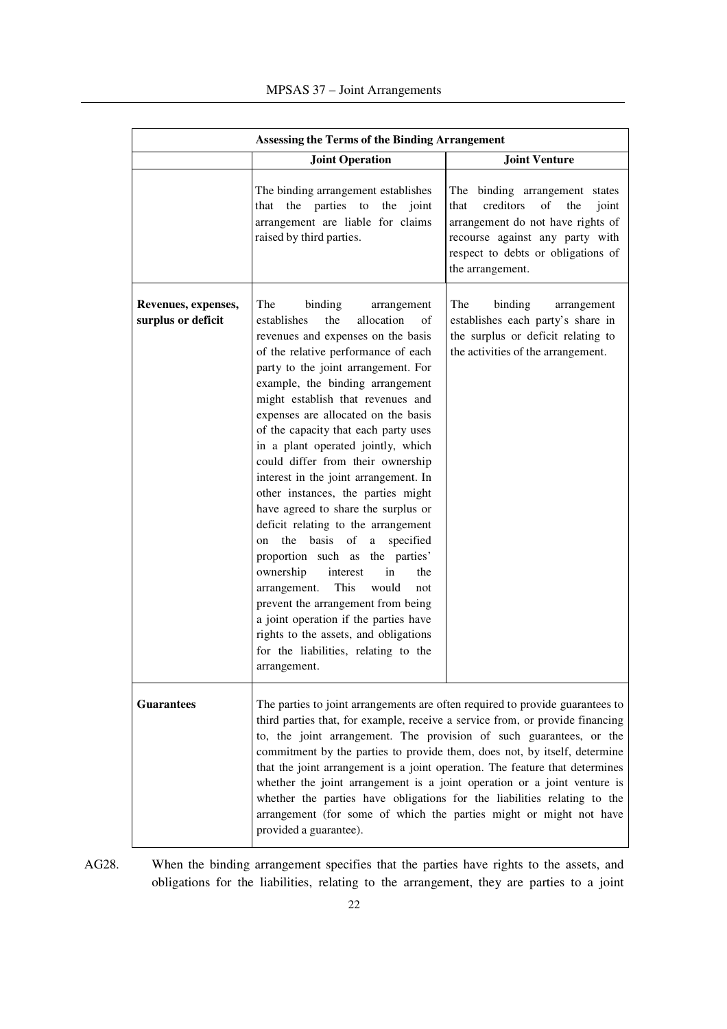| Assessing the Terms of the Binding Arrangement | | |
|---|---|---|
| | **Joint Operation** | **Joint Venture** |
| | The binding arrangement establishes that the parties to the joint arrangement are liable for claims raised by third parties. | The binding arrangement states that creditors of the joint arrangement do not have rights of recourse against any party with respect to debts or obligations of the arrangement. |
| **Revenues, expenses, surplus or deficit** | The binding arrangement establishes the allocation of revenues and expenses on the basis of the relative performance of each party to the joint arrangement. For example, the binding arrangement might establish that revenues and expenses are allocated on the basis of the capacity that each party uses in a plant operated jointly, which could differ from their ownership interest in the joint arrangement. In other instances, the parties might have agreed to share the surplus or deficit relating to the arrangement on the basis of a specified proportion such as the parties' ownership interest in the arrangement. This would not prevent the arrangement from being a joint operation if the parties have rights to the assets, and obligations for the liabilities, relating to the arrangement. | The binding arrangement establishes each party's share in the surplus or deficit relating to the activities of the arrangement. |
| **Guarantees** | The parties to joint arrangements are often required to provide guarantees to third parties that, for example, receive a service from, or provide financing to, the joint arrangement. The provision of such guarantees, or the commitment by the parties to provide them, does not, by itself, determine that the joint arrangement is a joint operation. The feature that determines whether the joint arrangement is a joint operation or a joint venture is whether the parties have obligations for the liabilities relating to the arrangement (for some of which the parties might or might not have provided a guarantee). | |

AG28. When the binding arrangement specifies that the parties have rights to the assets, and obligations for the liabilities, relating to the arrangement, they are parties to a joint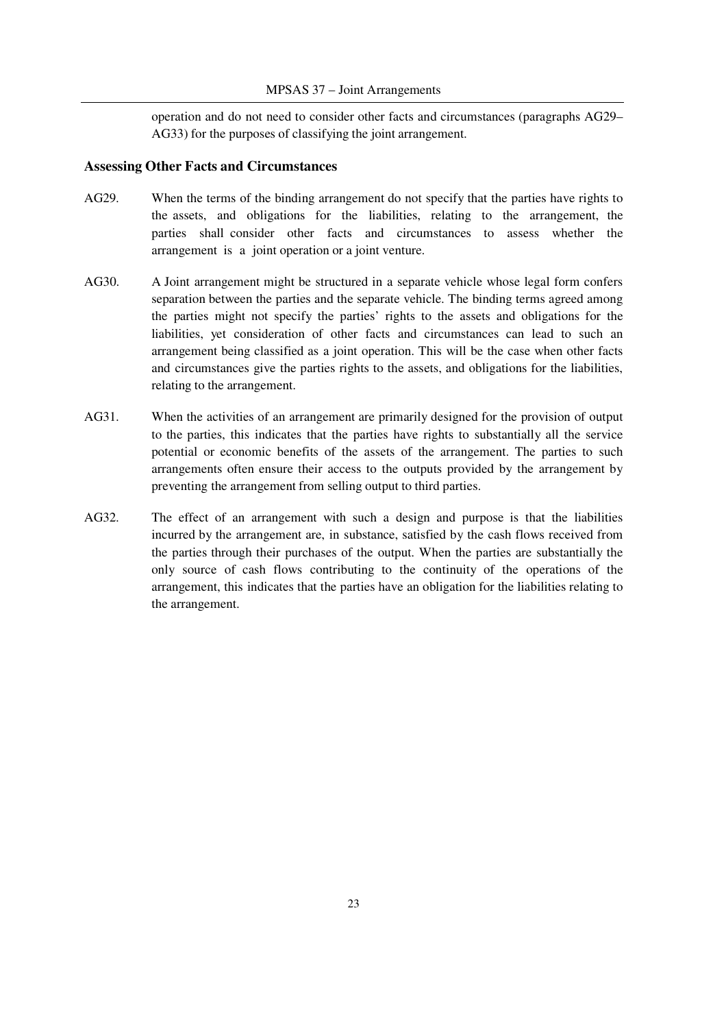operation and do not need to consider other facts and circumstances (paragraphs AG29–AG33) for the purposes of classifying the joint arrangement.

### Assessing Other Facts and Circumstances

AG29. When the terms of the binding arrangement do not specify that the parties have rights to the assets, and obligations for the liabilities, relating to the arrangement, the parties shall consider other facts and circumstances to assess whether the arrangement is a joint operation or a joint venture.

AG30. A Joint arrangement might be structured in a separate vehicle whose legal form confers separation between the parties and the separate vehicle. The binding terms agreed among the parties might not specify the parties' rights to the assets and obligations for the liabilities, yet consideration of other facts and circumstances can lead to such an arrangement being classified as a joint operation. This will be the case when other facts and circumstances give the parties rights to the assets, and obligations for the liabilities, relating to the arrangement.

AG31. When the activities of an arrangement are primarily designed for the provision of output to the parties, this indicates that the parties have rights to substantially all the service potential or economic benefits of the assets of the arrangement. The parties to such arrangements often ensure their access to the outputs provided by the arrangement by preventing the arrangement from selling output to third parties.

AG32. The effect of an arrangement with such a design and purpose is that the liabilities incurred by the arrangement are, in substance, satisfied by the cash flows received from the parties through their purchases of the output. When the parties are substantially the only source of cash flows contributing to the continuity of the operations of the arrangement, this indicates that the parties have an obligation for the liabilities relating to the arrangement.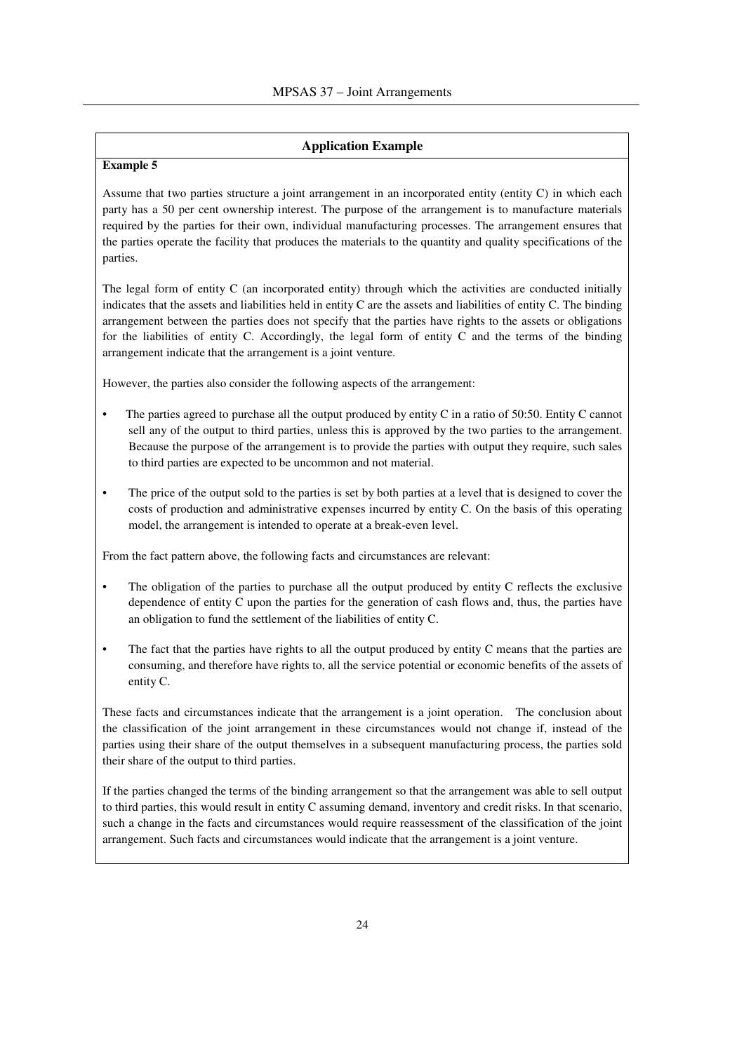## Application Example

**Example 5**

Assume that two parties structure a joint arrangement in an incorporated entity (entity C) in which each party has a 50 per cent ownership interest. The purpose of the arrangement is to manufacture materials required by the parties for their own, individual manufacturing processes. The arrangement ensures that the parties operate the facility that produces the materials to the quantity and quality specifications of the parties.

The legal form of entity C (an incorporated entity) through which the activities are conducted initially indicates that the assets and liabilities held in entity C are the assets and liabilities of entity C. The binding arrangement between the parties does not specify that the parties have rights to the assets or obligations for the liabilities of entity C. Accordingly, the legal form of entity C and the terms of the binding arrangement indicate that the arrangement is a joint venture.

However, the parties also consider the following aspects of the arrangement:

- The parties agreed to purchase all the output produced by entity C in a ratio of 50:50. Entity C cannot sell any of the output to third parties, unless this is approved by the two parties to the arrangement. Because the purpose of the arrangement is to provide the parties with output they require, such sales to third parties are expected to be uncommon and not material.
- The price of the output sold to the parties is set by both parties at a level that is designed to cover the costs of production and administrative expenses incurred by entity C. On the basis of this operating model, the arrangement is intended to operate at a break-even level.

From the fact pattern above, the following facts and circumstances are relevant:

- The obligation of the parties to purchase all the output produced by entity C reflects the exclusive dependence of entity C upon the parties for the generation of cash flows and, thus, the parties have an obligation to fund the settlement of the liabilities of entity C.
- The fact that the parties have rights to all the output produced by entity C means that the parties are consuming, and therefore have rights to, all the service potential or economic benefits of the assets of entity C.

These facts and circumstances indicate that the arrangement is a joint operation. The conclusion about the classification of the joint arrangement in these circumstances would not change if, instead of the parties using their share of the output themselves in a subsequent manufacturing process, the parties sold their share of the output to third parties.

If the parties changed the terms of the binding arrangement so that the arrangement was able to sell output to third parties, this would result in entity C assuming demand, inventory and credit risks. In that scenario, such a change in the facts and circumstances would require reassessment of the classification of the joint arrangement. Such facts and circumstances would indicate that the arrangement is a joint venture.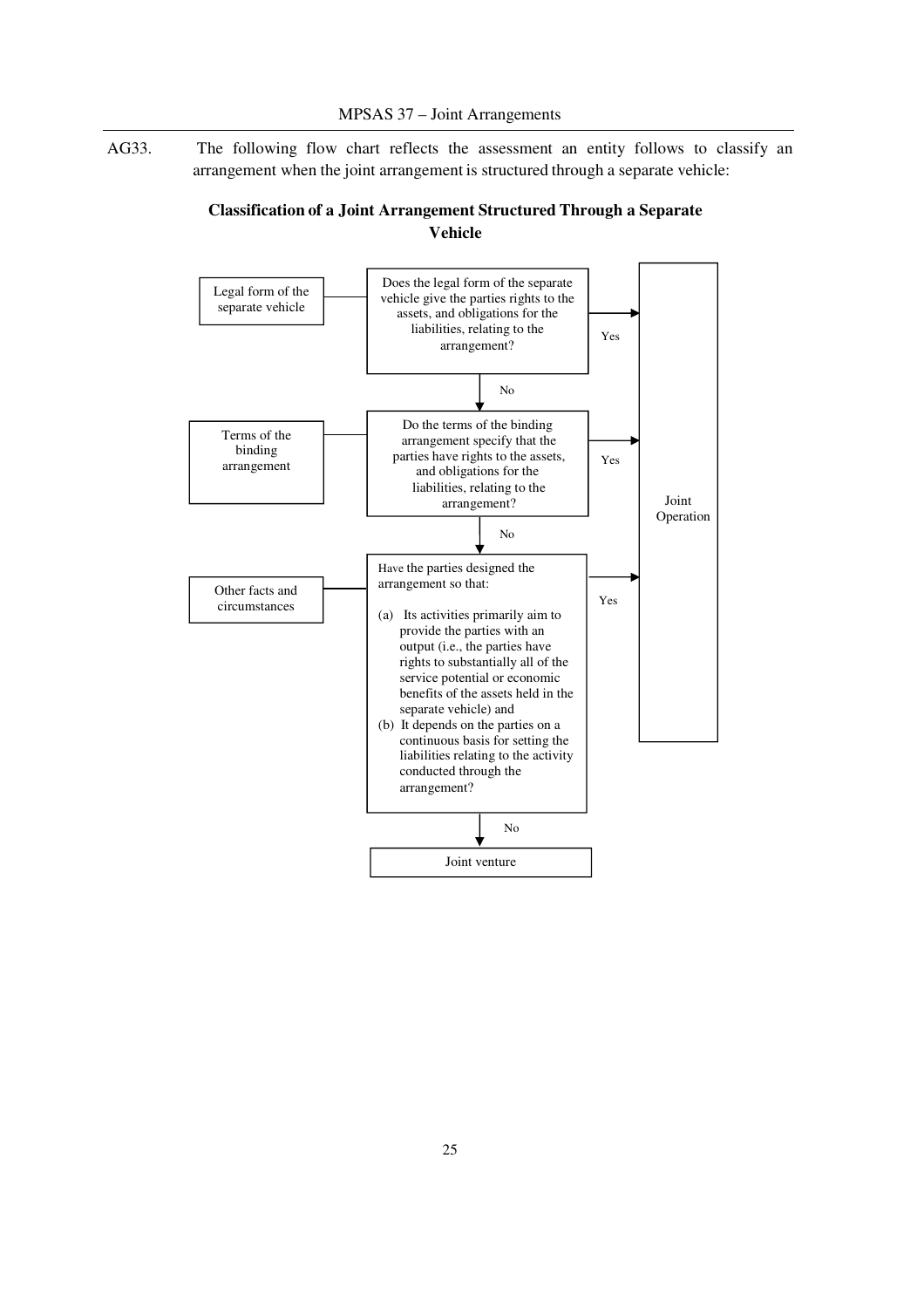AG33. The following flow chart reflects the assessment an entity follows to classify an arrangement when the joint arrangement is structured through a separate vehicle:

**Classification of a Joint Arrangement Structured Through a Separate Vehicle**

Legal form of the separate vehicle — Does the legal form of the separate vehicle give the parties rights to the assets, and obligations for the liabilities, relating to the arrangement?

- Yes → Joint Operation
- No ↓

Terms of the binding arrangement — Do the terms of the binding arrangement specify that the parties have rights to the assets, and obligations for the liabilities, relating to the arrangement?

- Yes → Joint Operation
- No ↓

Other facts and circumstances — Have the parties designed the arrangement so that:

(a) Its activities primarily aim to provide the parties with an output (i.e., the parties have rights to substantially all of the service potential or economic benefits of the assets held in the separate vehicle) and

(b) It depends on the parties on a continuous basis for setting the liabilities relating to the activity conducted through the arrangement?

- Yes → Joint Operation
- No ↓

Joint venture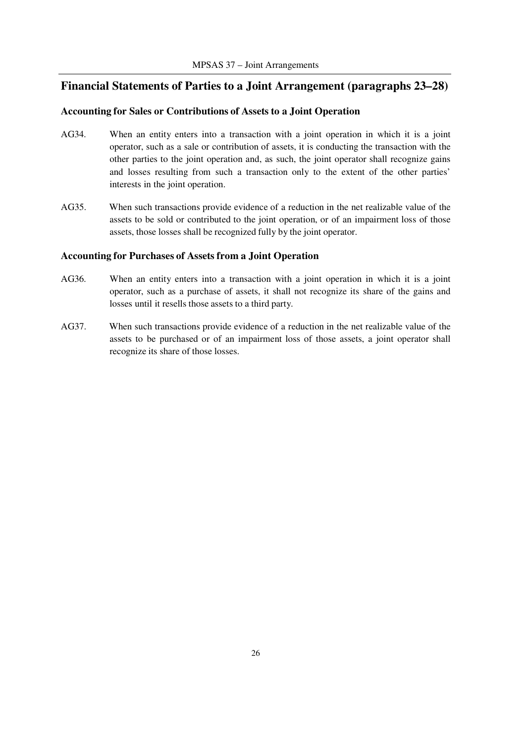## Financial Statements of Parties to a Joint Arrangement (paragraphs 23–28)

### Accounting for Sales or Contributions of Assets to a Joint Operation

AG34. When an entity enters into a transaction with a joint operation in which it is a joint operator, such as a sale or contribution of assets, it is conducting the transaction with the other parties to the joint operation and, as such, the joint operator shall recognize gains and losses resulting from such a transaction only to the extent of the other parties' interests in the joint operation.

AG35. When such transactions provide evidence of a reduction in the net realizable value of the assets to be sold or contributed to the joint operation, or of an impairment loss of those assets, those losses shall be recognized fully by the joint operator.

### Accounting for Purchases of Assets from a Joint Operation

AG36. When an entity enters into a transaction with a joint operation in which it is a joint operator, such as a purchase of assets, it shall not recognize its share of the gains and losses until it resells those assets to a third party.

AG37. When such transactions provide evidence of a reduction in the net realizable value of the assets to be purchased or of an impairment loss of those assets, a joint operator shall recognize its share of those losses.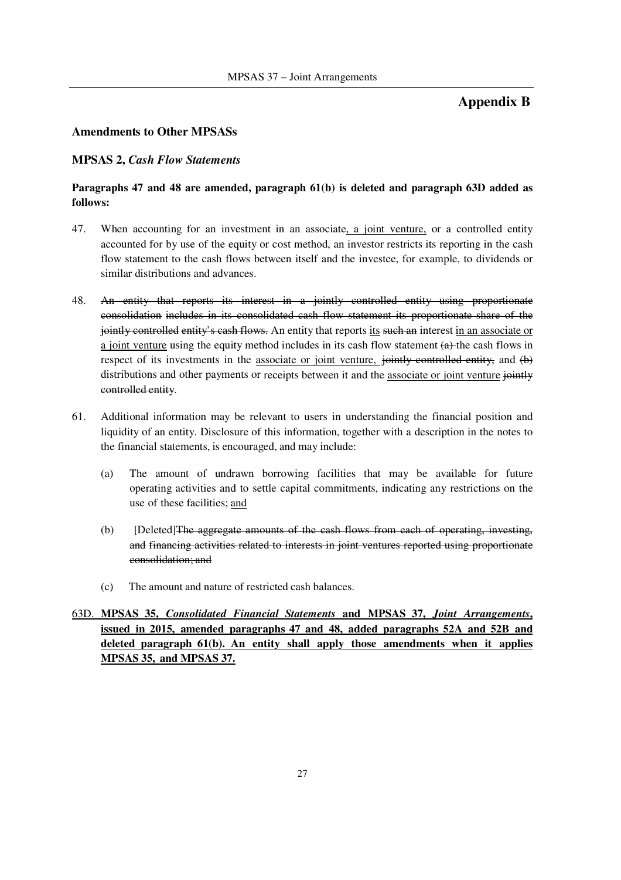# Appendix B

## Amendments to Other MPSASs

### MPSAS 2, *Cash Flow Statements*

**Paragraphs 47 and 48 are amended, paragraph 61(b) is deleted and paragraph 63D added as follows:**

47. When accounting for an investment in an associate<u>, a joint venture,</u> or a controlled entity accounted for by use of the equity or cost method, an investor restricts its reporting in the cash flow statement to the cash flows between itself and the investee, for example, to dividends or similar distributions and advances.

48. ~~An entity that reports its interest in a jointly controlled entity using proportionate consolidation includes in its consolidated cash flow statement its proportionate share of the jointly controlled entity's cash flows.~~ An entity that reports <u>its</u> ~~such an~~ interest <u>in an associate or a joint venture</u> using the equity method includes in its cash flow statement ~~(a)~~ the cash flows in respect of its investments in the <u>associate or joint venture,</u> ~~jointly controlled entity,~~ and ~~(b)~~ distributions and other payments or receipts between it and the <u>associate or joint venture</u> ~~jointly controlled entity~~.

61. Additional information may be relevant to users in understanding the financial position and liquidity of an entity. Disclosure of this information, together with a description in the notes to the financial statements, is encouraged, and may include:

    (a) The amount of undrawn borrowing facilities that may be available for future operating activities and to settle capital commitments, indicating any restrictions on the use of these facilities; <u>and</u>

    (b) [Deleted]~~The aggregate amounts of the cash flows from each of operating, investing, and financing activities related to interests in joint ventures reported using proportionate consolidation; and~~

    (c) The amount and nature of restricted cash balances.

<u>63D.</u> <u>**MPSAS 35, *Consolidated Financial Statements* and MPSAS 37, *Joint Arrangements*, issued in 2015, amended paragraphs 47 and 48, added paragraphs 52A and 52B and deleted paragraph 61(b). An entity shall apply those amendments when it applies MPSAS 35, and MPSAS 37.**</u>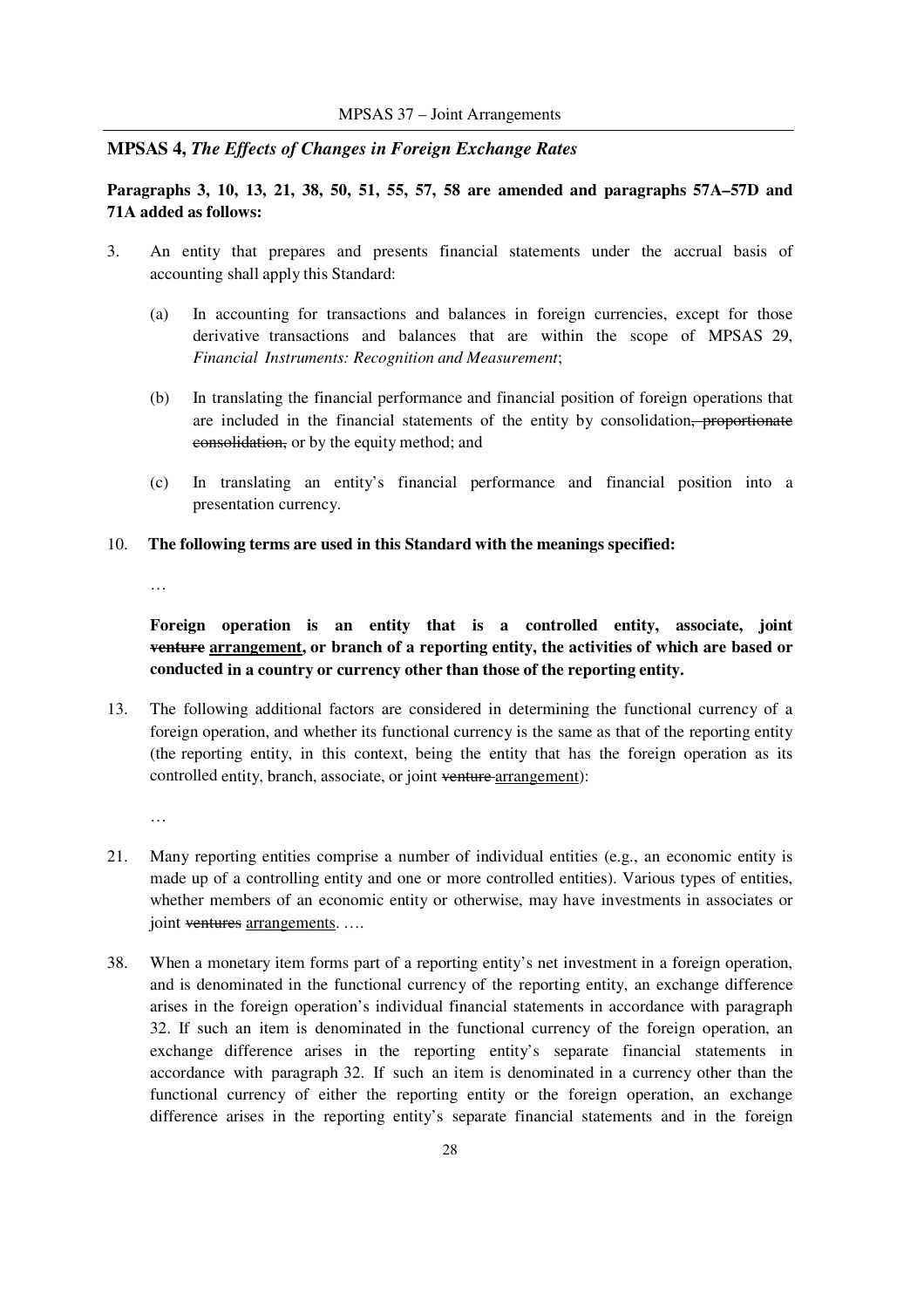## MPSAS 4, *The Effects of Changes in Foreign Exchange Rates*

**Paragraphs 3, 10, 13, 21, 38, 50, 51, 55, 57, 58 are amended and paragraphs 57A–57D and 71A added as follows:**

3. An entity that prepares and presents financial statements under the accrual basis of accounting shall apply this Standard:

   (a) In accounting for transactions and balances in foreign currencies, except for those derivative transactions and balances that are within the scope of MPSAS 29, *Financial Instruments: Recognition and Measurement*;

   (b) In translating the financial performance and financial position of foreign operations that are included in the financial statements of the entity by consolidation~~, proportionate consolidation,~~ or by the equity method; and

   (c) In translating an entity's financial performance and financial position into a presentation currency.

10. **The following terms are used in this Standard with the meanings specified:**

    …

    **Foreign operation is an entity that is a controlled entity, associate, joint ~~venture~~ <u>arrangement</u>, or branch of a reporting entity, the activities of which are based or conducted in a country or currency other than those of the reporting entity.**

13. The following additional factors are considered in determining the functional currency of a foreign operation, and whether its functional currency is the same as that of the reporting entity (the reporting entity, in this context, being the entity that has the foreign operation as its controlled entity, branch, associate, or joint ~~venture~~ <u>arrangement</u>):

    …

21. Many reporting entities comprise a number of individual entities (e.g., an economic entity is made up of a controlling entity and one or more controlled entities). Various types of entities, whether members of an economic entity or otherwise, may have investments in associates or joint ~~ventures~~ <u>arrangements</u>. ….

38. When a monetary item forms part of a reporting entity's net investment in a foreign operation, and is denominated in the functional currency of the reporting entity, an exchange difference arises in the foreign operation's individual financial statements in accordance with paragraph 32. If such an item is denominated in the functional currency of the foreign operation, an exchange difference arises in the reporting entity's separate financial statements in accordance with paragraph 32. If such an item is denominated in a currency other than the functional currency of either the reporting entity or the foreign operation, an exchange difference arises in the reporting entity's separate financial statements and in the foreign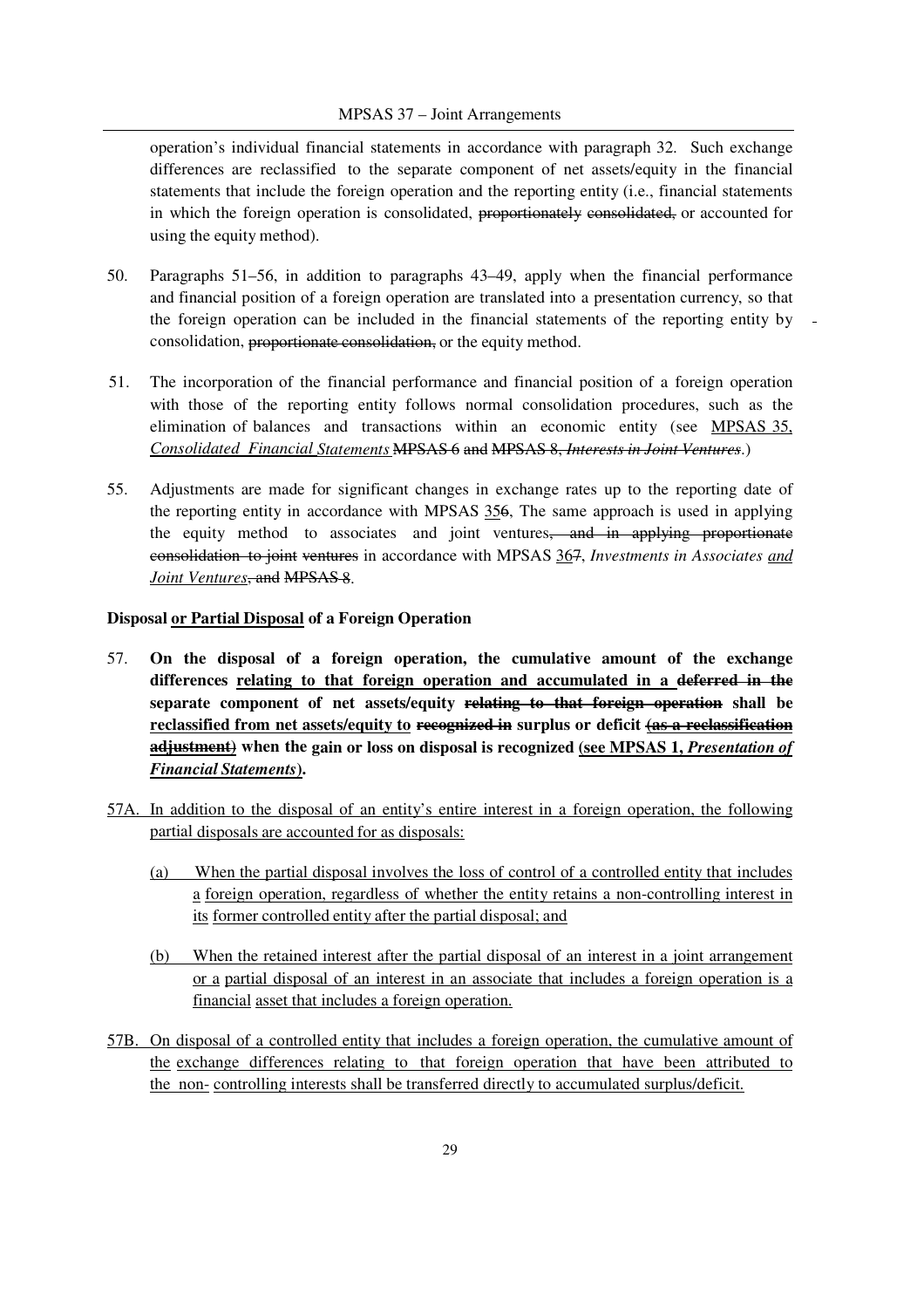operation's individual financial statements in accordance with paragraph 32. Such exchange differences are reclassified to the separate component of net assets/equity in the financial statements that include the foreign operation and the reporting entity (i.e., financial statements in which the foreign operation is consolidated, ~~proportionately consolidated,~~ or accounted for using the equity method).

50. Paragraphs 51–56, in addition to paragraphs 43–49, apply when the financial performance and financial position of a foreign operation are translated into a presentation currency, so that the foreign operation can be included in the financial statements of the reporting entity by consolidation, ~~proportionate consolidation,~~ or the equity method.

51. The incorporation of the financial performance and financial position of a foreign operation with those of the reporting entity follows normal consolidation procedures, such as the elimination of balances and transactions within an economic entity (see <u>MPSAS 35, *Consolidated Financial Statements*</u> ~~MPSAS 6~~ ~~and~~ ~~MPSAS 8,~~ ~~*Interests in Joint Ventures*~~.)

55. Adjustments are made for significant changes in exchange rates up to the reporting date of the reporting entity in accordance with MPSAS 3<u>5</u>~~6~~, The same approach is used in applying the equity method to associates and joint ventures~~, and in applying proportionate consolidation to joint ventures~~ in accordance with MPSAS 3<u>6</u>~~7~~, *Investments in Associates <u>and Joint Ventures</u>*~~, and MPSAS 8~~.

**Disposal <u>or Partial Disposal</u> of a Foreign Operation**

57. **On the disposal of a foreign operation, the cumulative amount of the exchange differences <u>relating to that foreign operation and accumulated in a</u> ~~deferred in the~~ separate component of net assets/equity ~~relating to that foreign operation~~ shall be <u>reclassified from net assets/equity to</u> ~~recognized in~~ surplus or deficit ~~(as a reclassification adjustment)~~ when the gain or loss on disposal is recognized <u>(see MPSAS 1, *Presentation of Financial Statements*)</u>.**

<u>57A. In addition to the disposal of an entity's entire interest in a foreign operation, the following partial disposals are accounted for as disposals:</u>

<u>(a) When the partial disposal involves the loss of control of a controlled entity that includes a foreign operation, regardless of whether the entity retains a non-controlling interest in its former controlled entity after the partial disposal; and</u>

<u>(b) When the retained interest after the partial disposal of an interest in a joint arrangement or a partial disposal of an interest in an associate that includes a foreign operation is a financial asset that includes a foreign operation.</u>

<u>57B. On disposal of a controlled entity that includes a foreign operation, the cumulative amount of the exchange differences relating to that foreign operation that have been attributed to the non- controlling interests shall be transferred directly to accumulated surplus/deficit.</u>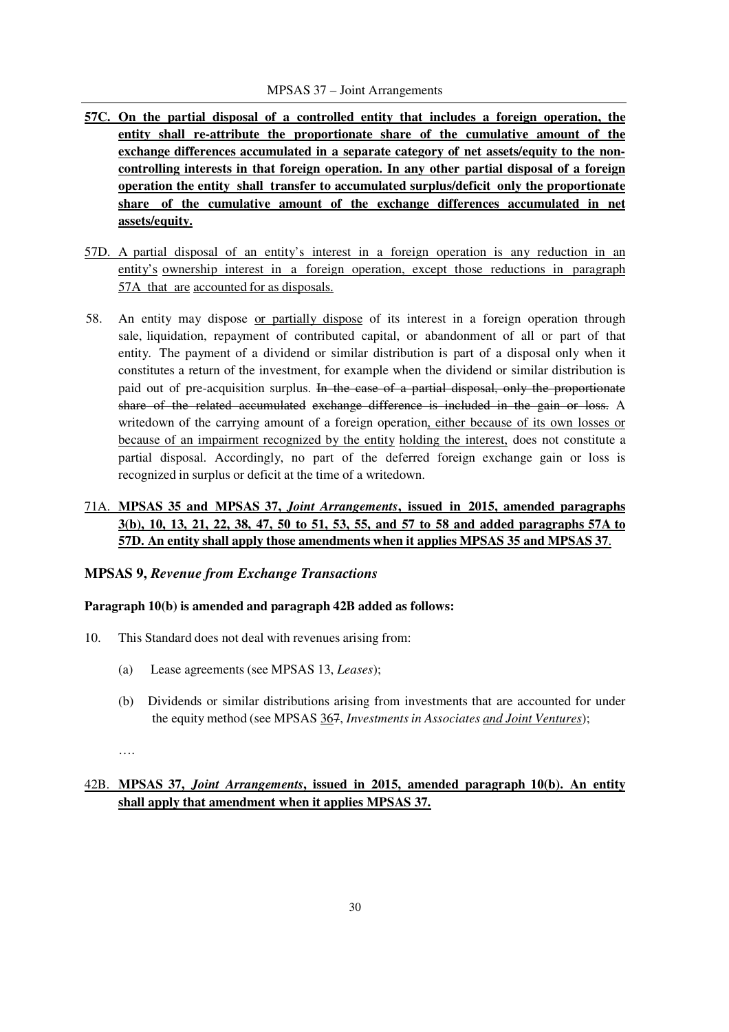**57C. On the partial disposal of a controlled entity that includes a foreign operation, the entity shall re-attribute the proportionate share of the cumulative amount of the exchange differences accumulated in a separate category of net assets/equity to the non-controlling interests in that foreign operation. In any other partial disposal of a foreign operation the entity shall transfer to accumulated surplus/deficit only the proportionate share of the cumulative amount of the exchange differences accumulated in net assets/equity.**

57D. A partial disposal of an entity's interest in a foreign operation is any reduction in an entity's ownership interest in a foreign operation, except those reductions in paragraph 57A that are accounted for as disposals.

58. An entity may dispose or partially dispose of its interest in a foreign operation through sale, liquidation, repayment of contributed capital, or abandonment of all or part of that entity. The payment of a dividend or similar distribution is part of a disposal only when it constitutes a return of the investment, for example when the dividend or similar distribution is paid out of pre-acquisition surplus. ~~In the case of a partial disposal, only the proportionate share of the related accumulated exchange difference is included in the gain or loss.~~ A writedown of the carrying amount of a foreign operation, either because of its own losses or because of an impairment recognized by the entity holding the interest, does not constitute a partial disposal. Accordingly, no part of the deferred foreign exchange gain or loss is recognized in surplus or deficit at the time of a writedown.

71A. **MPSAS 35 and MPSAS 37, *Joint Arrangements*, issued in 2015, amended paragraphs 3(b), 10, 13, 21, 22, 38, 47, 50 to 51, 53, 55, and 57 to 58 and added paragraphs 57A to 57D. An entity shall apply those amendments when it applies MPSAS 35 and MPSAS 37.**

### MPSAS 9, *Revenue from Exchange Transactions*

**Paragraph 10(b) is amended and paragraph 42B added as follows:**

10. This Standard does not deal with revenues arising from:

   (a) Lease agreements (see MPSAS 13, *Leases*);

   (b) Dividends or similar distributions arising from investments that are accounted for under the equity method (see MPSAS 36~~7~~, *Investments in Associates and Joint Ventures*);

   ….

42B. **MPSAS 37, *Joint Arrangements*, issued in 2015, amended paragraph 10(b). An entity shall apply that amendment when it applies MPSAS 37.**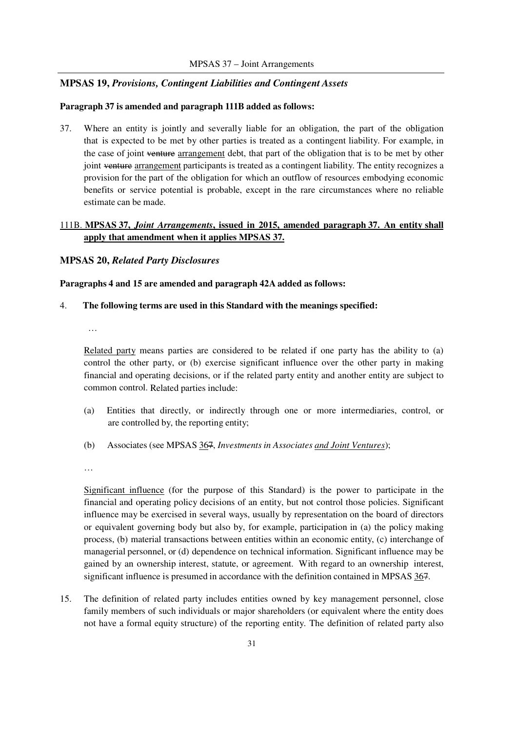## MPSAS 19, *Provisions, Contingent Liabilities and Contingent Assets*

**Paragraph 37 is amended and paragraph 111B added as follows:**

37. Where an entity is jointly and severally liable for an obligation, the part of the obligation that is expected to be met by other parties is treated as a contingent liability. For example, in the case of joint ~~venture~~ <u>arrangement</u> debt, that part of the obligation that is to be met by other joint ~~venture~~ <u>arrangement</u> participants is treated as a contingent liability. The entity recognizes a provision for the part of the obligation for which an outflow of resources embodying economic benefits or service potential is probable, except in the rare circumstances where no reliable estimate can be made.

<u>111B.</u> <u>**MPSAS 37, *Joint Arrangements*, issued in 2015, amended paragraph 37. An entity shall apply that amendment when it applies MPSAS 37.**</u>

## MPSAS 20, *Related Party Disclosures*

**Paragraphs 4 and 15 are amended and paragraph 42A added as follows:**

4. **The following terms are used in this Standard with the meanings specified:**

…

<u>Related party</u> means parties are considered to be related if one party has the ability to (a) control the other party, or (b) exercise significant influence over the other party in making financial and operating decisions, or if the related party entity and another entity are subject to common control. Related parties include:

(a) Entities that directly, or indirectly through one or more intermediaries, control, or are controlled by, the reporting entity;

(b) Associates (see MPSAS <u>36</u>~~7~~, *Investments in Associates <u>and Joint Ventures</u>*);

…

<u>Significant influence</u> (for the purpose of this Standard) is the power to participate in the financial and operating policy decisions of an entity, but not control those policies. Significant influence may be exercised in several ways, usually by representation on the board of directors or equivalent governing body but also by, for example, participation in (a) the policy making process, (b) material transactions between entities within an economic entity, (c) interchange of managerial personnel, or (d) dependence on technical information. Significant influence may be gained by an ownership interest, statute, or agreement. With regard to an ownership interest, significant influence is presumed in accordance with the definition contained in MPSAS <u>36</u>~~7~~.

15. The definition of related party includes entities owned by key management personnel, close family members of such individuals or major shareholders (or equivalent where the entity does not have a formal equity structure) of the reporting entity. The definition of related party also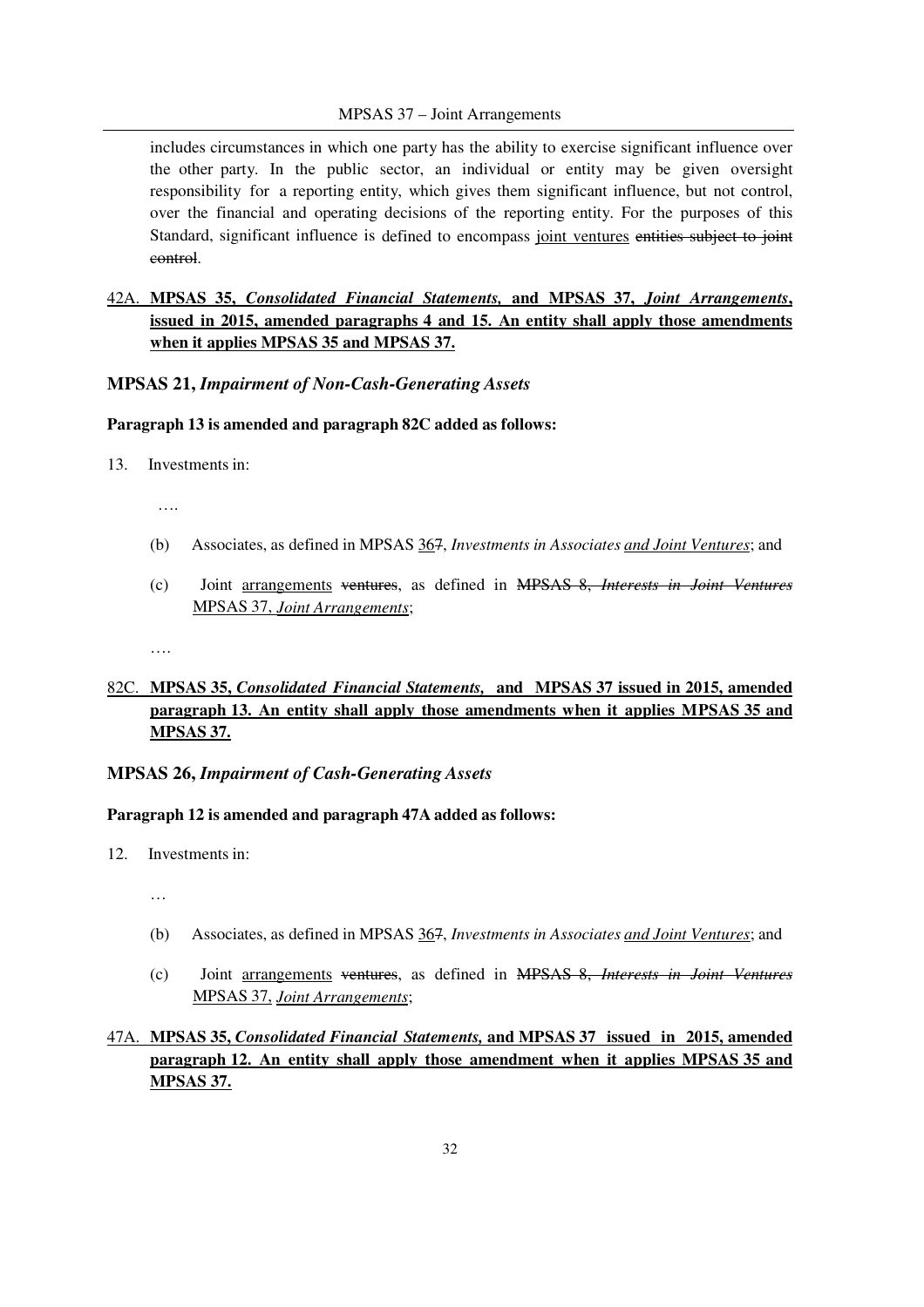includes circumstances in which one party has the ability to exercise significant influence over the other party. In the public sector, an individual or entity may be given oversight responsibility for a reporting entity, which gives them significant influence, but not control, over the financial and operating decisions of the reporting entity. For the purposes of this Standard, significant influence is defined to encompass <u>joint ventures</u> ~~entities subject to joint control~~.

<u>42A.</u> <u>**MPSAS 35, *Consolidated Financial Statements,* and MPSAS 37, *Joint Arrangements*, issued in 2015, amended paragraphs 4 and 15. An entity shall apply those amendments when it applies MPSAS 35 and MPSAS 37.**</u>

### MPSAS 21, *Impairment of Non-Cash-Generating Assets*

**Paragraph 13 is amended and paragraph 82C added as follows:**

13. Investments in:

    ….

    (b) Associates, as defined in MPSAS <u>36</u>~~7~~, *Investments in Associates <u>and Joint Ventures</u>*; and

    (c) Joint <u>arrangements</u> ~~ventures~~, as defined in ~~MPSAS 8, *Interests in Joint Ventures*~~ <u>MPSAS 37, *Joint Arrangements*</u>;

    ….

<u>82C.</u> <u>**MPSAS 35, *Consolidated Financial Statements,* and MPSAS 37 issued in 2015, amended paragraph 13. An entity shall apply those amendments when it applies MPSAS 35 and MPSAS 37.**</u>

### MPSAS 26, *Impairment of Cash-Generating Assets*

**Paragraph 12 is amended and paragraph 47A added as follows:**

12. Investments in:

    …

    (b) Associates, as defined in MPSAS <u>36</u>~~7~~, *Investments in Associates <u>and Joint Ventures</u>*; and

    (c) Joint <u>arrangements</u> ~~ventures~~, as defined in ~~MPSAS 8, *Interests in Joint Ventures*~~ <u>MPSAS 37, *Joint Arrangements*</u>;

<u>47A.</u> <u>**MPSAS 35, *Consolidated Financial Statements,* and MPSAS 37 issued in 2015, amended paragraph 12. An entity shall apply those amendment when it applies MPSAS 35 and MPSAS 37.**</u>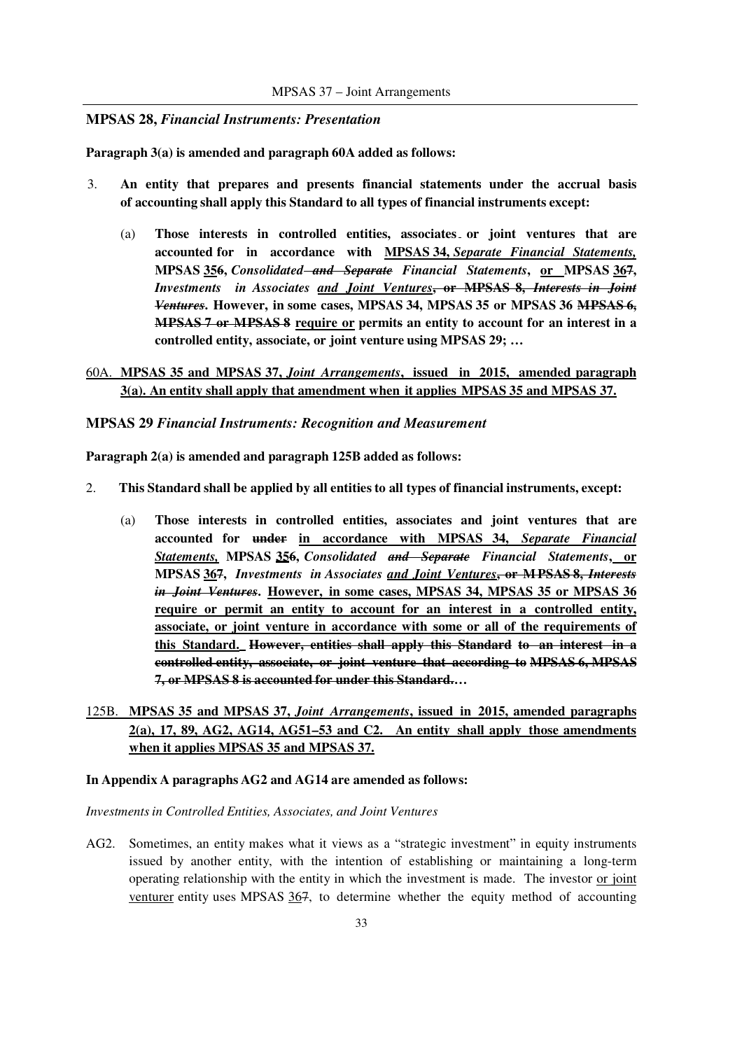**MPSAS 28,** ***Financial Instruments: Presentation***

**Paragraph 3(a) is amended and paragraph 60A added as follows:**

3. **An entity that prepares and presents financial statements under the accrual basis of accounting shall apply this Standard to all types of financial instruments except:**

    (a) **Those interests in controlled entities, associates~~,~~ or joint ventures that are accounted for in accordance with <u>MPSAS 34, *Separate Financial Statements,*</u> MPSAS <u>35</u>~~6~~, *Consolidated ~~and Separate~~ Financial Statements*, <u>or</u> MPSAS <u>36</u>~~7~~, *Investments in Associates <u>and Joint Ventures</u>*~~, or MPSAS 8, *Interests in Joint Ventures*~~. However, in some cases, MPSAS 34, MPSAS 35 or MPSAS 36 ~~MPSAS 6, MPSAS 7 or MPSAS 8~~ <u>require or</u> permit~~s~~ an entity to account for an interest in a controlled entity, associate, or joint venture using MPSAS 29; …**

<u>60A.</u> **<u>MPSAS 35 and MPSAS 37, *Joint Arrangements*, issued in 2015, amended paragraph 3(a). An entity shall apply that amendment when it applies MPSAS 35 and MPSAS 37.</u>**

**MPSAS 29** ***Financial Instruments: Recognition and Measurement***

**Paragraph 2(a) is amended and paragraph 125B added as follows:**

2. **This Standard shall be applied by all entities to all types of financial instruments, except:**

    (a) **Those interests in controlled entities, associates and joint ventures that are accounted for ~~under~~ <u>in accordance with MPSAS 34, *Separate Financial Statements,*</u> MPSAS <u>35</u>~~6~~, *Consolidated ~~and Separate~~ Financial Statements*, <u>or</u> MPSAS <u>36</u>~~7~~, *Investments in Associates <u>and Joint Ventures</u>*~~, or MPSAS 8, *Interests in Joint Ventures*~~. <u>However, in some cases, MPSAS 34, MPSAS 35 or MPSAS 36 require or permit an entity to account for an interest in a controlled entity, associate, or joint venture in accordance with some or all of the requirements of this Standard.</u> ~~However, entities shall apply this Standard to an interest in a controlled entity, associate, or joint venture that according to MPSAS 6, MPSAS 7, or MPSAS 8 is accounted for under this Standard.~~…**

<u>125B.</u> **<u>MPSAS 35 and MPSAS 37, *Joint Arrangements*, issued in 2015, amended paragraphs 2(a), 17, 89, AG2, AG14, AG51–53 and C2. An entity shall apply those amendments when it applies MPSAS 35 and MPSAS 37.</u>**

**In Appendix A paragraphs AG2 and AG14 are amended as follows:**

*Investments in Controlled Entities, Associates, and Joint Ventures*

AG2. Sometimes, an entity makes what it views as a "strategic investment" in equity instruments issued by another entity, with the intention of establishing or maintaining a long-term operating relationship with the entity in which the investment is made. The investor <u>or joint venturer</u> entity uses MPSAS <u>36</u>~~7~~, to determine whether the equity method of accounting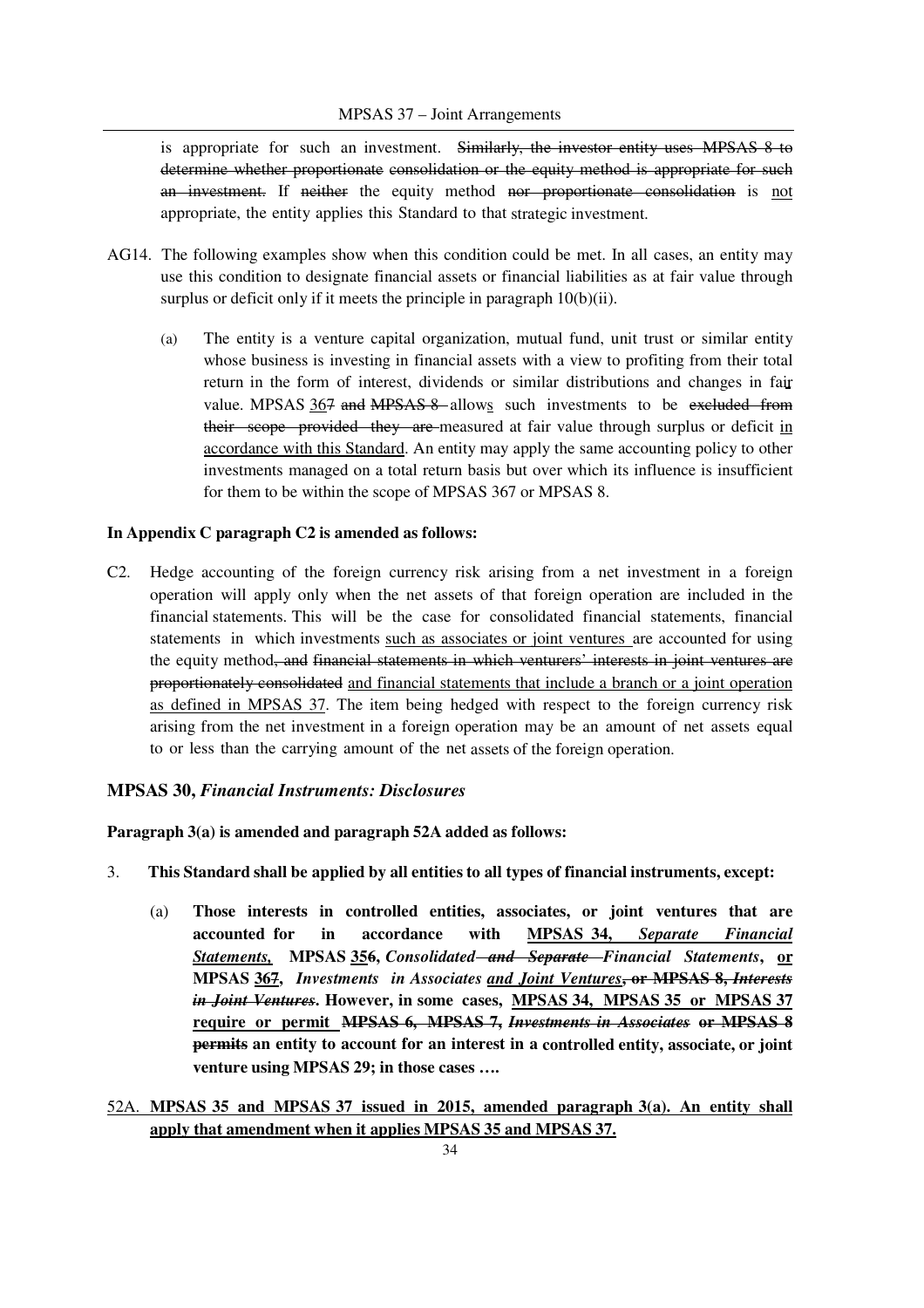is appropriate for such an investment. ~~Similarly, the investor entity uses MPSAS 8 to determine whether proportionate consolidation or the equity method is appropriate for such an investment.~~ If ~~neither~~ the equity method ~~nor proportionate consolidation~~ is <u>not</u> appropriate, the entity applies this Standard to that strategic investment.

AG14. The following examples show when this condition could be met. In all cases, an entity may use this condition to designate financial assets or financial liabilities as at fair value through surplus or deficit only if it meets the principle in paragraph 10(b)(ii).

(a) The entity is a venture capital organization, mutual fund, unit trust or similar entity whose business is investing in financial assets with a view to profiting from their total return in the form of interest, dividends or similar distributions and changes in fair value. MPSAS <u>36</u>~~7~~ ~~and MPSAS 8~~ allow<u>s</u> such investments to be ~~excluded from their scope provided they are~~ measured at fair value through surplus or deficit <u>in accordance with this Standard</u>. An entity may apply the same accounting policy to other investments managed on a total return basis but over which its influence is insufficient for them to be within the scope of MPSAS <u>36</u>~~7~~ or MPSAS 8.

**In Appendix C paragraph C2 is amended as follows:**

C2. Hedge accounting of the foreign currency risk arising from a net investment in a foreign operation will apply only when the net assets of that foreign operation are included in the financial statements. This will be the case for consolidated financial statements, financial statements in which investments <u>such as associates or joint ventures</u> are accounted for using the equity method~~, and financial statements in which venturers' interests in joint ventures are proportionately consolidated~~ <u>and financial statements that include a branch or a joint operation as defined in MPSAS 37</u>. The item being hedged with respect to the foreign currency risk arising from the net investment in a foreign operation may be an amount of net assets equal to or less than the carrying amount of the net assets of the foreign operation.

### MPSAS 30, *Financial Instruments: Disclosures*

**Paragraph 3(a) is amended and paragraph 52A added as follows:**

3. **This Standard shall be applied by all entities to all types of financial instruments, except:**

   (a) **Those interests in controlled entities, associates, or joint ventures that are accounted for in accordance with <u>MPSAS 34, *Separate Financial Statements,*</u> MPSAS 3<u>5</u>~~6~~, *Consolidated ~~and Separate~~ Financial Statements*, <u>or</u> MPSAS 3<u>6</u>~~7~~, *Investments in Associates <u>and Joint Ventures</u>*~~, or MPSAS 8, *Interests in Joint Ventures*~~. However, in some cases, <u>MPSAS 34, MPSAS 35 or MPSAS 37 require or permit</u> ~~MPSAS 6, MPSAS 7, *Investments in Associates* or MPSAS 8 permits~~ an entity to account for an interest in a controlled entity, associate, or joint venture using MPSAS 29; in those cases ….**

<u>52A.</u> <u>**MPSAS 35 and MPSAS 37 issued in 2015, amended paragraph 3(a). An entity shall apply that amendment when it applies MPSAS 35 and MPSAS 37.**</u>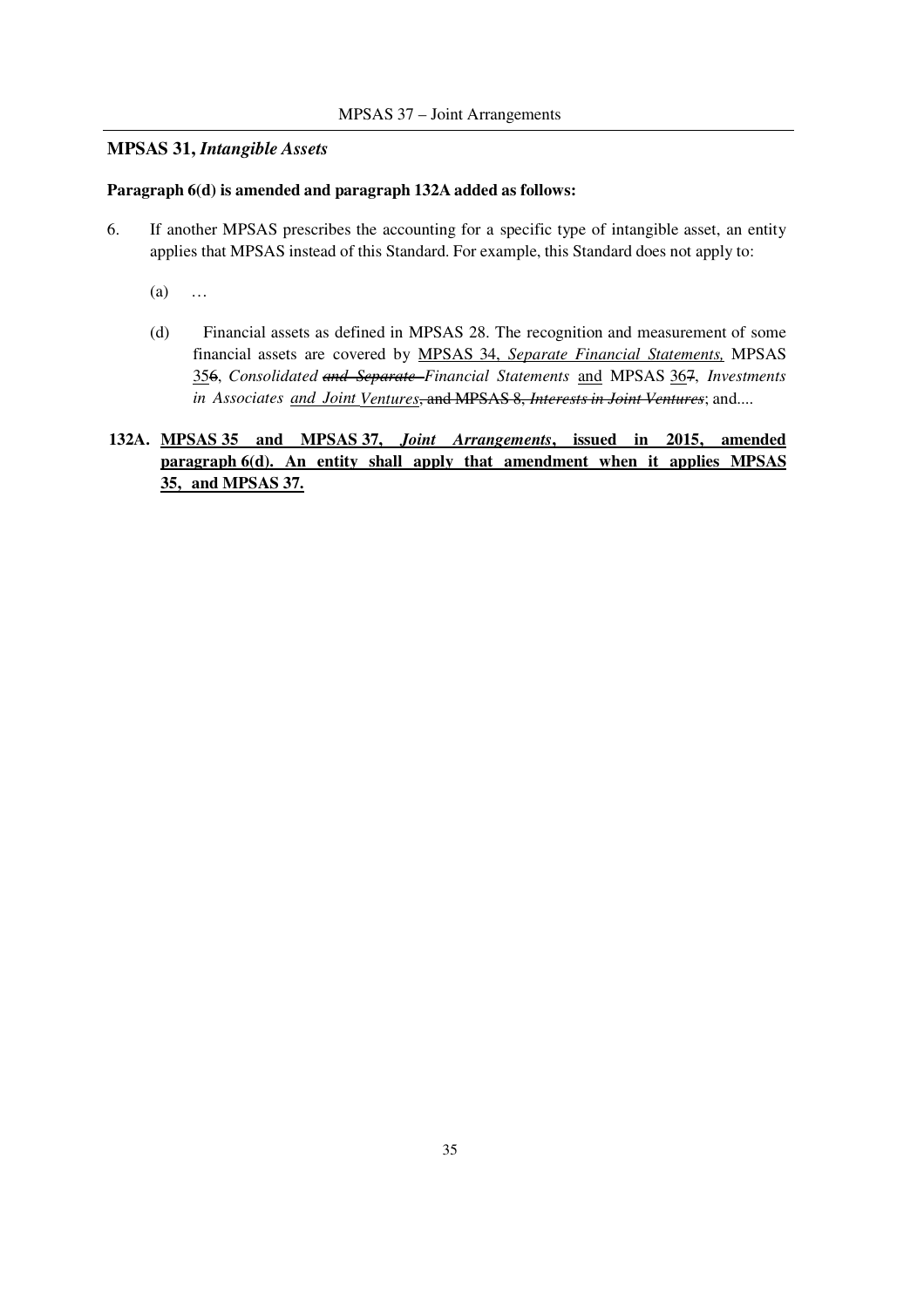## MPSAS 31, *Intangible Assets*

**Paragraph 6(d) is amended and paragraph 132A added as follows:**

6. If another MPSAS prescribes the accounting for a specific type of intangible asset, an entity applies that MPSAS instead of this Standard. For example, this Standard does not apply to:

   (a) …

   (d) Financial assets as defined in MPSAS 28. The recognition and measurement of some financial assets are covered by <u>MPSAS 34, *Separate Financial Statements,*</u> MPSAS <u>35</u>~~6~~, *Consolidated ~~and Separate~~ Financial Statements* <u>and</u> MPSAS <u>36</u>~~7~~, *Investments in Associates <u>and Joint Ventures</u>*~~, and MPSAS 8, *Interests in Joint Ventures*~~; and....

**132A.** <u>**MPSAS 35 and MPSAS 37, *Joint Arrangements*, issued in 2015, amended paragraph 6(d). An entity shall apply that amendment when it applies MPSAS 35, and MPSAS 37.**</u>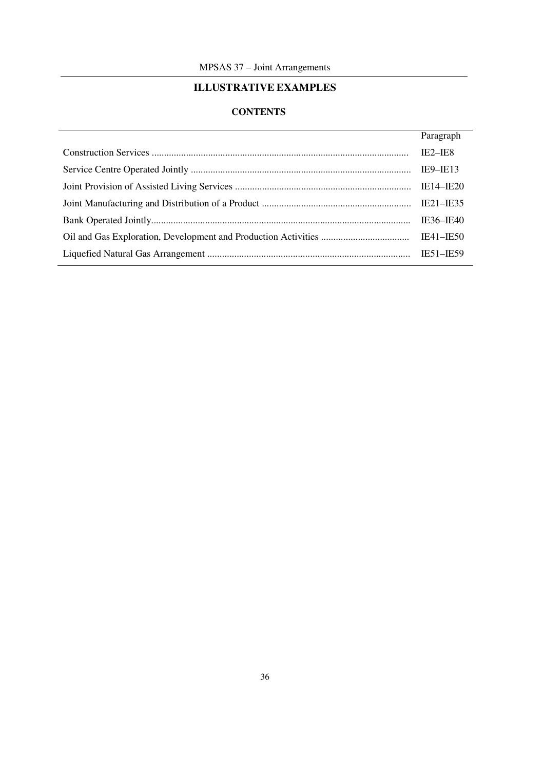## ILLUSTRATIVE EXAMPLES

### CONTENTS

| | Paragraph |
|---|---|
| Construction Services | IE2–IE8 |
| Service Centre Operated Jointly | IE9–IE13 |
| Joint Provision of Assisted Living Services | IE14–IE20 |
| Joint Manufacturing and Distribution of a Product | IE21–IE35 |
| Bank Operated Jointly | IE36–IE40 |
| Oil and Gas Exploration, Development and Production Activities | IE41–IE50 |
| Liquefied Natural Gas Arrangement | IE51–IE59 |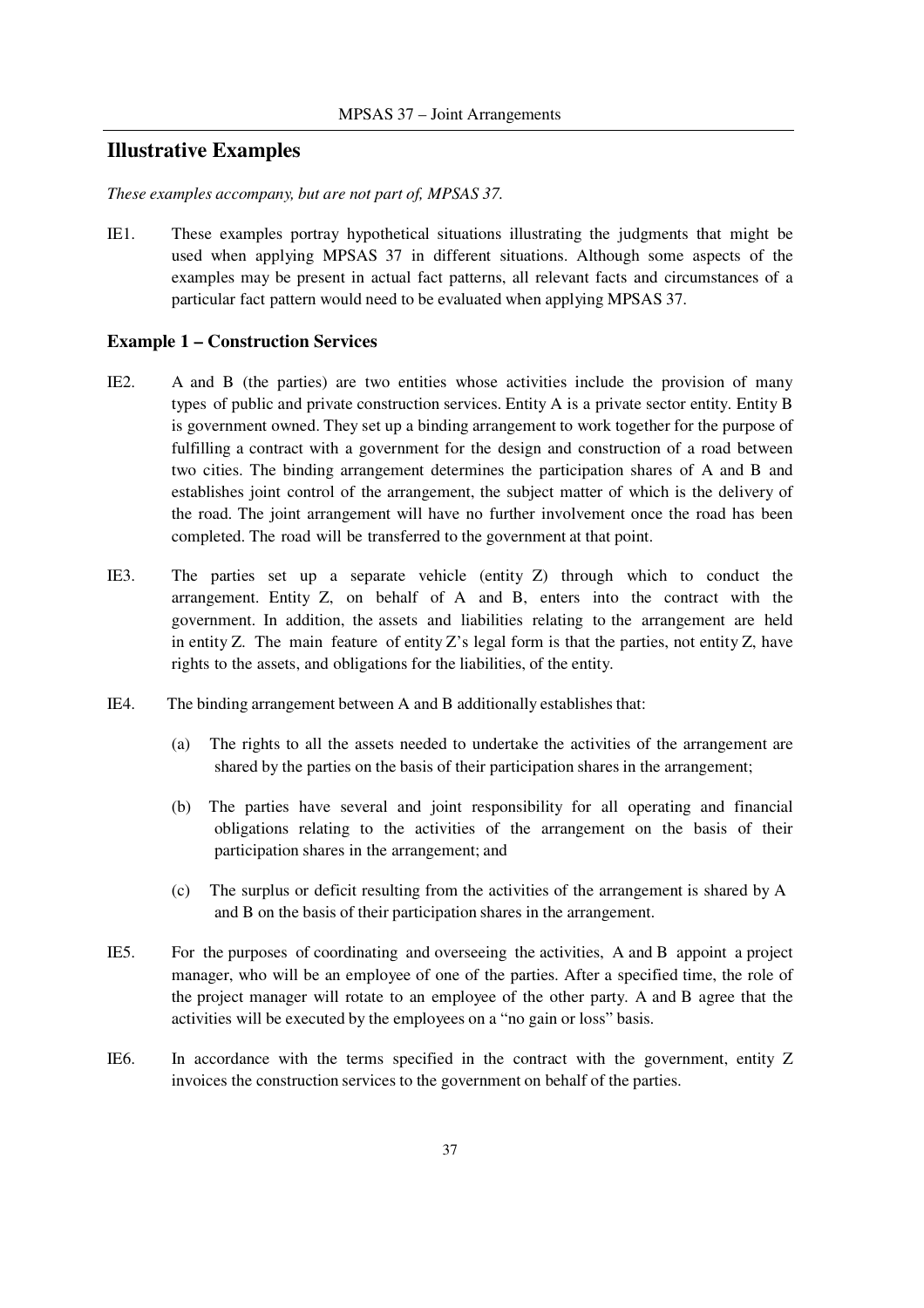## Illustrative Examples

*These examples accompany, but are not part of, MPSAS 37.*

IE1. These examples portray hypothetical situations illustrating the judgments that might be used when applying MPSAS 37 in different situations. Although some aspects of the examples may be present in actual fact patterns, all relevant facts and circumstances of a particular fact pattern would need to be evaluated when applying MPSAS 37.

### Example 1 – Construction Services

IE2. A and B (the parties) are two entities whose activities include the provision of many types of public and private construction services. Entity A is a private sector entity. Entity B is government owned. They set up a binding arrangement to work together for the purpose of fulfilling a contract with a government for the design and construction of a road between two cities. The binding arrangement determines the participation shares of A and B and establishes joint control of the arrangement, the subject matter of which is the delivery of the road. The joint arrangement will have no further involvement once the road has been completed. The road will be transferred to the government at that point.

IE3. The parties set up a separate vehicle (entity Z) through which to conduct the arrangement. Entity Z, on behalf of A and B, enters into the contract with the government. In addition, the assets and liabilities relating to the arrangement are held in entity Z. The main feature of entity Z's legal form is that the parties, not entity Z, have rights to the assets, and obligations for the liabilities, of the entity.

IE4. The binding arrangement between A and B additionally establishes that:

(a) The rights to all the assets needed to undertake the activities of the arrangement are shared by the parties on the basis of their participation shares in the arrangement;

(b) The parties have several and joint responsibility for all operating and financial obligations relating to the activities of the arrangement on the basis of their participation shares in the arrangement; and

(c) The surplus or deficit resulting from the activities of the arrangement is shared by A and B on the basis of their participation shares in the arrangement.

IE5. For the purposes of coordinating and overseeing the activities, A and B appoint a project manager, who will be an employee of one of the parties. After a specified time, the role of the project manager will rotate to an employee of the other party. A and B agree that the activities will be executed by the employees on a "no gain or loss" basis.

IE6. In accordance with the terms specified in the contract with the government, entity Z invoices the construction services to the government on behalf of the parties.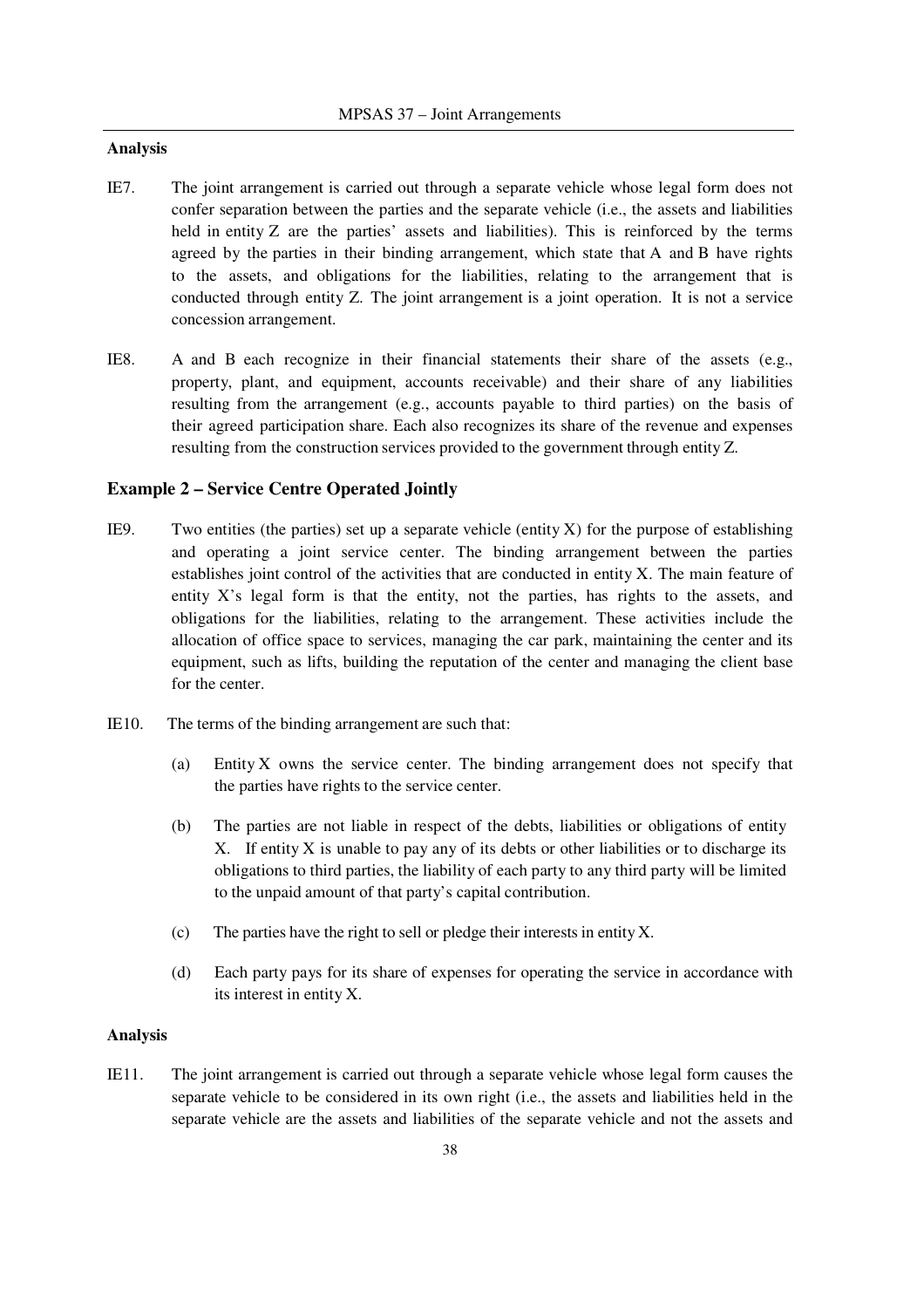#### Analysis

IE7. The joint arrangement is carried out through a separate vehicle whose legal form does not confer separation between the parties and the separate vehicle (i.e., the assets and liabilities held in entity Z are the parties' assets and liabilities). This is reinforced by the terms agreed by the parties in their binding arrangement, which state that A and B have rights to the assets, and obligations for the liabilities, relating to the arrangement that is conducted through entity Z. The joint arrangement is a joint operation. It is not a service concession arrangement.

IE8. A and B each recognize in their financial statements their share of the assets (e.g., property, plant, and equipment, accounts receivable) and their share of any liabilities resulting from the arrangement (e.g., accounts payable to third parties) on the basis of their agreed participation share. Each also recognizes its share of the revenue and expenses resulting from the construction services provided to the government through entity Z.

### Example 2 – Service Centre Operated Jointly

IE9. Two entities (the parties) set up a separate vehicle (entity X) for the purpose of establishing and operating a joint service center. The binding arrangement between the parties establishes joint control of the activities that are conducted in entity X. The main feature of entity X's legal form is that the entity, not the parties, has rights to the assets, and obligations for the liabilities, relating to the arrangement. These activities include the allocation of office space to services, managing the car park, maintaining the center and its equipment, such as lifts, building the reputation of the center and managing the client base for the center.

IE10. The terms of the binding arrangement are such that:

(a) Entity X owns the service center. The binding arrangement does not specify that the parties have rights to the service center.

(b) The parties are not liable in respect of the debts, liabilities or obligations of entity X. If entity X is unable to pay any of its debts or other liabilities or to discharge its obligations to third parties, the liability of each party to any third party will be limited to the unpaid amount of that party's capital contribution.

(c) The parties have the right to sell or pledge their interests in entity X.

(d) Each party pays for its share of expenses for operating the service in accordance with its interest in entity X.

#### Analysis

IE11. The joint arrangement is carried out through a separate vehicle whose legal form causes the separate vehicle to be considered in its own right (i.e., the assets and liabilities held in the separate vehicle are the assets and liabilities of the separate vehicle and not the assets and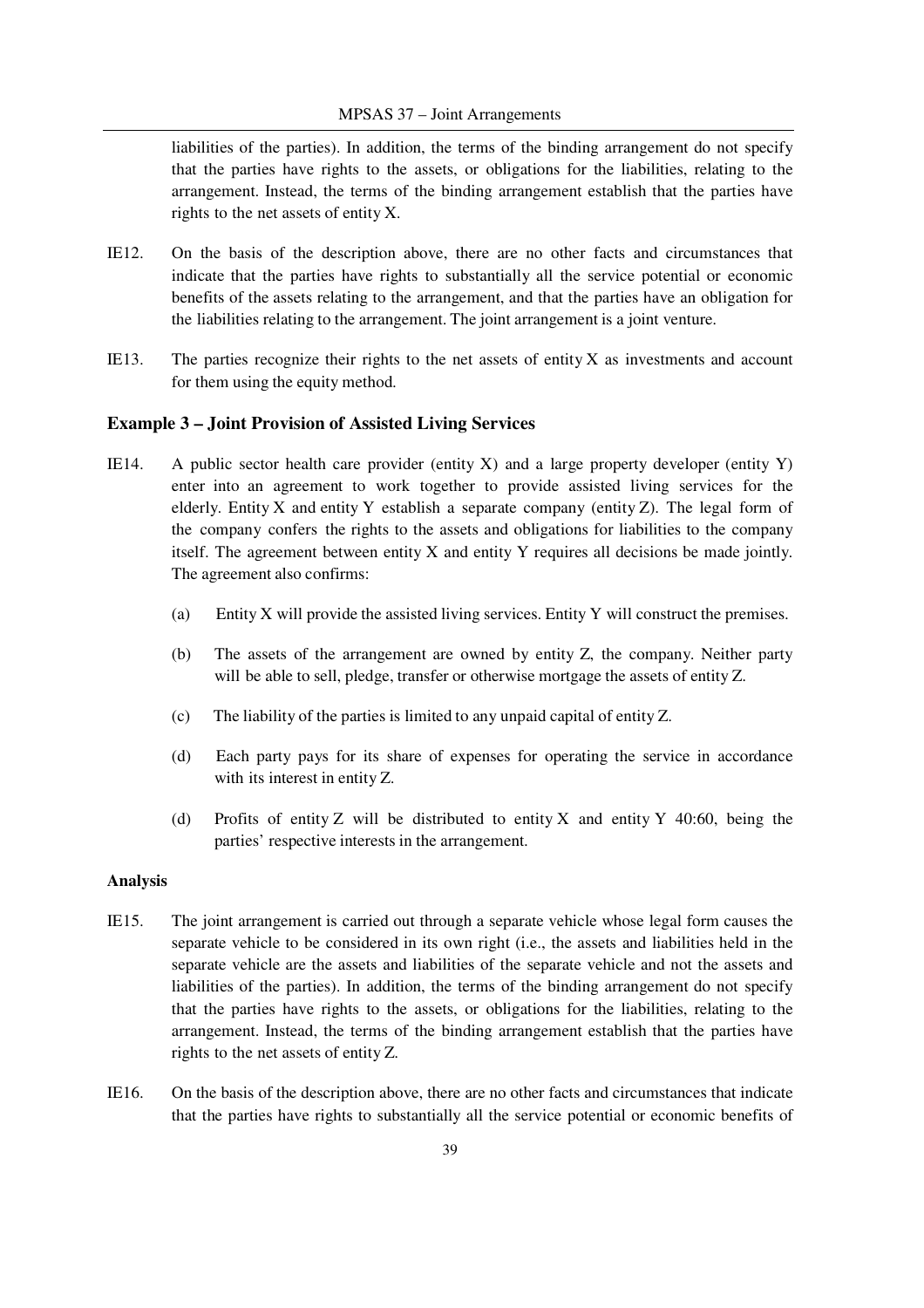liabilities of the parties). In addition, the terms of the binding arrangement do not specify that the parties have rights to the assets, or obligations for the liabilities, relating to the arrangement. Instead, the terms of the binding arrangement establish that the parties have rights to the net assets of entity X.

IE12. On the basis of the description above, there are no other facts and circumstances that indicate that the parties have rights to substantially all the service potential or economic benefits of the assets relating to the arrangement, and that the parties have an obligation for the liabilities relating to the arrangement. The joint arrangement is a joint venture.

IE13. The parties recognize their rights to the net assets of entity X as investments and account for them using the equity method.

### Example 3 – Joint Provision of Assisted Living Services

IE14. A public sector health care provider (entity X) and a large property developer (entity Y) enter into an agreement to work together to provide assisted living services for the elderly. Entity X and entity Y establish a separate company (entity Z). The legal form of the company confers the rights to the assets and obligations for liabilities to the company itself. The agreement between entity X and entity Y requires all decisions be made jointly. The agreement also confirms:

(a) Entity X will provide the assisted living services. Entity Y will construct the premises.

(b) The assets of the arrangement are owned by entity Z, the company. Neither party will be able to sell, pledge, transfer or otherwise mortgage the assets of entity Z.

(c) The liability of the parties is limited to any unpaid capital of entity Z.

(d) Each party pays for its share of expenses for operating the service in accordance with its interest in entity Z.

(d) Profits of entity Z will be distributed to entity X and entity Y 40:60, being the parties' respective interests in the arrangement.

#### Analysis

IE15. The joint arrangement is carried out through a separate vehicle whose legal form causes the separate vehicle to be considered in its own right (i.e., the assets and liabilities held in the separate vehicle are the assets and liabilities of the separate vehicle and not the assets and liabilities of the parties). In addition, the terms of the binding arrangement do not specify that the parties have rights to the assets, or obligations for the liabilities, relating to the arrangement. Instead, the terms of the binding arrangement establish that the parties have rights to the net assets of entity Z.

IE16. On the basis of the description above, there are no other facts and circumstances that indicate that the parties have rights to substantially all the service potential or economic benefits of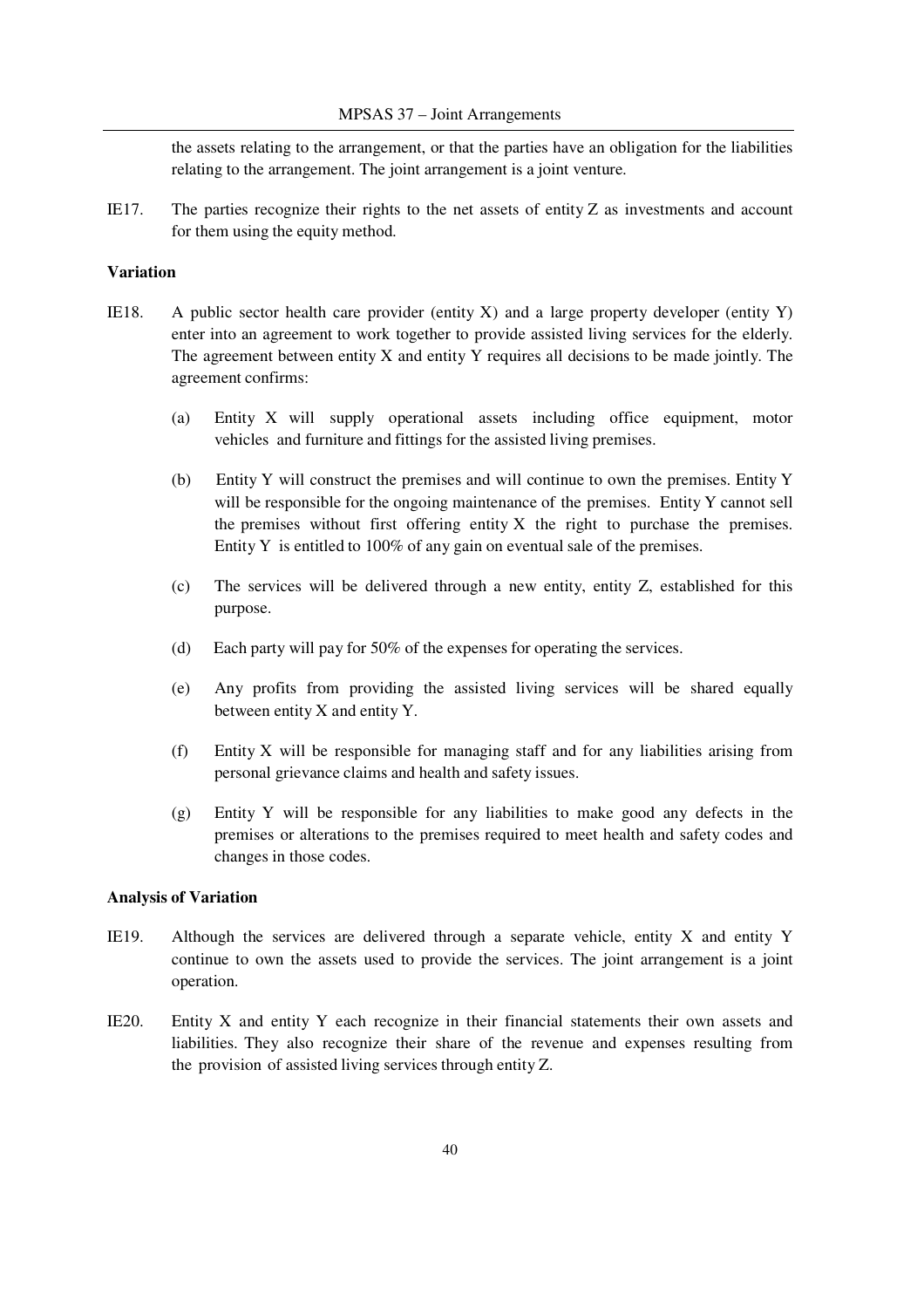the assets relating to the arrangement, or that the parties have an obligation for the liabilities relating to the arrangement. The joint arrangement is a joint venture.

IE17. The parties recognize their rights to the net assets of entity Z as investments and account for them using the equity method.

**Variation**

IE18. A public sector health care provider (entity X) and a large property developer (entity Y) enter into an agreement to work together to provide assisted living services for the elderly. The agreement between entity X and entity Y requires all decisions to be made jointly. The agreement confirms:

(a) Entity X will supply operational assets including office equipment, motor vehicles and furniture and fittings for the assisted living premises.

(b) Entity Y will construct the premises and will continue to own the premises. Entity Y will be responsible for the ongoing maintenance of the premises. Entity Y cannot sell the premises without first offering entity X the right to purchase the premises. Entity Y is entitled to 100% of any gain on eventual sale of the premises.

(c) The services will be delivered through a new entity, entity Z, established for this purpose.

(d) Each party will pay for 50% of the expenses for operating the services.

(e) Any profits from providing the assisted living services will be shared equally between entity X and entity Y.

(f) Entity X will be responsible for managing staff and for any liabilities arising from personal grievance claims and health and safety issues.

(g) Entity Y will be responsible for any liabilities to make good any defects in the premises or alterations to the premises required to meet health and safety codes and changes in those codes.

**Analysis of Variation**

IE19. Although the services are delivered through a separate vehicle, entity X and entity Y continue to own the assets used to provide the services. The joint arrangement is a joint operation.

IE20. Entity X and entity Y each recognize in their financial statements their own assets and liabilities. They also recognize their share of the revenue and expenses resulting from the provision of assisted living services through entity Z.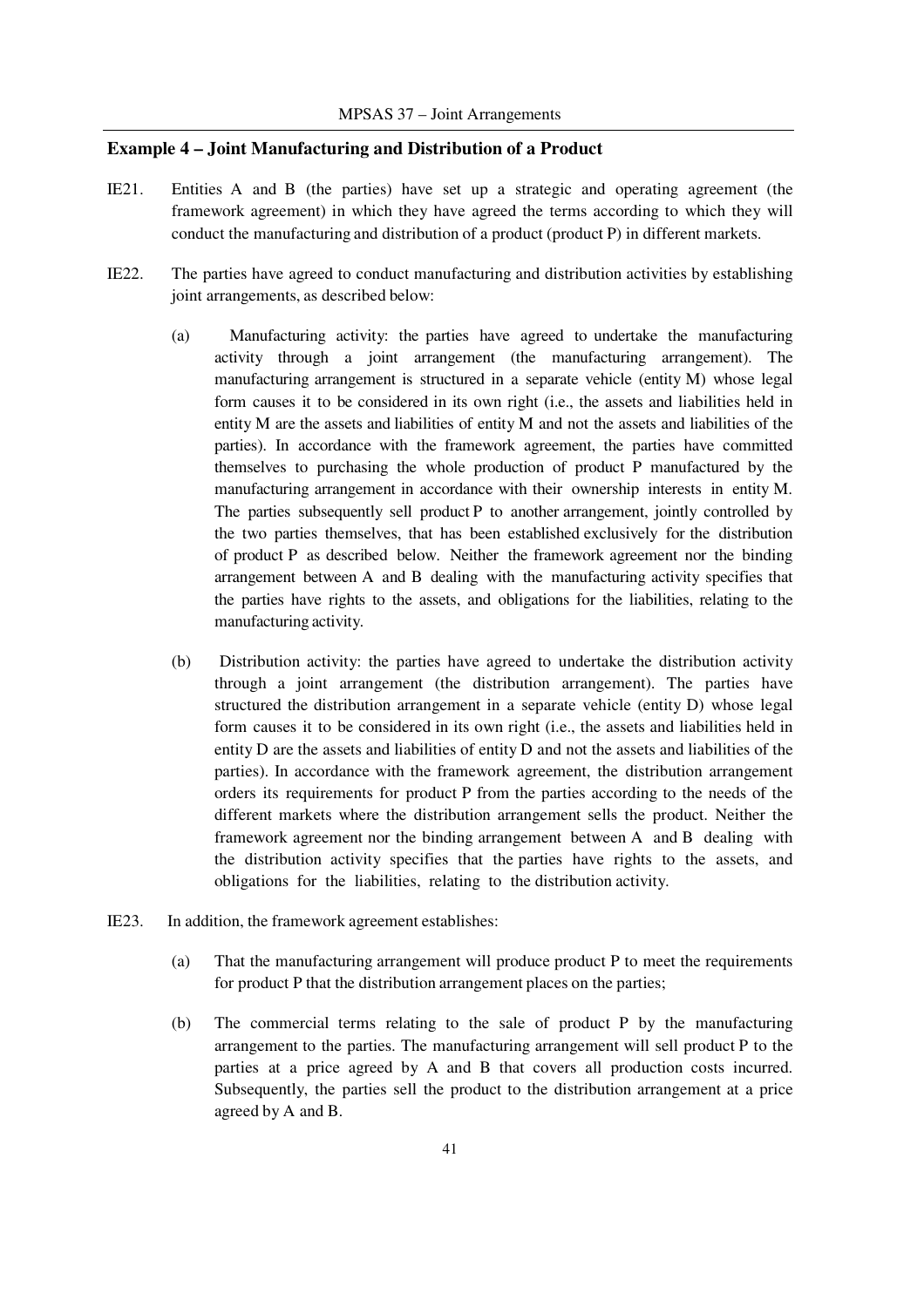### Example 4 – Joint Manufacturing and Distribution of a Product

IE21. Entities A and B (the parties) have set up a strategic and operating agreement (the framework agreement) in which they have agreed the terms according to which they will conduct the manufacturing and distribution of a product (product P) in different markets.

IE22. The parties have agreed to conduct manufacturing and distribution activities by establishing joint arrangements, as described below:

(a) Manufacturing activity: the parties have agreed to undertake the manufacturing activity through a joint arrangement (the manufacturing arrangement). The manufacturing arrangement is structured in a separate vehicle (entity M) whose legal form causes it to be considered in its own right (i.e., the assets and liabilities held in entity M are the assets and liabilities of entity M and not the assets and liabilities of the parties). In accordance with the framework agreement, the parties have committed themselves to purchasing the whole production of product P manufactured by the manufacturing arrangement in accordance with their ownership interests in entity M. The parties subsequently sell product P to another arrangement, jointly controlled by the two parties themselves, that has been established exclusively for the distribution of product P as described below. Neither the framework agreement nor the binding arrangement between A and B dealing with the manufacturing activity specifies that the parties have rights to the assets, and obligations for the liabilities, relating to the manufacturing activity.

(b) Distribution activity: the parties have agreed to undertake the distribution activity through a joint arrangement (the distribution arrangement). The parties have structured the distribution arrangement in a separate vehicle (entity D) whose legal form causes it to be considered in its own right (i.e., the assets and liabilities held in entity D are the assets and liabilities of entity D and not the assets and liabilities of the parties). In accordance with the framework agreement, the distribution arrangement orders its requirements for product P from the parties according to the needs of the different markets where the distribution arrangement sells the product. Neither the framework agreement nor the binding arrangement between A and B dealing with the distribution activity specifies that the parties have rights to the assets, and obligations for the liabilities, relating to the distribution activity.

IE23. In addition, the framework agreement establishes:

(a) That the manufacturing arrangement will produce product P to meet the requirements for product P that the distribution arrangement places on the parties;

(b) The commercial terms relating to the sale of product P by the manufacturing arrangement to the parties. The manufacturing arrangement will sell product P to the parties at a price agreed by A and B that covers all production costs incurred. Subsequently, the parties sell the product to the distribution arrangement at a price agreed by A and B.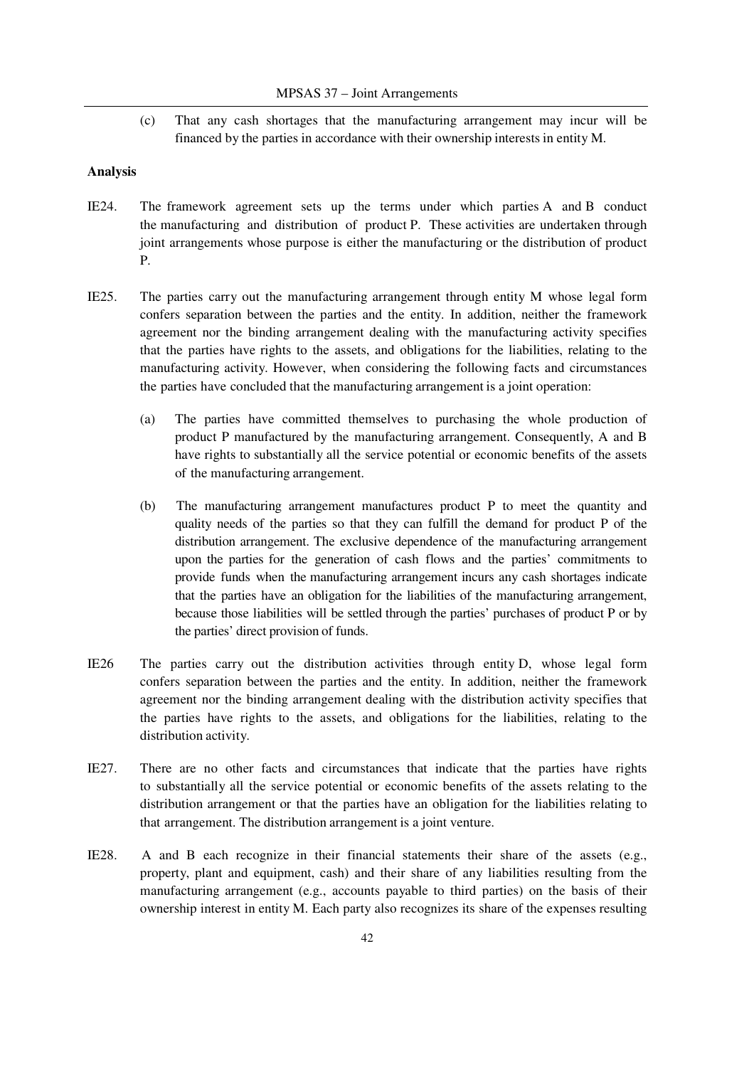(c) That any cash shortages that the manufacturing arrangement may incur will be financed by the parties in accordance with their ownership interests in entity M.

**Analysis**

IE24. The framework agreement sets up the terms under which parties A and B conduct the manufacturing and distribution of product P. These activities are undertaken through joint arrangements whose purpose is either the manufacturing or the distribution of product P.

IE25. The parties carry out the manufacturing arrangement through entity M whose legal form confers separation between the parties and the entity. In addition, neither the framework agreement nor the binding arrangement dealing with the manufacturing activity specifies that the parties have rights to the assets, and obligations for the liabilities, relating to the manufacturing activity. However, when considering the following facts and circumstances the parties have concluded that the manufacturing arrangement is a joint operation:

(a) The parties have committed themselves to purchasing the whole production of product P manufactured by the manufacturing arrangement. Consequently, A and B have rights to substantially all the service potential or economic benefits of the assets of the manufacturing arrangement.

(b) The manufacturing arrangement manufactures product P to meet the quantity and quality needs of the parties so that they can fulfill the demand for product P of the distribution arrangement. The exclusive dependence of the manufacturing arrangement upon the parties for the generation of cash flows and the parties' commitments to provide funds when the manufacturing arrangement incurs any cash shortages indicate that the parties have an obligation for the liabilities of the manufacturing arrangement, because those liabilities will be settled through the parties' purchases of product P or by the parties' direct provision of funds.

IE26 The parties carry out the distribution activities through entity D, whose legal form confers separation between the parties and the entity. In addition, neither the framework agreement nor the binding arrangement dealing with the distribution activity specifies that the parties have rights to the assets, and obligations for the liabilities, relating to the distribution activity.

IE27. There are no other facts and circumstances that indicate that the parties have rights to substantially all the service potential or economic benefits of the assets relating to the distribution arrangement or that the parties have an obligation for the liabilities relating to that arrangement. The distribution arrangement is a joint venture.

IE28. A and B each recognize in their financial statements their share of the assets (e.g., property, plant and equipment, cash) and their share of any liabilities resulting from the manufacturing arrangement (e.g., accounts payable to third parties) on the basis of their ownership interest in entity M. Each party also recognizes its share of the expenses resulting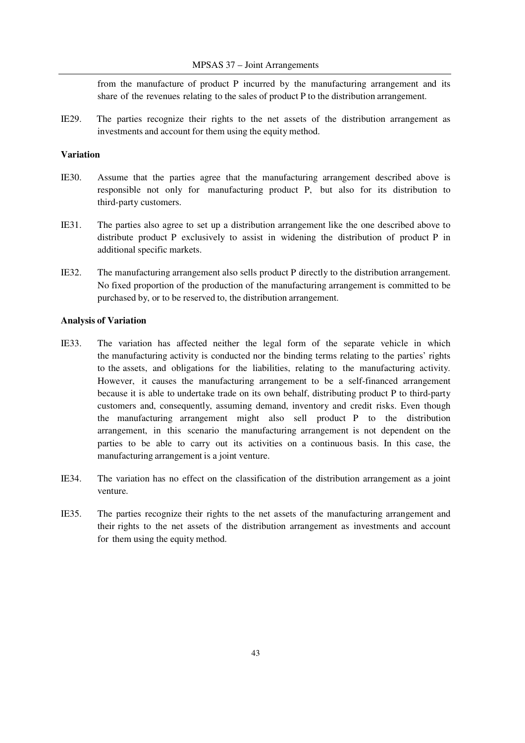from the manufacture of product P incurred by the manufacturing arrangement and its share of the revenues relating to the sales of product P to the distribution arrangement.

IE29. The parties recognize their rights to the net assets of the distribution arrangement as investments and account for them using the equity method.

**Variation**

IE30. Assume that the parties agree that the manufacturing arrangement described above is responsible not only for manufacturing product P, but also for its distribution to third-party customers.

IE31. The parties also agree to set up a distribution arrangement like the one described above to distribute product P exclusively to assist in widening the distribution of product P in additional specific markets.

IE32. The manufacturing arrangement also sells product P directly to the distribution arrangement. No fixed proportion of the production of the manufacturing arrangement is committed to be purchased by, or to be reserved to, the distribution arrangement.

**Analysis of Variation**

IE33. The variation has affected neither the legal form of the separate vehicle in which the manufacturing activity is conducted nor the binding terms relating to the parties' rights to the assets, and obligations for the liabilities, relating to the manufacturing activity. However, it causes the manufacturing arrangement to be a self-financed arrangement because it is able to undertake trade on its own behalf, distributing product P to third-party customers and, consequently, assuming demand, inventory and credit risks. Even though the manufacturing arrangement might also sell product P to the distribution arrangement, in this scenario the manufacturing arrangement is not dependent on the parties to be able to carry out its activities on a continuous basis. In this case, the manufacturing arrangement is a joint venture.

IE34. The variation has no effect on the classification of the distribution arrangement as a joint venture.

IE35. The parties recognize their rights to the net assets of the manufacturing arrangement and their rights to the net assets of the distribution arrangement as investments and account for them using the equity method.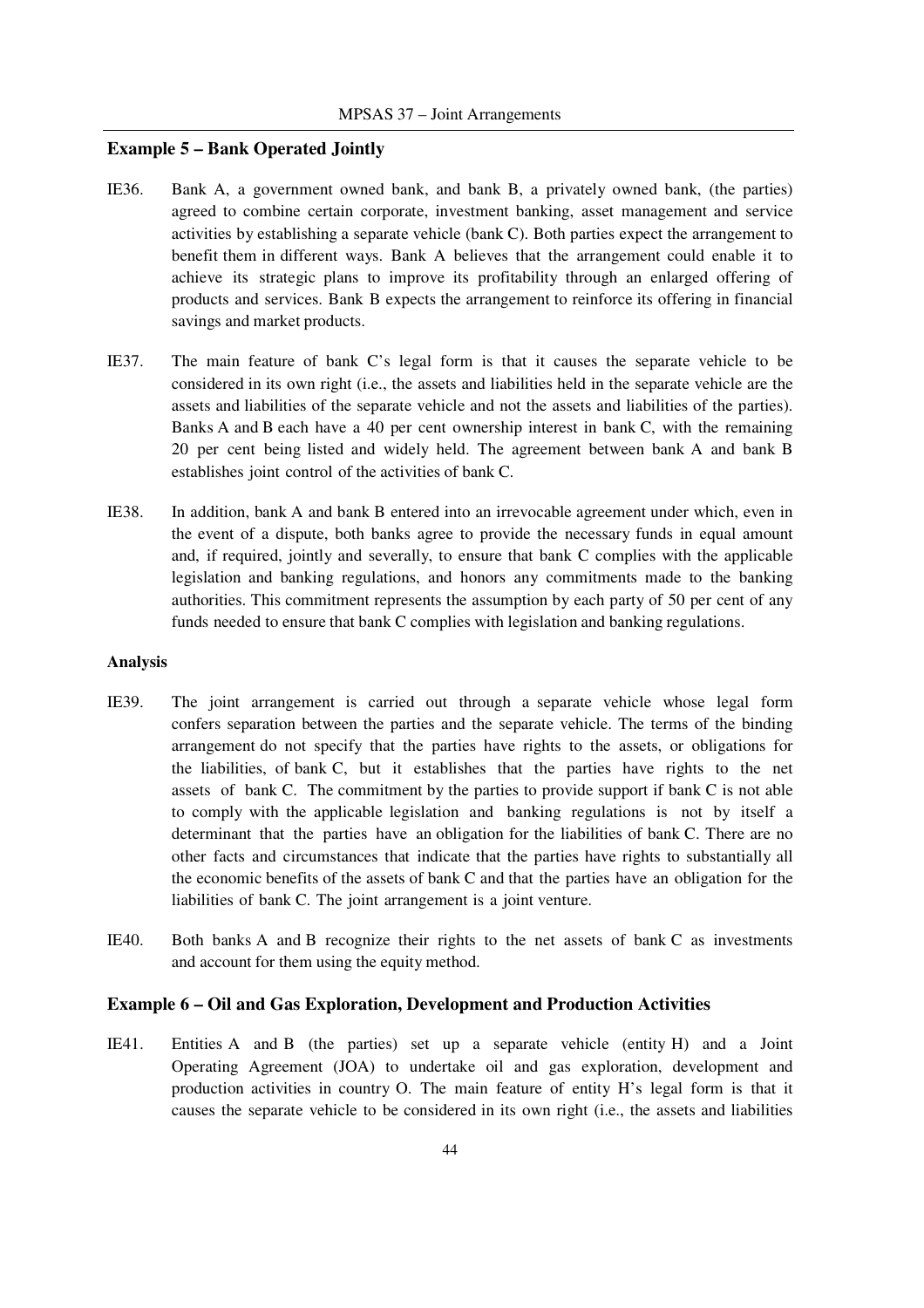### Example 5 – Bank Operated Jointly

IE36. Bank A, a government owned bank, and bank B, a privately owned bank, (the parties) agreed to combine certain corporate, investment banking, asset management and service activities by establishing a separate vehicle (bank C). Both parties expect the arrangement to benefit them in different ways. Bank A believes that the arrangement could enable it to achieve its strategic plans to improve its profitability through an enlarged offering of products and services. Bank B expects the arrangement to reinforce its offering in financial savings and market products.

IE37. The main feature of bank C's legal form is that it causes the separate vehicle to be considered in its own right (i.e., the assets and liabilities held in the separate vehicle are the assets and liabilities of the separate vehicle and not the assets and liabilities of the parties). Banks A and B each have a 40 per cent ownership interest in bank C, with the remaining 20 per cent being listed and widely held. The agreement between bank A and bank B establishes joint control of the activities of bank C.

IE38. In addition, bank A and bank B entered into an irrevocable agreement under which, even in the event of a dispute, both banks agree to provide the necessary funds in equal amount and, if required, jointly and severally, to ensure that bank C complies with the applicable legislation and banking regulations, and honors any commitments made to the banking authorities. This commitment represents the assumption by each party of 50 per cent of any funds needed to ensure that bank C complies with legislation and banking regulations.

#### Analysis

IE39. The joint arrangement is carried out through a separate vehicle whose legal form confers separation between the parties and the separate vehicle. The terms of the binding arrangement do not specify that the parties have rights to the assets, or obligations for the liabilities, of bank C, but it establishes that the parties have rights to the net assets of bank C. The commitment by the parties to provide support if bank C is not able to comply with the applicable legislation and banking regulations is not by itself a determinant that the parties have an obligation for the liabilities of bank C. There are no other facts and circumstances that indicate that the parties have rights to substantially all the economic benefits of the assets of bank C and that the parties have an obligation for the liabilities of bank C. The joint arrangement is a joint venture.

IE40. Both banks A and B recognize their rights to the net assets of bank C as investments and account for them using the equity method.

### Example 6 – Oil and Gas Exploration, Development and Production Activities

IE41. Entities A and B (the parties) set up a separate vehicle (entity H) and a Joint Operating Agreement (JOA) to undertake oil and gas exploration, development and production activities in country O. The main feature of entity H's legal form is that it causes the separate vehicle to be considered in its own right (i.e., the assets and liabilities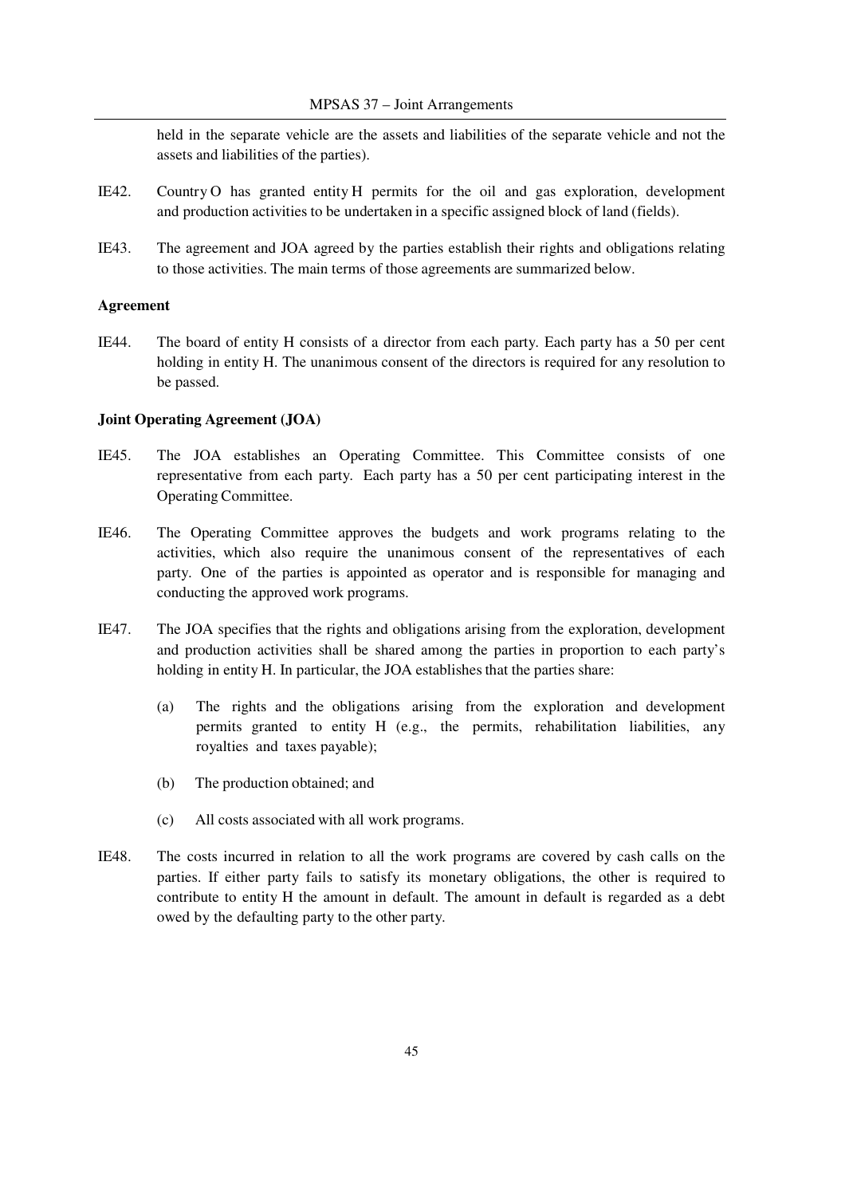held in the separate vehicle are the assets and liabilities of the separate vehicle and not the assets and liabilities of the parties).

IE42. Country O has granted entity H permits for the oil and gas exploration, development and production activities to be undertaken in a specific assigned block of land (fields).

IE43. The agreement and JOA agreed by the parties establish their rights and obligations relating to those activities. The main terms of those agreements are summarized below.

**Agreement**

IE44. The board of entity H consists of a director from each party. Each party has a 50 per cent holding in entity H. The unanimous consent of the directors is required for any resolution to be passed.

**Joint Operating Agreement (JOA)**

IE45. The JOA establishes an Operating Committee. This Committee consists of one representative from each party. Each party has a 50 per cent participating interest in the Operating Committee.

IE46. The Operating Committee approves the budgets and work programs relating to the activities, which also require the unanimous consent of the representatives of each party. One of the parties is appointed as operator and is responsible for managing and conducting the approved work programs.

IE47. The JOA specifies that the rights and obligations arising from the exploration, development and production activities shall be shared among the parties in proportion to each party's holding in entity H. In particular, the JOA establishes that the parties share:

(a) The rights and the obligations arising from the exploration and development permits granted to entity H (e.g., the permits, rehabilitation liabilities, any royalties and taxes payable);

(b) The production obtained; and

(c) All costs associated with all work programs.

IE48. The costs incurred in relation to all the work programs are covered by cash calls on the parties. If either party fails to satisfy its monetary obligations, the other is required to contribute to entity H the amount in default. The amount in default is regarded as a debt owed by the defaulting party to the other party.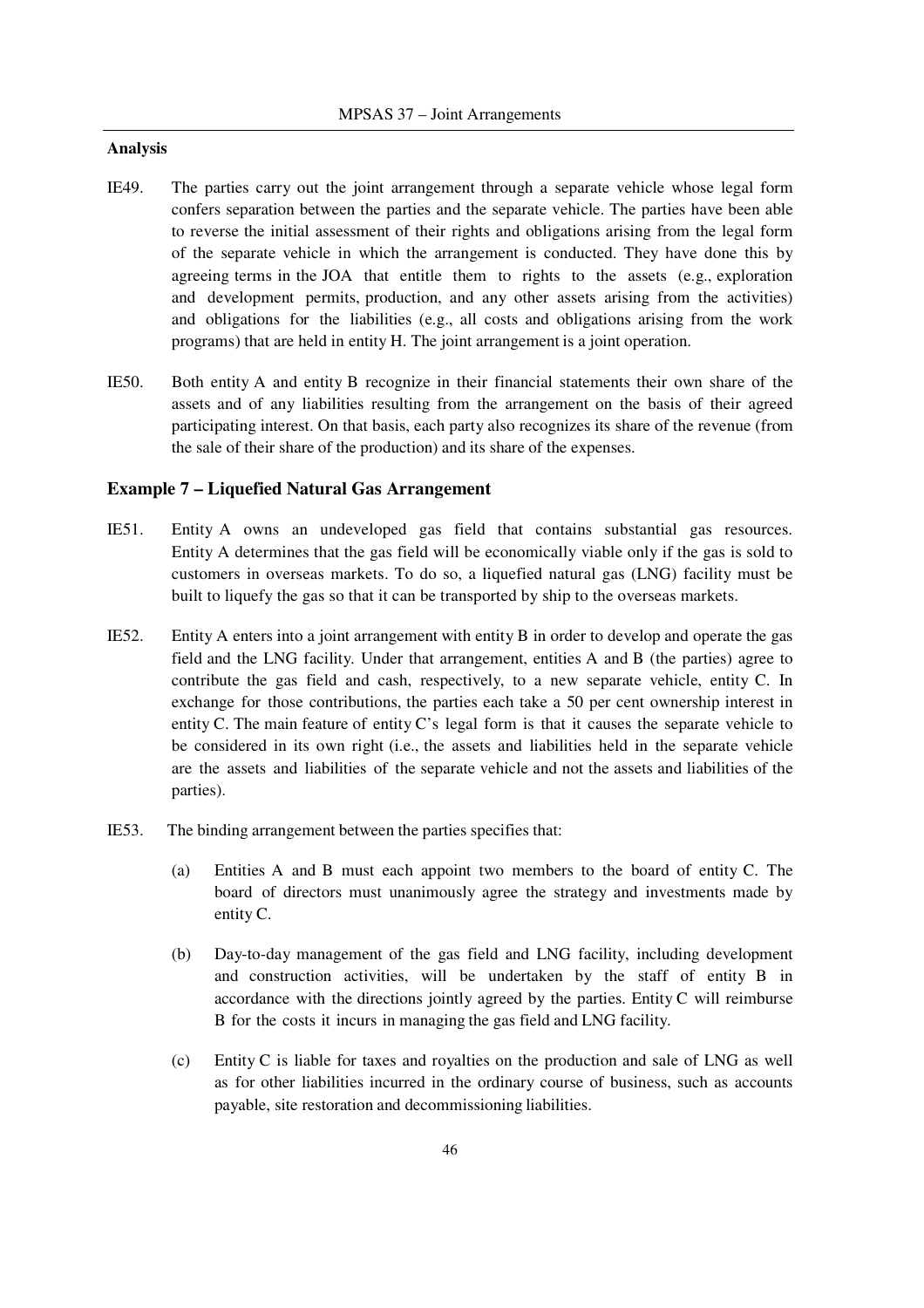**Analysis**

IE49. The parties carry out the joint arrangement through a separate vehicle whose legal form confers separation between the parties and the separate vehicle. The parties have been able to reverse the initial assessment of their rights and obligations arising from the legal form of the separate vehicle in which the arrangement is conducted. They have done this by agreeing terms in the JOA that entitle them to rights to the assets (e.g., exploration and development permits, production, and any other assets arising from the activities) and obligations for the liabilities (e.g., all costs and obligations arising from the work programs) that are held in entity H. The joint arrangement is a joint operation.

IE50. Both entity A and entity B recognize in their financial statements their own share of the assets and of any liabilities resulting from the arrangement on the basis of their agreed participating interest. On that basis, each party also recognizes its share of the revenue (from the sale of their share of the production) and its share of the expenses.

## Example 7 – Liquefied Natural Gas Arrangement

IE51. Entity A owns an undeveloped gas field that contains substantial gas resources. Entity A determines that the gas field will be economically viable only if the gas is sold to customers in overseas markets. To do so, a liquefied natural gas (LNG) facility must be built to liquefy the gas so that it can be transported by ship to the overseas markets.

IE52. Entity A enters into a joint arrangement with entity B in order to develop and operate the gas field and the LNG facility. Under that arrangement, entities A and B (the parties) agree to contribute the gas field and cash, respectively, to a new separate vehicle, entity C. In exchange for those contributions, the parties each take a 50 per cent ownership interest in entity C. The main feature of entity C's legal form is that it causes the separate vehicle to be considered in its own right (i.e., the assets and liabilities held in the separate vehicle are the assets and liabilities of the separate vehicle and not the assets and liabilities of the parties).

IE53. The binding arrangement between the parties specifies that:

(a) Entities A and B must each appoint two members to the board of entity C. The board of directors must unanimously agree the strategy and investments made by entity C.

(b) Day-to-day management of the gas field and LNG facility, including development and construction activities, will be undertaken by the staff of entity B in accordance with the directions jointly agreed by the parties. Entity C will reimburse B for the costs it incurs in managing the gas field and LNG facility.

(c) Entity C is liable for taxes and royalties on the production and sale of LNG as well as for other liabilities incurred in the ordinary course of business, such as accounts payable, site restoration and decommissioning liabilities.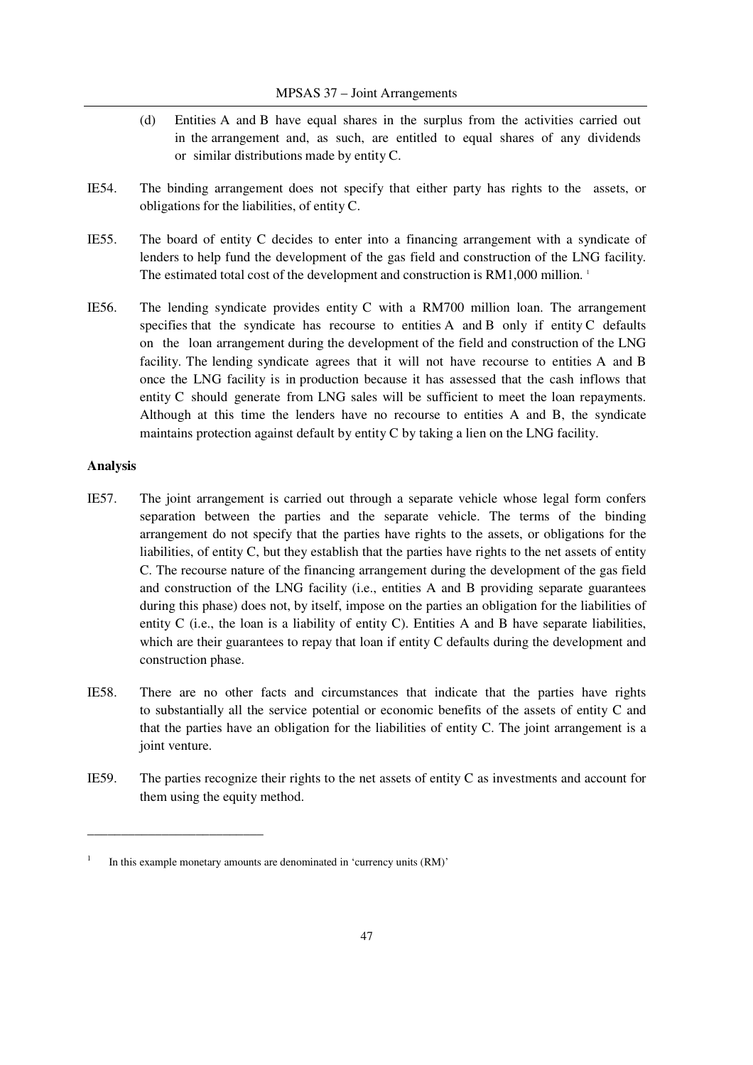(d) Entities A and B have equal shares in the surplus from the activities carried out in the arrangement and, as such, are entitled to equal shares of any dividends or similar distributions made by entity C.

IE54. The binding arrangement does not specify that either party has rights to the assets, or obligations for the liabilities, of entity C.

IE55. The board of entity C decides to enter into a financing arrangement with a syndicate of lenders to help fund the development of the gas field and construction of the LNG facility. The estimated total cost of the development and construction is RM1,000 million. [1]

IE56. The lending syndicate provides entity C with a RM700 million loan. The arrangement specifies that the syndicate has recourse to entities A and B only if entity C defaults on the loan arrangement during the development of the field and construction of the LNG facility. The lending syndicate agrees that it will not have recourse to entities A and B once the LNG facility is in production because it has assessed that the cash inflows that entity C should generate from LNG sales will be sufficient to meet the loan repayments. Although at this time the lenders have no recourse to entities A and B, the syndicate maintains protection against default by entity C by taking a lien on the LNG facility.

**Analysis**

IE57. The joint arrangement is carried out through a separate vehicle whose legal form confers separation between the parties and the separate vehicle. The terms of the binding arrangement do not specify that the parties have rights to the assets, or obligations for the liabilities, of entity C, but they establish that the parties have rights to the net assets of entity C. The recourse nature of the financing arrangement during the development of the gas field and construction of the LNG facility (i.e., entities A and B providing separate guarantees during this phase) does not, by itself, impose on the parties an obligation for the liabilities of entity C (i.e., the loan is a liability of entity C). Entities A and B have separate liabilities, which are their guarantees to repay that loan if entity C defaults during the development and construction phase.

IE58. There are no other facts and circumstances that indicate that the parties have rights to substantially all the service potential or economic benefits of the assets of entity C and that the parties have an obligation for the liabilities of entity C. The joint arrangement is a joint venture.

IE59. The parties recognize their rights to the net assets of entity C as investments and account for them using the equity method.

---

[1] In this example monetary amounts are denominated in 'currency units (RM)'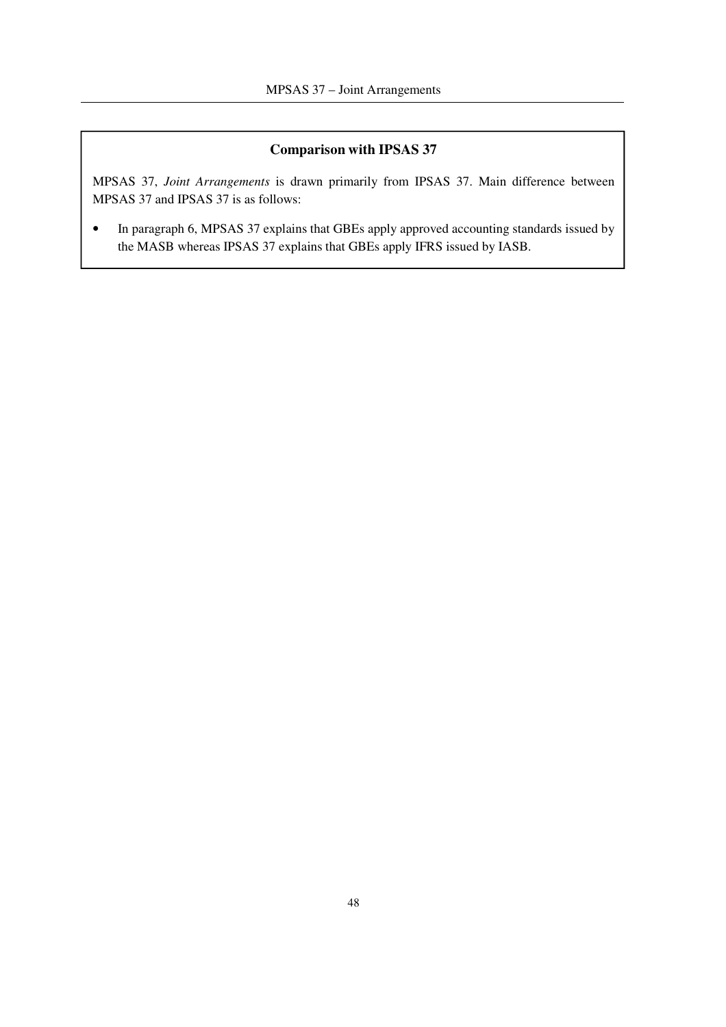## Comparison with IPSAS 37

MPSAS 37, *Joint Arrangements* is drawn primarily from IPSAS 37. Main difference between MPSAS 37 and IPSAS 37 is as follows:

- In paragraph 6, MPSAS 37 explains that GBEs apply approved accounting standards issued by the MASB whereas IPSAS 37 explains that GBEs apply IFRS issued by IASB.